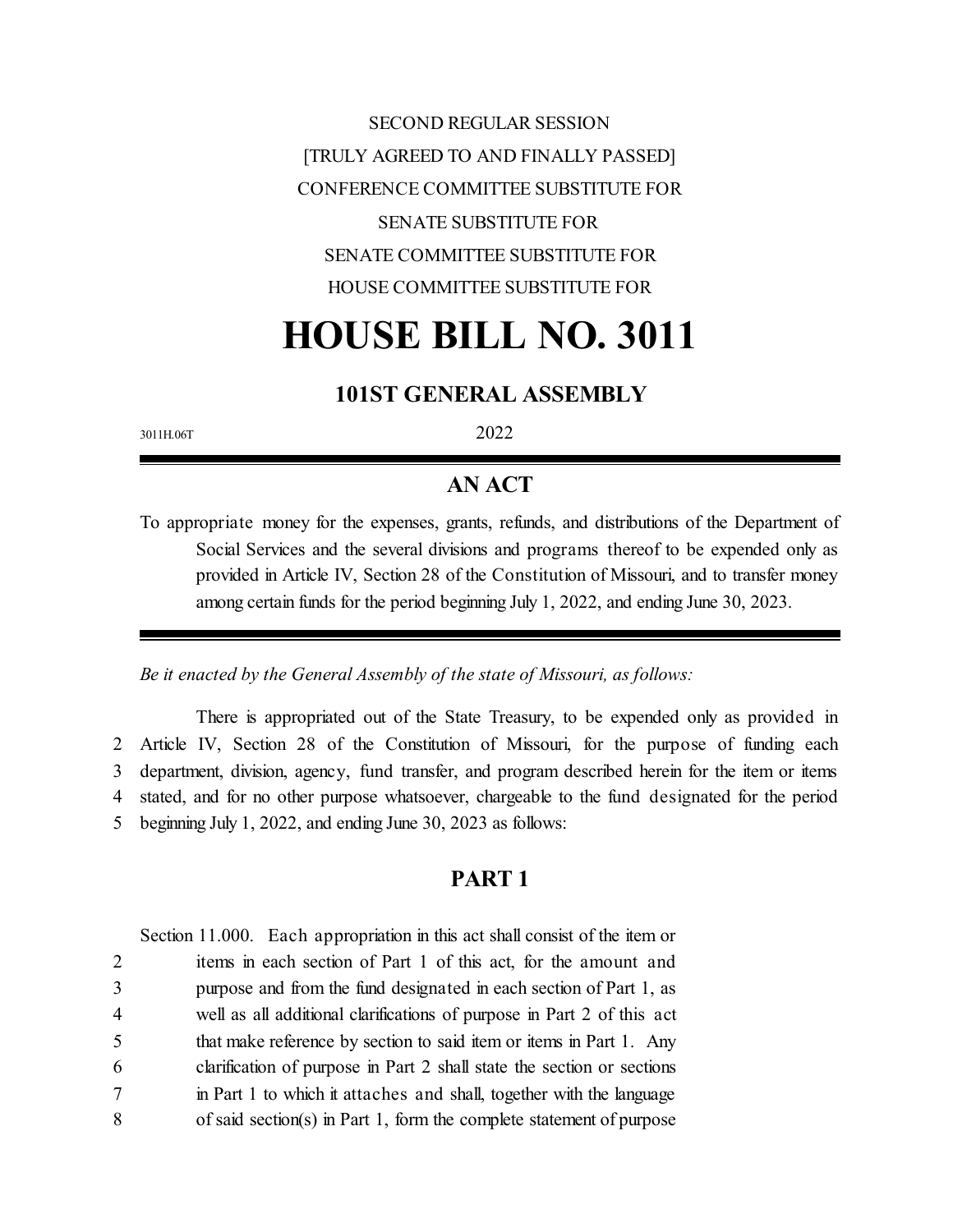SECOND REGULAR SESSION

[TRULY AGREED TO AND FINALLY PASSED]

CONFERENCE COMMITTEE SUBSTITUTE FOR

SENATE SUBSTITUTE FOR

SENATE COMMITTEE SUBSTITUTE FOR

HOUSE COMMITTEE SUBSTITUTE FOR

# HOUSE BILL NO. 3011

## 101ST GENERAL ASSEMBLY

3011H.06T

2022

## AN ACT

To appropriate money for the expenses, grants, refunds, and distributions of the Department of Social Services and the several divisions and programs thereof to be expended only as provided in Article IV, Section 28 of the Constitution of Missouri, and to transfer money among certain funds for the period beginning July 1, 2022, and ending June 30, 2023.

*Be it enacted by the General Assembly of the state of Missouri, as follows:*

There is appropriated out of the State Treasury, to be expended only as provided in Article IV, Section 28 of the Constitution of Missouri, for the purpose of funding each department, division, agency, fund transfer, and program described herein for the item or items stated, and for no other purpose whatsoever, chargeable to the fund designated for the period beginning July 1, 2022, and ending June 30, 2023 as follows:

## PART 1

Section 11.000. Each appropriation in this act shall consist of the item or items in each section of Part 1 of this act, for the amount and purpose and from the fund designated in each section of Part 1, as well as all additional clarifications of purpose in Part 2 of this act that make reference by section to said item or items in Part 1. Any clarification of purpose in Part 2 shall state the section or sections in Part 1 to which it attaches and shall, together with the language of said section(s) in Part 1, form the complete statement of purpose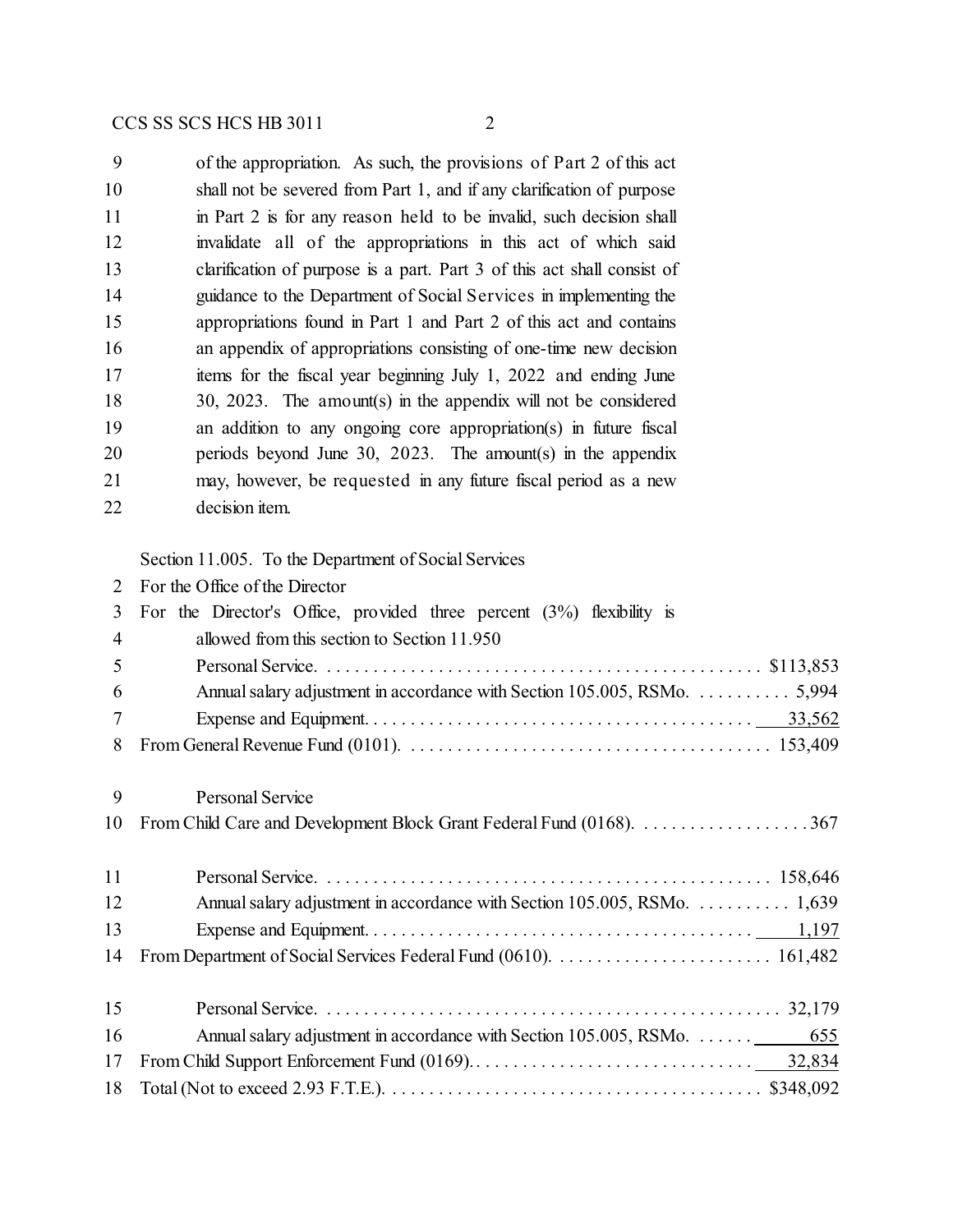of the appropriation. As such, the provisions of Part 2 of this act shall not be severed from Part 1, and if any clarification of purpose in Part 2 is for any reason held to be invalid, such decision shall invalidate all of the appropriations in this act of which said clarification of purpose is a part. Part 3 of this act shall consist of guidance to the Department of Social Services in implementing the appropriations found in Part 1 and Part 2 of this act and contains an appendix of appropriations consisting of one-time new decision items for the fiscal year beginning July 1, 2022 and ending June 30, 2023. The amount(s) in the appendix will not be considered an addition to any ongoing core appropriation(s) in future fiscal periods beyond June 30, 2023. The amount(s) in the appendix may, however, be requested in any future fiscal period as a new decision item.

Section 11.005. To the Department of Social Services
For the Office of the Director
For the Director's Office, provided three percent (3%) flexibility is allowed from this section to Section 11.950

| | |
|---|---|
| Personal Service | $113,853 |
| Annual salary adjustment in accordance with Section 105.005, RSMo. | 5,994 |
| Expense and Equipment | 33,562 |
| From General Revenue Fund (0101) | 153,409 |
| | |
| Personal Service | |
| From Child Care and Development Block Grant Federal Fund (0168) | 367 |
| | |
| Personal Service | 158,646 |
| Annual salary adjustment in accordance with Section 105.005, RSMo. | 1,639 |
| Expense and Equipment | 1,197 |
| From Department of Social Services Federal Fund (0610) | 161,482 |
| | |
| Personal Service | 32,179 |
| Annual salary adjustment in accordance with Section 105.005, RSMo. | 655 |
| From Child Support Enforcement Fund (0169) | 32,834 |
| Total (Not to exceed 2.93 F.T.E.) | $348,092 |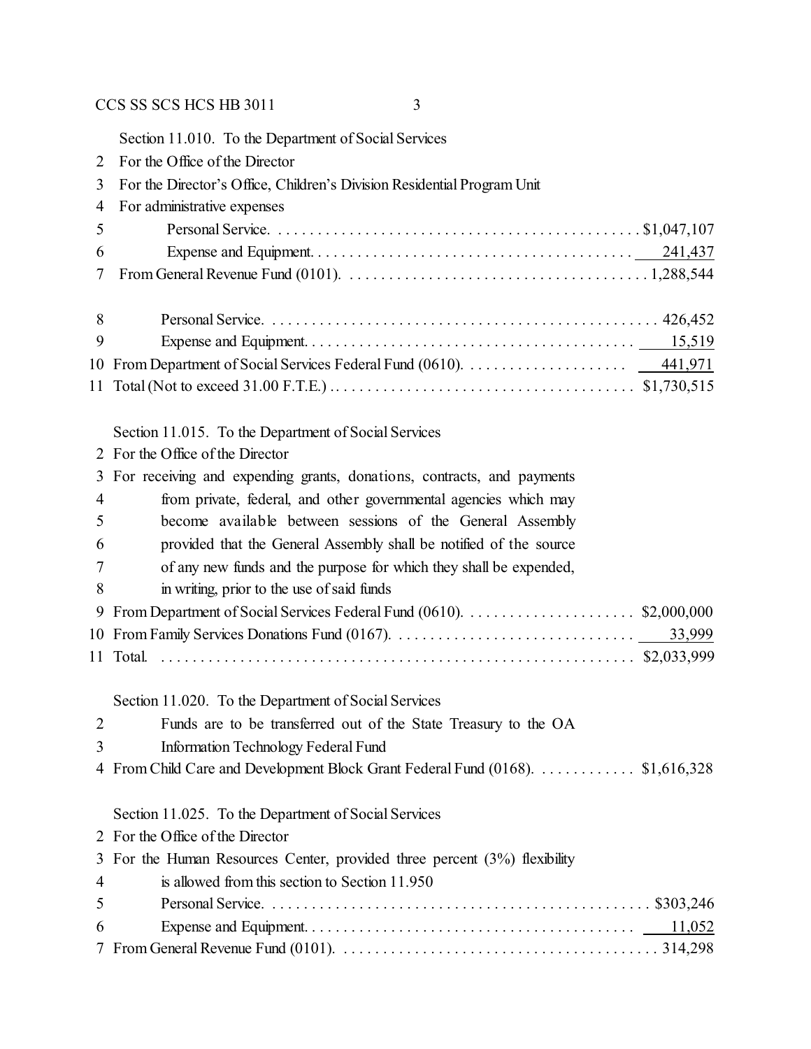Section 11.010. To the Department of Social Services

2 For the Office of the Director

3 For the Director's Office, Children's Division Residential Program Unit

4 For administrative expenses

| Line | Item | Amount |
|---|---|---|
| 5 | Personal Service | $1,047,107 |
| 6 | Expense and Equipment | 241,437 |
| 7 | From General Revenue Fund (0101) | 1,288,544 |
| 8 | Personal Service | 426,452 |
| 9 | Expense and Equipment | 15,519 |
| 10 | From Department of Social Services Federal Fund (0610) | 441,971 |
| 11 | Total (Not to exceed 31.00 F.T.E.) | $1,730,515 |

Section 11.015. To the Department of Social Services

2 For the Office of the Director

3 For receiving and expending grants, donations, contracts, and payments
4 from private, federal, and other governmental agencies which may
5 become available between sessions of the General Assembly
6 provided that the General Assembly shall be notified of the source
7 of any new funds and the purpose for which they shall be expended,
8 in writing, prior to the use of said funds

| Line | Item | Amount |
|---|---|---|
| 9 | From Department of Social Services Federal Fund (0610) | $2,000,000 |
| 10 | From Family Services Donations Fund (0167) | 33,999 |
| 11 | Total | $2,033,999 |

Section 11.020. To the Department of Social Services

2 Funds are to be transferred out of the State Treasury to the OA
3 Information Technology Federal Fund

| Line | Item | Amount |
|---|---|---|
| 4 | From Child Care and Development Block Grant Federal Fund (0168) | $1,616,328 |

Section 11.025. To the Department of Social Services

2 For the Office of the Director

3 For the Human Resources Center, provided three percent (3%) flexibility
4 is allowed from this section to Section 11.950

| Line | Item | Amount |
|---|---|---|
| 5 | Personal Service | $303,246 |
| 6 | Expense and Equipment | 11,052 |
| 7 | From General Revenue Fund (0101) | 314,298 |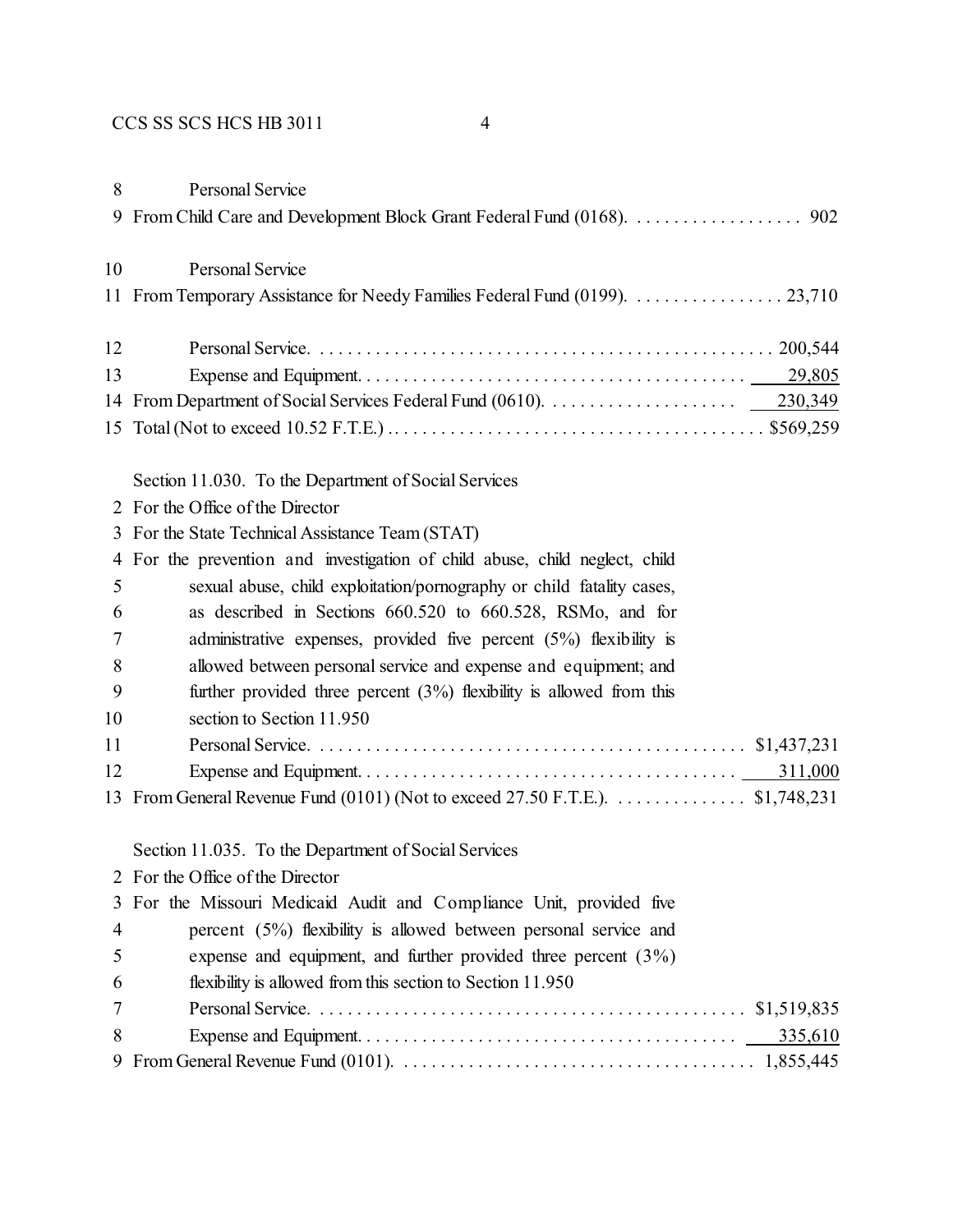8 Personal Service
9 From Child Care and Development Block Grant Federal Fund (0168). . . . . . . . . . . . . . . . . . 902

10 Personal Service
11 From Temporary Assistance for Needy Families Federal Fund (0199). . . . . . . . . . . . . . . . . 23,710

12 Personal Service. . . . . . . . . . . . . . . . . . . . . . . . . . . . . . . . . . . . . . . . . . . . . . . . . 200,544
13 Expense and Equipment. . . . . . . . . . . . . . . . . . . . . . . . . . . . . . . . . . . . . . . . . 29,805
14 From Department of Social Services Federal Fund (0610). . . . . . . . . . . . . . . . . . . . . 230,349
15 Total (Not to exceed 10.52 F.T.E.) . . . . . . . . . . . . . . . . . . . . . . . . . . . . . . . . . . . . . . . . $569,259

Section 11.030. To the Department of Social Services
2 For the Office of the Director
3 For the State Technical Assistance Team (STAT)
4 For the prevention and investigation of child abuse, child neglect, child
5 sexual abuse, child exploitation/pornography or child fatality cases,
6 as described in Sections 660.520 to 660.528, RSMo, and for
7 administrative expenses, provided five percent (5%) flexibility is
8 allowed between personal service and expense and equipment; and
9 further provided three percent (3%) flexibility is allowed from this
10 section to Section 11.950
11 Personal Service. . . . . . . . . . . . . . . . . . . . . . . . . . . . . . . . . . . . . . . . . . . . . . $1,437,231
12 Expense and Equipment. . . . . . . . . . . . . . . . . . . . . . . . . . . . . . . . . . . . . . . . 311,000
13 From General Revenue Fund (0101) (Not to exceed 27.50 F.T.E.). . . . . . . . . . . . . . . $1,748,231

Section 11.035. To the Department of Social Services
2 For the Office of the Director
3 For the Missouri Medicaid Audit and Compliance Unit, provided five
4 percent (5%) flexibility is allowed between personal service and
5 expense and equipment, and further provided three percent (3%)
6 flexibility is allowed from this section to Section 11.950
7 Personal Service. . . . . . . . . . . . . . . . . . . . . . . . . . . . . . . . . . . . . . . . . . . . . . $1,519,835
8 Expense and Equipment. . . . . . . . . . . . . . . . . . . . . . . . . . . . . . . . . . . . . . . . 335,610
9 From General Revenue Fund (0101). . . . . . . . . . . . . . . . . . . . . . . . . . . . . . . . . . . . . 1,855,445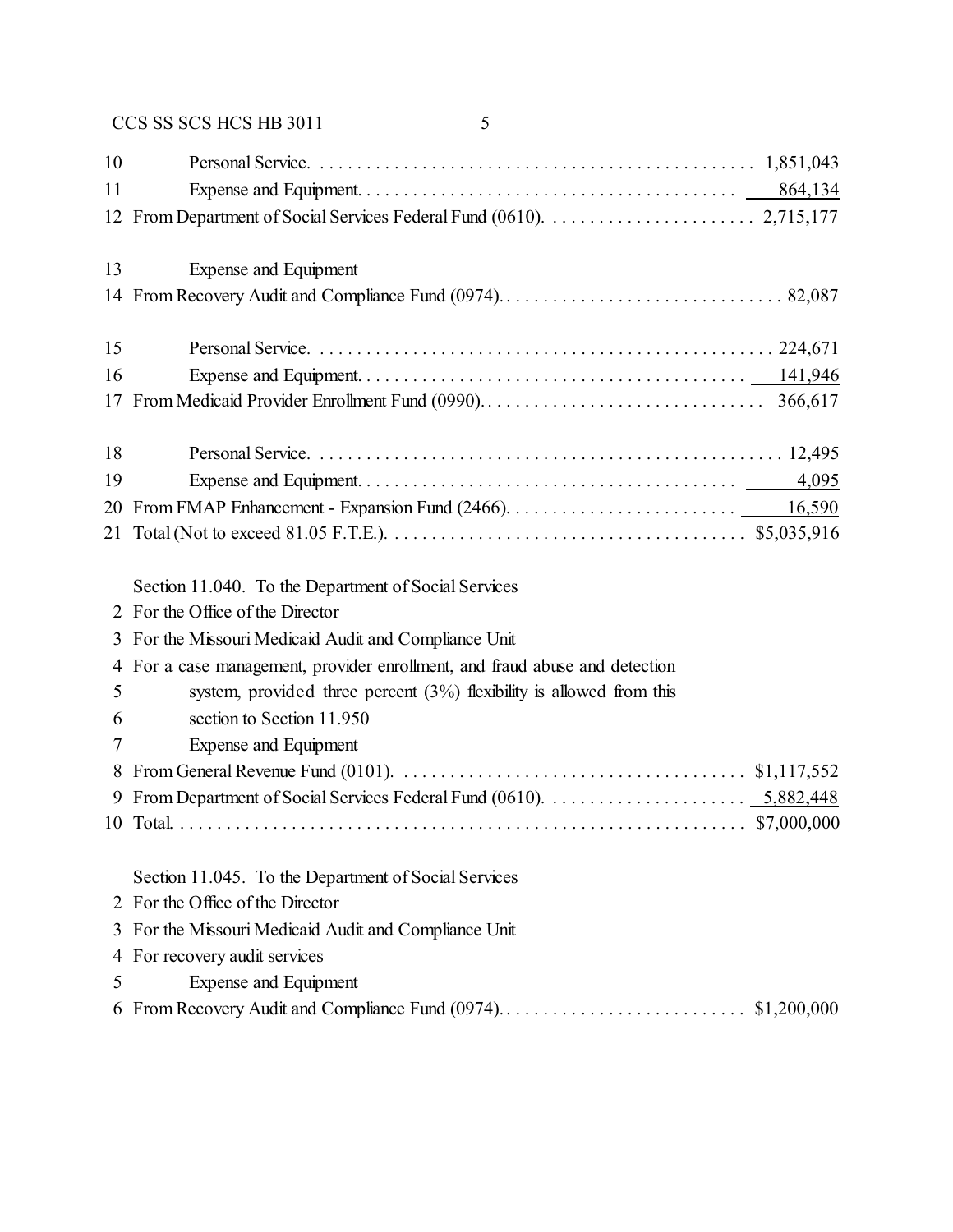| Line | Item | Amount |
|---|---|---|
| 10 | Personal Service | 1,851,043 |
| 11 | Expense and Equipment | 864,134 |
| 12 | From Department of Social Services Federal Fund (0610) | 2,715,177 |
| 13 | Expense and Equipment | |
| 14 | From Recovery Audit and Compliance Fund (0974) | 82,087 |
| 15 | Personal Service | 224,671 |
| 16 | Expense and Equipment | 141,946 |
| 17 | From Medicaid Provider Enrollment Fund (0990) | 366,617 |
| 18 | Personal Service | 12,495 |
| 19 | Expense and Equipment | 4,095 |
| 20 | From FMAP Enhancement - Expansion Fund (2466) | 16,590 |
| 21 | Total (Not to exceed 81.05 F.T.E.) | $5,035,916 |

Section 11.040. To the Department of Social Services
2 For the Office of the Director
3 For the Missouri Medicaid Audit and Compliance Unit
4 For a case management, provider enrollment, and fraud abuse and detection
5 system, provided three percent (3%) flexibility is allowed from this
6 section to Section 11.950
7 Expense and Equipment

| Line | Item | Amount |
|---|---|---|
| 8 | From General Revenue Fund (0101) | $1,117,552 |
| 9 | From Department of Social Services Federal Fund (0610) | 5,882,448 |
| 10 | Total | $7,000,000 |

Section 11.045. To the Department of Social Services
2 For the Office of the Director
3 For the Missouri Medicaid Audit and Compliance Unit
4 For recovery audit services
5 Expense and Equipment

| Line | Item | Amount |
|---|---|---|
| 6 | From Recovery Audit and Compliance Fund (0974) | $1,200,000 |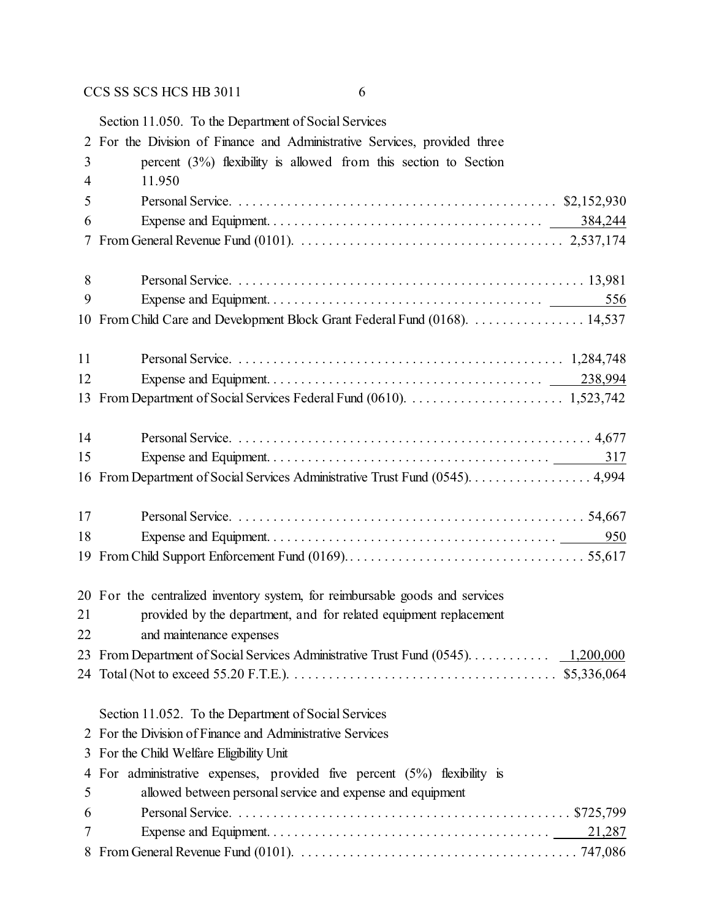Section 11.050. To the Department of Social Services

2 For the Division of Finance and Administrative Services, provided three
3 percent (3%) flexibility is allowed from this section to Section
4 11.950

| Line | Item | Amount |
|---|---|---|
| 5 | Personal Service | $2,152,930 |
| 6 | Expense and Equipment | 384,244 |
| 7 | From General Revenue Fund (0101) | 2,537,174 |
| 8 | Personal Service | 13,981 |
| 9 | Expense and Equipment | 556 |
| 10 | From Child Care and Development Block Grant Federal Fund (0168) | 14,537 |
| 11 | Personal Service | 1,284,748 |
| 12 | Expense and Equipment | 238,994 |
| 13 | From Department of Social Services Federal Fund (0610) | 1,523,742 |
| 14 | Personal Service | 4,677 |
| 15 | Expense and Equipment | 317 |
| 16 | From Department of Social Services Administrative Trust Fund (0545) | 4,994 |
| 17 | Personal Service | 54,667 |
| 18 | Expense and Equipment | 950 |
| 19 | From Child Support Enforcement Fund (0169) | 55,617 |

20 For the centralized inventory system, for reimbursable goods and services
21 provided by the department, and for related equipment replacement
22 and maintenance expenses

| Line | Item | Amount |
|---|---|---|
| 23 | From Department of Social Services Administrative Trust Fund (0545) | 1,200,000 |
| 24 | Total (Not to exceed 55.20 F.T.E.) | $5,336,064 |

Section 11.052. To the Department of Social Services

2 For the Division of Finance and Administrative Services
3 For the Child Welfare Eligibility Unit
4 For administrative expenses, provided five percent (5%) flexibility is
5 allowed between personal service and expense and equipment

| Line | Item | Amount |
|---|---|---|
| 6 | Personal Service | $725,799 |
| 7 | Expense and Equipment | 21,287 |
| 8 | From General Revenue Fund (0101) | 747,086 |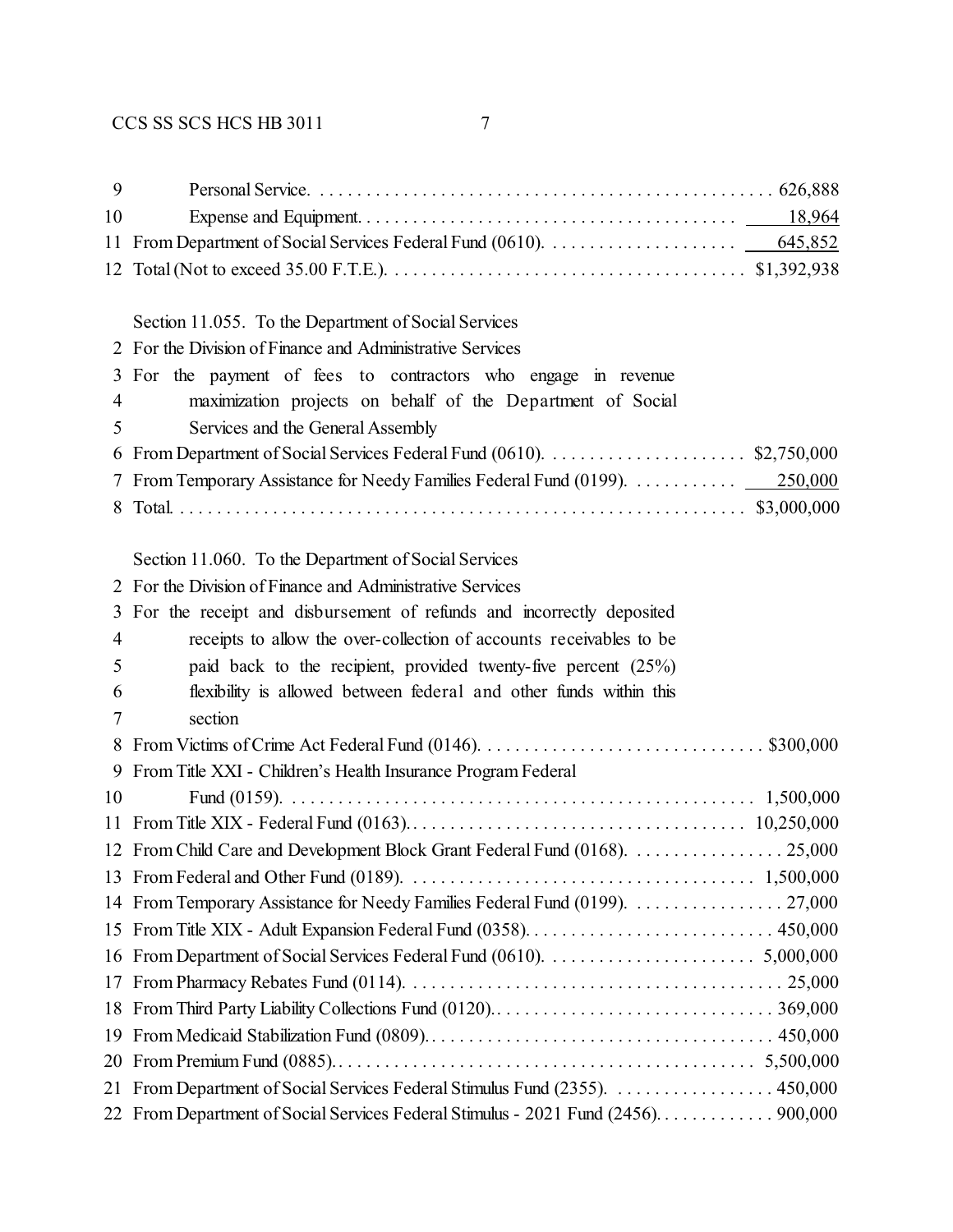| | | |
|---|---|---|
| 9 | Personal Service | 626,888 |
| 10 | Expense and Equipment | 18,964 |
| 11 | From Department of Social Services Federal Fund (0610) | 645,852 |
| 12 | Total (Not to exceed 35.00 F.T.E.) | $1,392,938 |

Section 11.055. To the Department of Social Services

2 For the Division of Finance and Administrative Services

3 For the payment of fees to contractors who engage in revenue

4 maximization projects on behalf of the Department of Social

5 Services and the General Assembly

| | | |
|---|---|---|
| 6 | From Department of Social Services Federal Fund (0610) | $2,750,000 |
| 7 | From Temporary Assistance for Needy Families Federal Fund (0199) | 250,000 |
| 8 | Total | $3,000,000 |

Section 11.060. To the Department of Social Services

2 For the Division of Finance and Administrative Services

3 For the receipt and disbursement of refunds and incorrectly deposited

4 receipts to allow the over-collection of accounts receivables to be

5 paid back to the recipient, provided twenty-five percent (25%)

6 flexibility is allowed between federal and other funds within this

7 section

| | | |
|---|---|---|
| 8 | From Victims of Crime Act Federal Fund (0146) | $300,000 |
| 9 | From Title XXI - Children's Health Insurance Program Federal | |
| 10 | Fund (0159) | 1,500,000 |
| 11 | From Title XIX - Federal Fund (0163) | 10,250,000 |
| 12 | From Child Care and Development Block Grant Federal Fund (0168) | 25,000 |
| 13 | From Federal and Other Fund (0189) | 1,500,000 |
| 14 | From Temporary Assistance for Needy Families Federal Fund (0199) | 27,000 |
| 15 | From Title XIX - Adult Expansion Federal Fund (0358) | 450,000 |
| 16 | From Department of Social Services Federal Fund (0610) | 5,000,000 |
| 17 | From Pharmacy Rebates Fund (0114) | 25,000 |
| 18 | From Third Party Liability Collections Fund (0120) | 369,000 |
| 19 | From Medicaid Stabilization Fund (0809) | 450,000 |
| 20 | From Premium Fund (0885) | 5,500,000 |
| 21 | From Department of Social Services Federal Stimulus Fund (2355) | 450,000 |
| 22 | From Department of Social Services Federal Stimulus - 2021 Fund (2456) | 900,000 |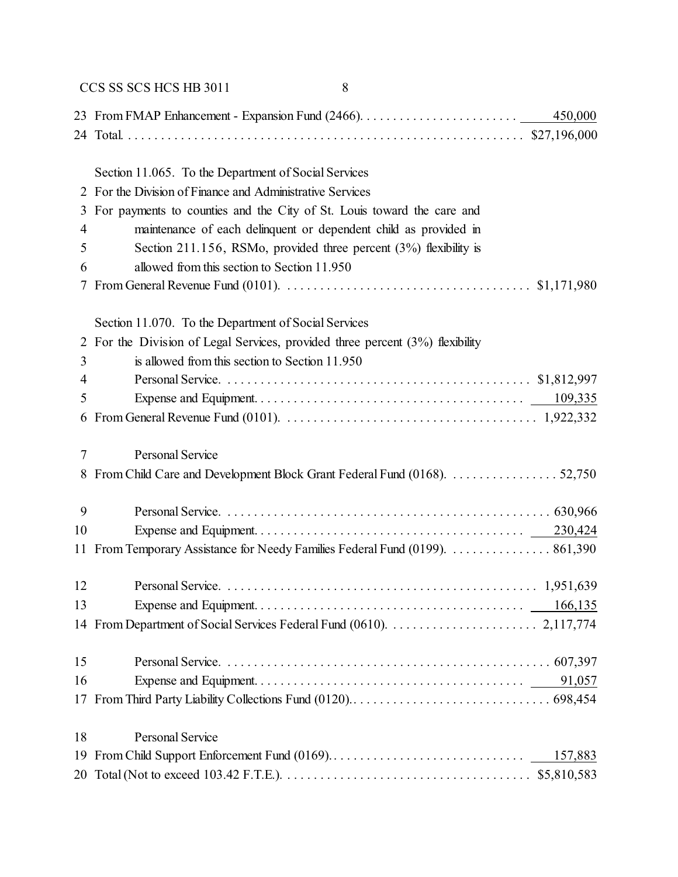23 From FMAP Enhancement - Expansion Fund (2466)........................ 450,000
24 Total............................................................ $27,196,000

Section 11.065. To the Department of Social Services
2 For the Division of Finance and Administrative Services
3 For payments to counties and the City of St. Louis toward the care and
4 maintenance of each delinquent or dependent child as provided in
5 Section 211.156, RSMo, provided three percent (3%) flexibility is
6 allowed from this section to Section 11.950
7 From General Revenue Fund (0101)...................................... $1,171,980

Section 11.070. To the Department of Social Services
2 For the Division of Legal Services, provided three percent (3%) flexibility
3 is allowed from this section to Section 11.950
4 Personal Service.............................................. $1,812,997
5 Expense and Equipment........................................ 109,335
6 From General Revenue Fund (0101)...................................... 1,922,332

7 Personal Service
8 From Child Care and Development Block Grant Federal Fund (0168)................ 52,750

9 Personal Service................................................. 630,966
10 Expense and Equipment........................................ 230,424
11 From Temporary Assistance for Needy Families Federal Fund (0199)............... 861,390

12 Personal Service.............................................. 1,951,639
13 Expense and Equipment........................................ 166,135
14 From Department of Social Services Federal Fund (0610)....................... 2,117,774

15 Personal Service................................................. 607,397
16 Expense and Equipment........................................ 91,057
17 From Third Party Liability Collections Fund (0120)............................. 698,454

18 Personal Service
19 From Child Support Enforcement Fund (0169).............................. 157,883
20 Total (Not to exceed 103.42 F.T.E.)..................................... $5,810,583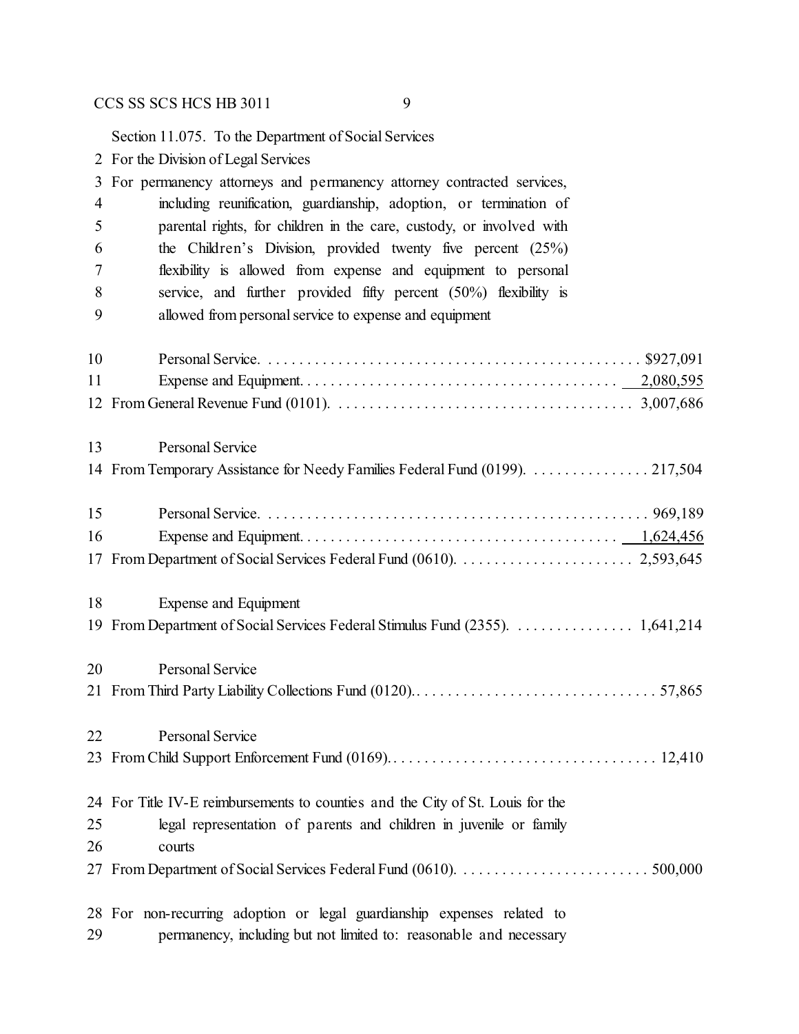Section 11.075. To the Department of Social Services
For the Division of Legal Services
For permanency attorneys and permanency attorney contracted services, including reunification, guardianship, adoption, or termination of parental rights, for children in the care, custody, or involved with the Children's Division, provided twenty five percent (25%) flexibility is allowed from expense and equipment to personal service, and further provided fifty percent (50%) flexibility is allowed from personal service to expense and equipment

| | |
|---|---|
| Personal Service | $927,091 |
| Expense and Equipment | 2,080,595 |
| From General Revenue Fund (0101) | 3,007,686 |
| Personal Service | |
| From Temporary Assistance for Needy Families Federal Fund (0199) | 217,504 |
| Personal Service | 969,189 |
| Expense and Equipment | 1,624,456 |
| From Department of Social Services Federal Fund (0610) | 2,593,645 |
| Expense and Equipment | |
| From Department of Social Services Federal Stimulus Fund (2355) | 1,641,214 |
| Personal Service | |
| From Third Party Liability Collections Fund (0120) | 57,865 |
| Personal Service | |
| From Child Support Enforcement Fund (0169) | 12,410 |

For Title IV-E reimbursements to counties and the City of St. Louis for the legal representation of parents and children in juvenile or family courts

| | |
|---|---|
| From Department of Social Services Federal Fund (0610) | 500,000 |

For non-recurring adoption or legal guardianship expenses related to permanency, including but not limited to: reasonable and necessary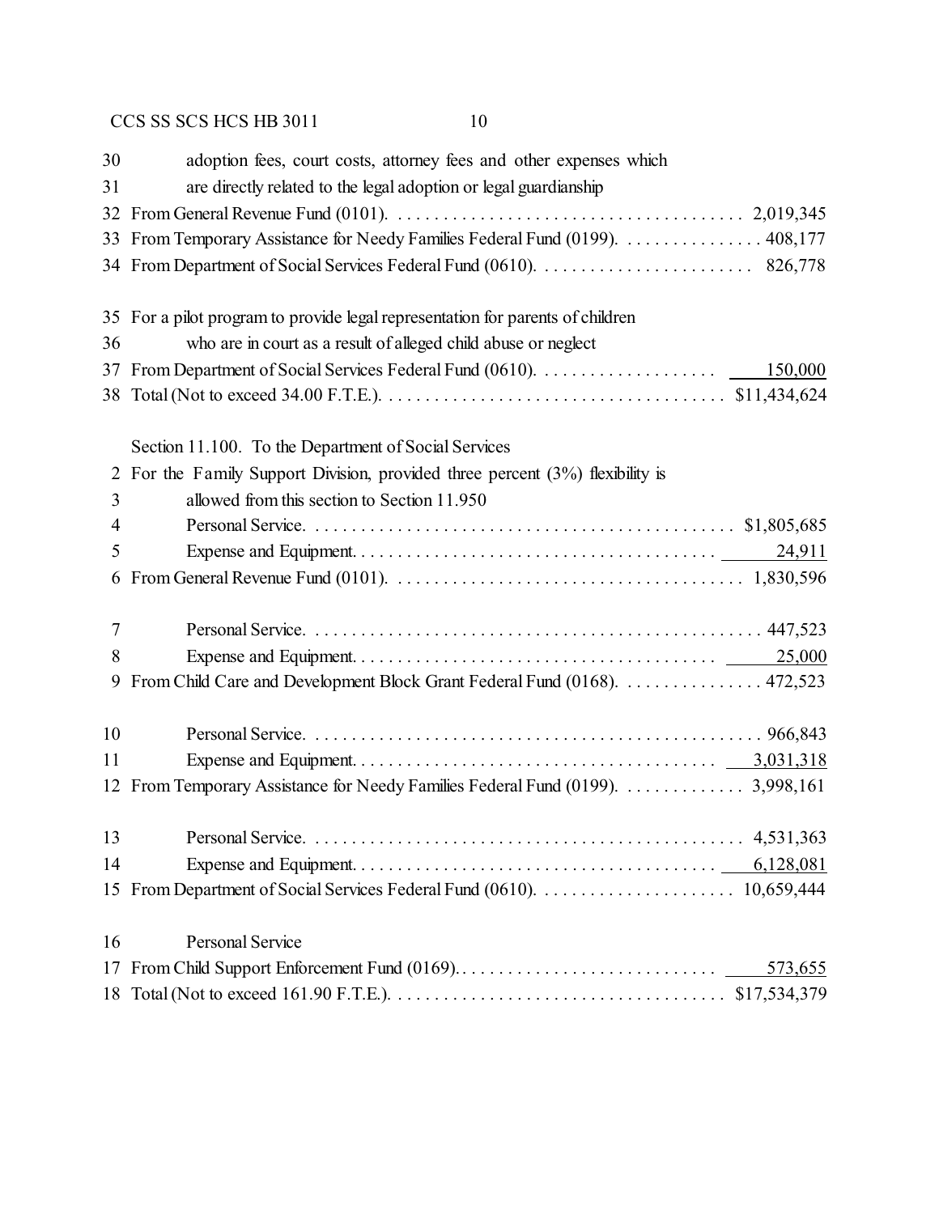30 adoption fees, court costs, attorney fees and other expenses which
31 are directly related to the legal adoption or legal guardianship
32 From General Revenue Fund (0101). . . . . . . . . . . . . . . . . . . . . . . . . . . . . . . . . . . . . . 2,019,345
33 From Temporary Assistance for Needy Families Federal Fund (0199). . . . . . . . . . . . . . . . 408,177
34 From Department of Social Services Federal Fund (0610). . . . . . . . . . . . . . . . . . . . . . . . 826,778

35 For a pilot program to provide legal representation for parents of children
36 who are in court as a result of alleged child abuse or neglect
37 From Department of Social Services Federal Fund (0610). . . . . . . . . . . . . . . . . . . . 150,000
38 Total (Not to exceed 34.00 F.T.E.). . . . . . . . . . . . . . . . . . . . . . . . . . . . . . . . . . . . . $11,434,624

Section 11.100. To the Department of Social Services
2 For the Family Support Division, provided three percent (3%) flexibility is
3 allowed from this section to Section 11.950
4 Personal Service. . . . . . . . . . . . . . . . . . . . . . . . . . . . . . . . . . . . . . . . . . . . . . $1,805,685
5 Expense and Equipment. . . . . . . . . . . . . . . . . . . . . . . . . . . . . . . . . . . . . . . 24,911
6 From General Revenue Fund (0101). . . . . . . . . . . . . . . . . . . . . . . . . . . . . . . . . . . . . . 1,830,596

7 Personal Service. . . . . . . . . . . . . . . . . . . . . . . . . . . . . . . . . . . . . . . . . . . . . . . . . 447,523
8 Expense and Equipment. . . . . . . . . . . . . . . . . . . . . . . . . . . . . . . . . . . . . . . 25,000
9 From Child Care and Development Block Grant Federal Fund (0168). . . . . . . . . . . . . . . . 472,523

10 Personal Service. . . . . . . . . . . . . . . . . . . . . . . . . . . . . . . . . . . . . . . . . . . . . . . . . 966,843
11 Expense and Equipment. . . . . . . . . . . . . . . . . . . . . . . . . . . . . . . . . . . . . . . 3,031,318
12 From Temporary Assistance for Needy Families Federal Fund (0199). . . . . . . . . . . . . . 3,998,161

13 Personal Service. . . . . . . . . . . . . . . . . . . . . . . . . . . . . . . . . . . . . . . . . . . . . . . 4,531,363
14 Expense and Equipment. . . . . . . . . . . . . . . . . . . . . . . . . . . . . . . . . . . . . . . 6,128,081
15 From Department of Social Services Federal Fund (0610). . . . . . . . . . . . . . . . . . . . . . 10,659,444

16 Personal Service
17 From Child Support Enforcement Fund (0169). . . . . . . . . . . . . . . . . . . . . . . . . . . . . 573,655
18 Total (Not to exceed 161.90 F.T.E.). . . . . . . . . . . . . . . . . . . . . . . . . . . . . . . . . . . . $17,534,379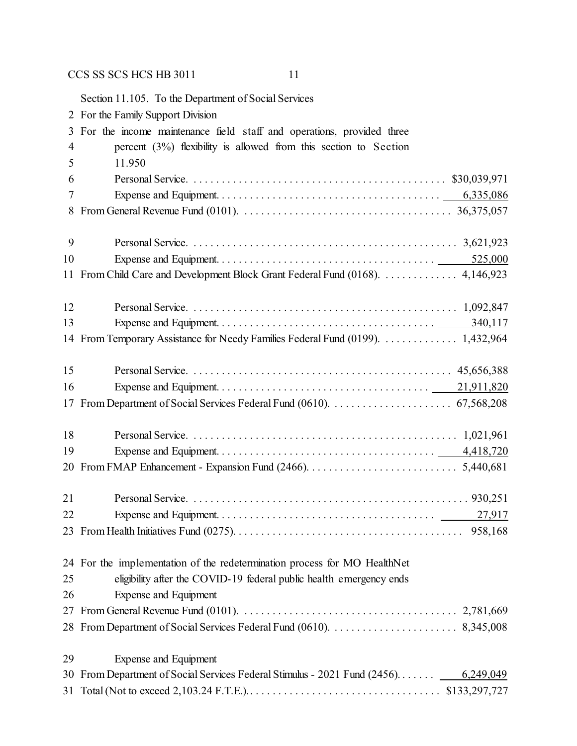Section 11.105. To the Department of Social Services

2 For the Family Support Division

3 For the income maintenance field staff and operations, provided three
4 percent (3%) flexibility is allowed from this section to Section
5 11.950

| Line | Item | Amount |
|---|---|---|
| 6 | Personal Service | $30,039,971 |
| 7 | Expense and Equipment | 6,335,086 |
| 8 | From General Revenue Fund (0101) | 36,375,057 |
| 9 | Personal Service | 3,621,923 |
| 10 | Expense and Equipment | 525,000 |
| 11 | From Child Care and Development Block Grant Federal Fund (0168) | 4,146,923 |
| 12 | Personal Service | 1,092,847 |
| 13 | Expense and Equipment | 340,117 |
| 14 | From Temporary Assistance for Needy Families Federal Fund (0199) | 1,432,964 |
| 15 | Personal Service | 45,656,388 |
| 16 | Expense and Equipment | 21,911,820 |
| 17 | From Department of Social Services Federal Fund (0610) | 67,568,208 |
| 18 | Personal Service | 1,021,961 |
| 19 | Expense and Equipment | 4,418,720 |
| 20 | From FMAP Enhancement - Expansion Fund (2466) | 5,440,681 |
| 21 | Personal Service | 930,251 |
| 22 | Expense and Equipment | 27,917 |
| 23 | From Health Initiatives Fund (0275) | 958,168 |

24 For the implementation of the redetermination process for MO HealthNet
25 eligibility after the COVID-19 federal public health emergency ends
26 Expense and Equipment

| Line | Item | Amount |
|---|---|---|
| 27 | From General Revenue Fund (0101) | 2,781,669 |
| 28 | From Department of Social Services Federal Fund (0610) | 8,345,008 |

29 Expense and Equipment

| Line | Item | Amount |
|---|---|---|
| 30 | From Department of Social Services Federal Stimulus - 2021 Fund (2456) | 6,249,049 |
| 31 | Total (Not to exceed 2,103.24 F.T.E.) | $133,297,727 |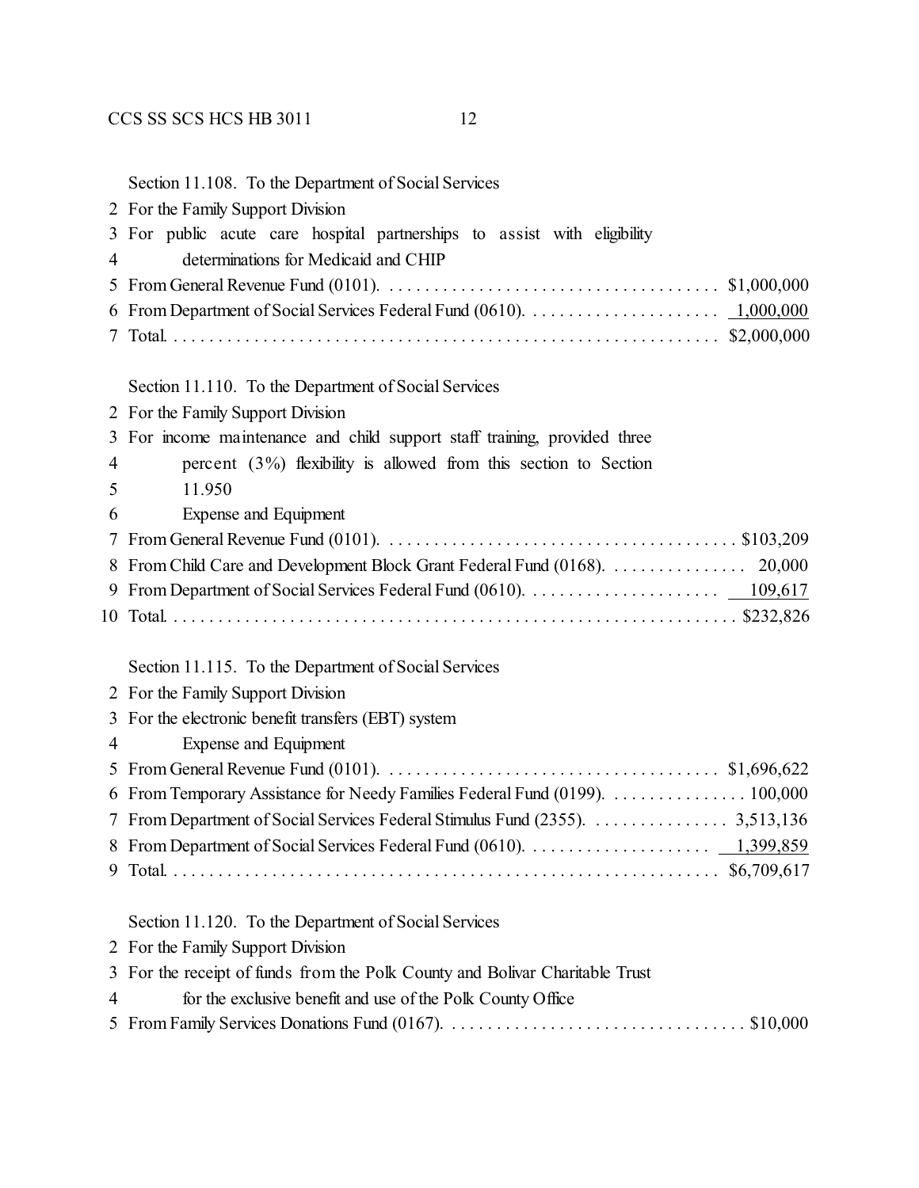Section 11.108. To the Department of Social Services

2 For the Family Support Division

3 For public acute care hospital partnerships to assist with eligibility

4 determinations for Medicaid and CHIP

5 From General Revenue Fund (0101). . . . . . . . . . . . . . . . . . . . . . . . . . . . . . . . . . . . . $1,000,000

6 From Department of Social Services Federal Fund (0610). . . . . . . . . . . . . . . . . . . . . 1,000,000

7 Total. . . . . . . . . . . . . . . . . . . . . . . . . . . . . . . . . . . . . . . . . . . . . . . . . . . . . . . . . . . . $2,000,000

Section 11.110. To the Department of Social Services

2 For the Family Support Division

3 For income maintenance and child support staff training, provided three

4 percent (3%) flexibility is allowed from this section to Section

5 11.950

6 Expense and Equipment

7 From General Revenue Fund (0101). . . . . . . . . . . . . . . . . . . . . . . . . . . . . . . . . . . . . . . $103,209

8 From Child Care and Development Block Grant Federal Fund (0168). . . . . . . . . . . . . . . 20,000

9 From Department of Social Services Federal Fund (0610). . . . . . . . . . . . . . . . . . . . . 109,617

10 Total. . . . . . . . . . . . . . . . . . . . . . . . . . . . . . . . . . . . . . . . . . . . . . . . . . . . . . . . . . . . . $232,826

Section 11.115. To the Department of Social Services

2 For the Family Support Division

3 For the electronic benefit transfers (EBT) system

4 Expense and Equipment

5 From General Revenue Fund (0101). . . . . . . . . . . . . . . . . . . . . . . . . . . . . . . . . . . . . $1,696,622

6 From Temporary Assistance for Needy Families Federal Fund (0199). . . . . . . . . . . . . . . 100,000

7 From Department of Social Services Federal Stimulus Fund (2355). . . . . . . . . . . . . . . 3,513,136

8 From Department of Social Services Federal Fund (0610). . . . . . . . . . . . . . . . . . . . 1,399,859

9 Total. . . . . . . . . . . . . . . . . . . . . . . . . . . . . . . . . . . . . . . . . . . . . . . . . . . . . . . . . . . $6,709,617

Section 11.120. To the Department of Social Services

2 For the Family Support Division

3 For the receipt of funds from the Polk County and Bolivar Charitable Trust

4 for the exclusive benefit and use of the Polk County Office

5 From Family Services Donations Fund (0167). . . . . . . . . . . . . . . . . . . . . . . . . . . . . . . . $10,000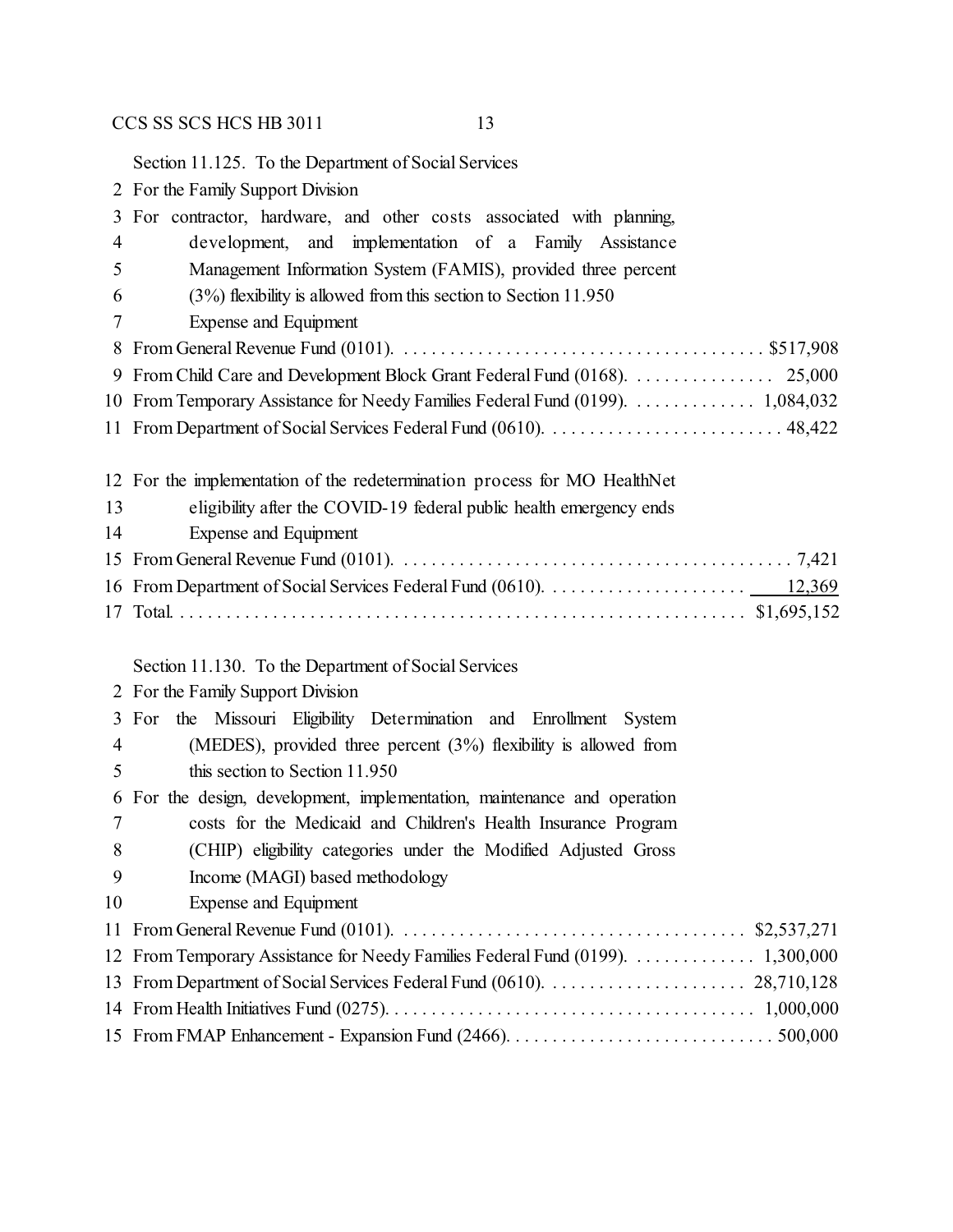Section 11.125. To the Department of Social Services

2 For the Family Support Division

3 For contractor, hardware, and other costs associated with planning,
4 development, and implementation of a Family Assistance
5 Management Information System (FAMIS), provided three percent
6 (3%) flexibility is allowed from this section to Section 11.950
7 Expense and Equipment

8 From General Revenue Fund (0101). . . . . . . . . . . . . . . . . . . . . . . . . . . . . . . . . . . . . . . . $517,908
9 From Child Care and Development Block Grant Federal Fund (0168). . . . . . . . . . . . . . . . 25,000
10 From Temporary Assistance for Needy Families Federal Fund (0199). . . . . . . . . . . . . . 1,084,032
11 From Department of Social Services Federal Fund (0610). . . . . . . . . . . . . . . . . . . . . . . . . . 48,422

12 For the implementation of the redetermination process for MO HealthNet
13 eligibility after the COVID-19 federal public health emergency ends
14 Expense and Equipment

15 From General Revenue Fund (0101). . . . . . . . . . . . . . . . . . . . . . . . . . . . . . . . . . . . . . . . . . . 7,421
16 From Department of Social Services Federal Fund (0610). . . . . . . . . . . . . . . . . . . . . . 12,369
17 Total. . . . . . . . . . . . . . . . . . . . . . . . . . . . . . . . . . . . . . . . . . . . . . . . . . . . . . . . . . . . . . $1,695,152

Section 11.130. To the Department of Social Services

2 For the Family Support Division

3 For the Missouri Eligibility Determination and Enrollment System
4 (MEDES), provided three percent (3%) flexibility is allowed from
5 this section to Section 11.950

6 For the design, development, implementation, maintenance and operation
7 costs for the Medicaid and Children's Health Insurance Program
8 (CHIP) eligibility categories under the Modified Adjusted Gross
9 Income (MAGI) based methodology
10 Expense and Equipment

11 From General Revenue Fund (0101). . . . . . . . . . . . . . . . . . . . . . . . . . . . . . . . . . . . . . $2,537,271
12 From Temporary Assistance for Needy Families Federal Fund (0199). . . . . . . . . . . . . . 1,300,000
13 From Department of Social Services Federal Fund (0610). . . . . . . . . . . . . . . . . . . . . . 28,710,128
14 From Health Initiatives Fund (0275). . . . . . . . . . . . . . . . . . . . . . . . . . . . . . . . . . . . . . . . 1,000,000
15 From FMAP Enhancement - Expansion Fund (2466). . . . . . . . . . . . . . . . . . . . . . . . . . . . . 500,000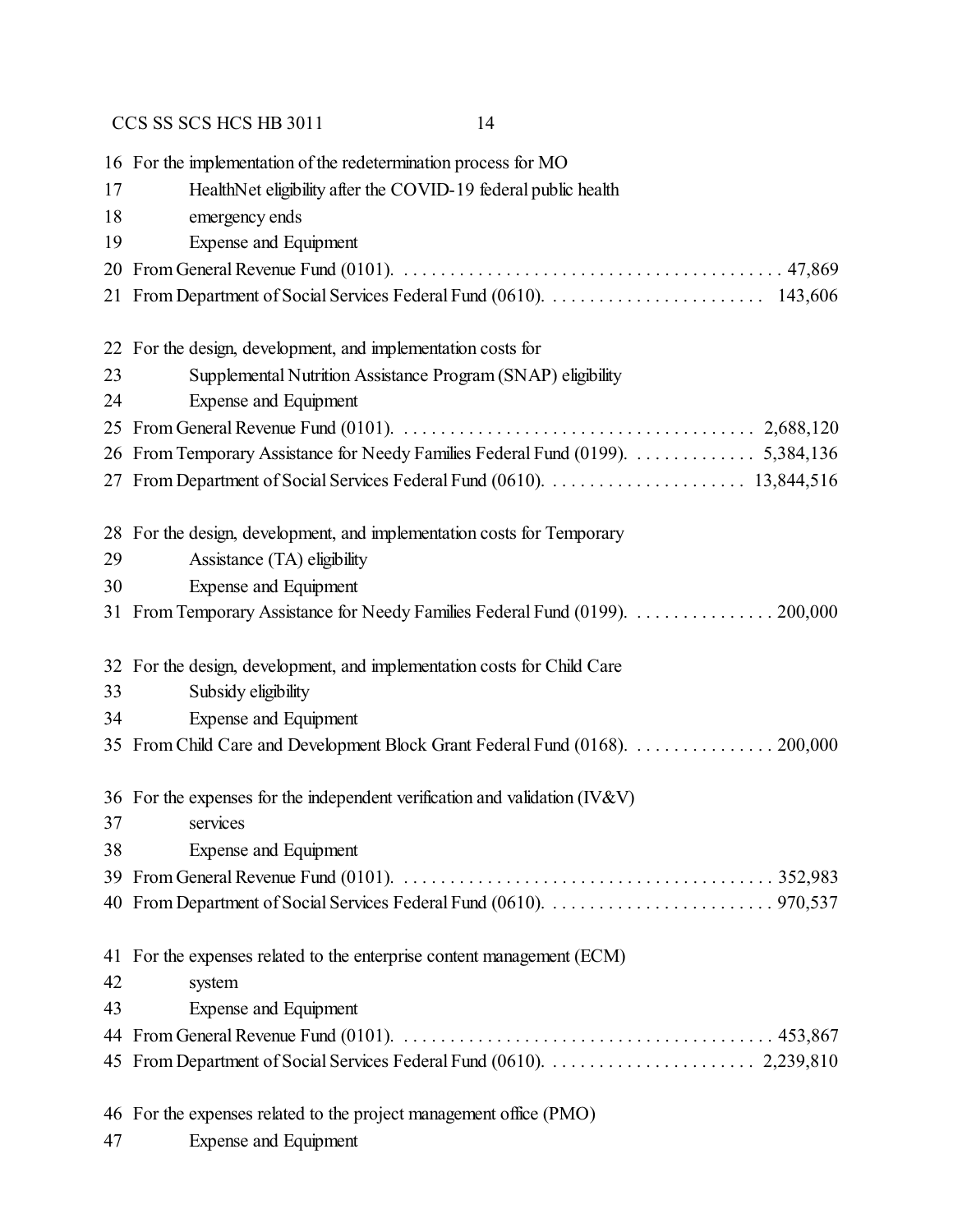16 For the implementation of the redetermination process for MO
17 HealthNet eligibility after the COVID-19 federal public health
18 emergency ends
19 Expense and Equipment
20 From General Revenue Fund (0101). . . . . . . . . . . . . . . . . . . . . . . . . . . . . . . . . . . . . . . . 47,869
21 From Department of Social Services Federal Fund (0610). . . . . . . . . . . . . . . . . . . . . . . . 143,606

22 For the design, development, and implementation costs for
23 Supplemental Nutrition Assistance Program (SNAP) eligibility
24 Expense and Equipment
25 From General Revenue Fund (0101). . . . . . . . . . . . . . . . . . . . . . . . . . . . . . . . . . . . . . 2,688,120
26 From Temporary Assistance for Needy Families Federal Fund (0199). . . . . . . . . . . . . . 5,384,136
27 From Department of Social Services Federal Fund (0610). . . . . . . . . . . . . . . . . . . . . . 13,844,516

28 For the design, development, and implementation costs for Temporary
29 Assistance (TA) eligibility
30 Expense and Equipment
31 From Temporary Assistance for Needy Families Federal Fund (0199). . . . . . . . . . . . . . . . 200,000

32 For the design, development, and implementation costs for Child Care
33 Subsidy eligibility
34 Expense and Equipment
35 From Child Care and Development Block Grant Federal Fund (0168). . . . . . . . . . . . . . . . 200,000

36 For the expenses for the independent verification and validation (IV&V)
37 services
38 Expense and Equipment
39 From General Revenue Fund (0101). . . . . . . . . . . . . . . . . . . . . . . . . . . . . . . . . . . . . . . . 352,983
40 From Department of Social Services Federal Fund (0610). . . . . . . . . . . . . . . . . . . . . . . . . 970,537

41 For the expenses related to the enterprise content management (ECM)
42 system
43 Expense and Equipment
44 From General Revenue Fund (0101). . . . . . . . . . . . . . . . . . . . . . . . . . . . . . . . . . . . . . . . 453,867
45 From Department of Social Services Federal Fund (0610). . . . . . . . . . . . . . . . . . . . . . 2,239,810

46 For the expenses related to the project management office (PMO)
47 Expense and Equipment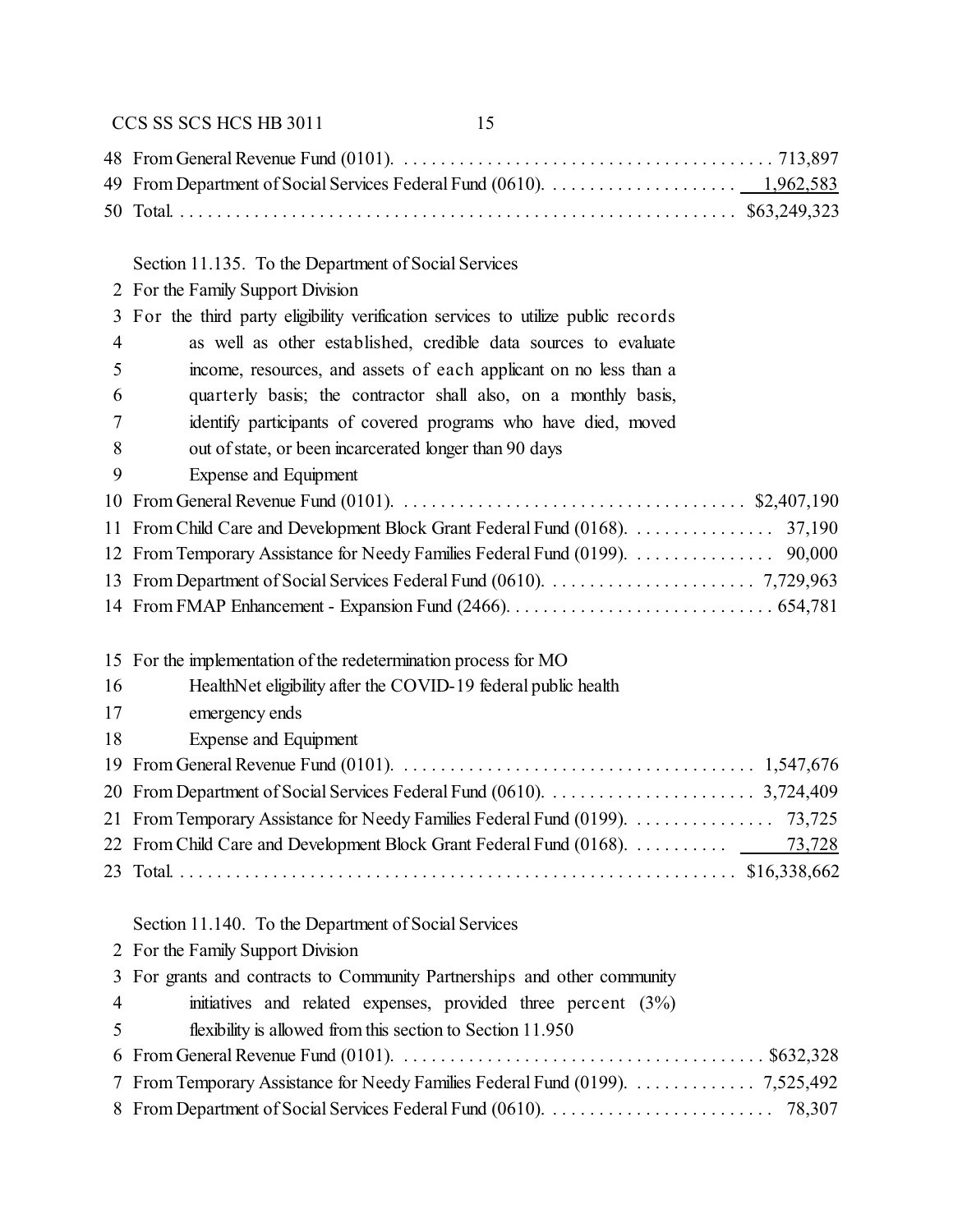48 From General Revenue Fund (0101). . . . . . . . . . . . . . . . . . . . . . . . . . . . . . . . . . . . . . . . 713,897
49 From Department of Social Services Federal Fund (0610). . . . . . . . . . . . . . . . . . . . . 1,962,583
50 Total. . . . . . . . . . . . . . . . . . . . . . . . . . . . . . . . . . . . . . . . . . . . . . . . . . . . . . . . . . $63,249,323

Section 11.135. To the Department of Social Services
2 For the Family Support Division
3 For the third party eligibility verification services to utilize public records
4 as well as other established, credible data sources to evaluate
5 income, resources, and assets of each applicant on no less than a
6 quarterly basis; the contractor shall also, on a monthly basis,
7 identify participants of covered programs who have died, moved
8 out of state, or been incarcerated longer than 90 days
9 Expense and Equipment
10 From General Revenue Fund (0101). . . . . . . . . . . . . . . . . . . . . . . . . . . . . . . . . . . . . $2,407,190
11 From Child Care and Development Block Grant Federal Fund (0168). . . . . . . . . . . . . . . 37,190
12 From Temporary Assistance for Needy Families Federal Fund (0199). . . . . . . . . . . . . . . 90,000
13 From Department of Social Services Federal Fund (0610). . . . . . . . . . . . . . . . . . . . . . . 7,729,963
14 From FMAP Enhancement - Expansion Fund (2466). . . . . . . . . . . . . . . . . . . . . . . . . . . . 654,781

15 For the implementation of the redetermination process for MO
16 HealthNet eligibility after the COVID-19 federal public health
17 emergency ends
18 Expense and Equipment
19 From General Revenue Fund (0101). . . . . . . . . . . . . . . . . . . . . . . . . . . . . . . . . . . . . 1,547,676
20 From Department of Social Services Federal Fund (0610). . . . . . . . . . . . . . . . . . . . . . . 3,724,409
21 From Temporary Assistance for Needy Families Federal Fund (0199). . . . . . . . . . . . . . . 73,725
22 From Child Care and Development Block Grant Federal Fund (0168). . . . . . . . . . 73,728
23 Total. . . . . . . . . . . . . . . . . . . . . . . . . . . . . . . . . . . . . . . . . . . . . . . . . . . . . . . . . . $16,338,662

Section 11.140. To the Department of Social Services
2 For the Family Support Division
3 For grants and contracts to Community Partnerships and other community
4 initiatives and related expenses, provided three percent (3%)
5 flexibility is allowed from this section to Section 11.950
6 From General Revenue Fund (0101). . . . . . . . . . . . . . . . . . . . . . . . . . . . . . . . . . . . . . $632,328
7 From Temporary Assistance for Needy Families Federal Fund (0199). . . . . . . . . . . . . 7,525,492
8 From Department of Social Services Federal Fund (0610). . . . . . . . . . . . . . . . . . . . . . . . 78,307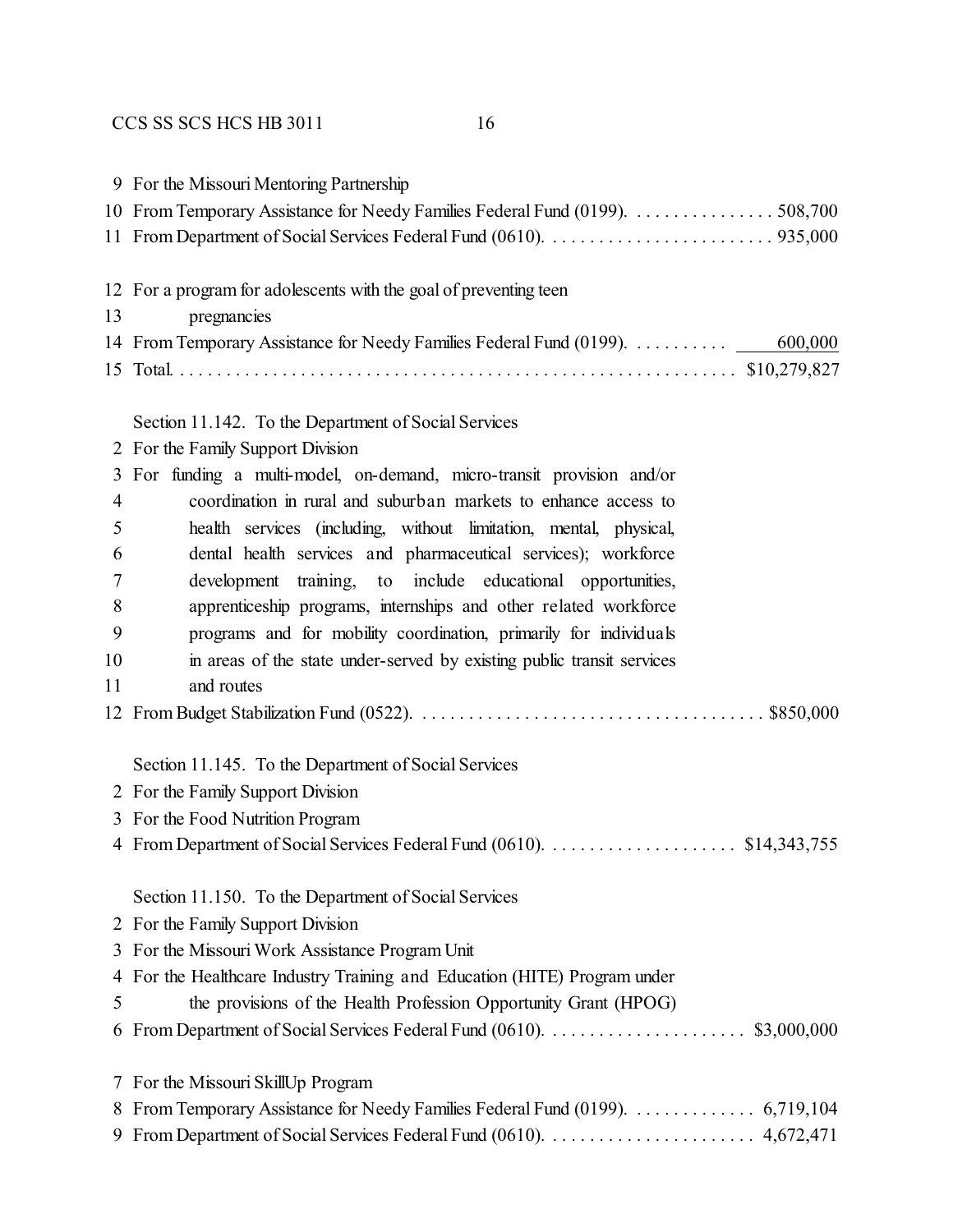9 For the Missouri Mentoring Partnership
10 From Temporary Assistance for Needy Families Federal Fund (0199). . . . . . . . . . . . . . . . 508,700
11 From Department of Social Services Federal Fund (0610). . . . . . . . . . . . . . . . . . . . . . . . . 935,000

12 For a program for adolescents with the goal of preventing teen
13 pregnancies
14 From Temporary Assistance for Needy Families Federal Fund (0199). . . . . . . . . . . 600,000
15 Total. . . . . . . . . . . . . . . . . . . . . . . . . . . . . . . . . . . . . . . . . . . . . . . . . . . . . . . . . . $10,279,827

Section 11.142. To the Department of Social Services
2 For the Family Support Division
3 For funding a multi-model, on-demand, micro-transit provision and/or
4 coordination in rural and suburban markets to enhance access to
5 health services (including, without limitation, mental, physical,
6 dental health services and pharmaceutical services); workforce
7 development training, to include educational opportunities,
8 apprenticeship programs, internships and other related workforce
9 programs and for mobility coordination, primarily for individuals
10 in areas of the state under-served by existing public transit services
11 and routes
12 From Budget Stabilization Fund (0522). . . . . . . . . . . . . . . . . . . . . . . . . . . . . . . . . . . . . $850,000

Section 11.145. To the Department of Social Services
2 For the Family Support Division
3 For the Food Nutrition Program
4 From Department of Social Services Federal Fund (0610). . . . . . . . . . . . . . . . . . . . . $14,343,755

Section 11.150. To the Department of Social Services
2 For the Family Support Division
3 For the Missouri Work Assistance Program Unit
4 For the Healthcare Industry Training and Education (HITE) Program under
5 the provisions of the Health Profession Opportunity Grant (HPOG)
6 From Department of Social Services Federal Fund (0610). . . . . . . . . . . . . . . . . . . . . . $3,000,000

7 For the Missouri SkillUp Program
8 From Temporary Assistance for Needy Families Federal Fund (0199). . . . . . . . . . . . . . 6,719,104
9 From Department of Social Services Federal Fund (0610). . . . . . . . . . . . . . . . . . . . . . . 4,672,471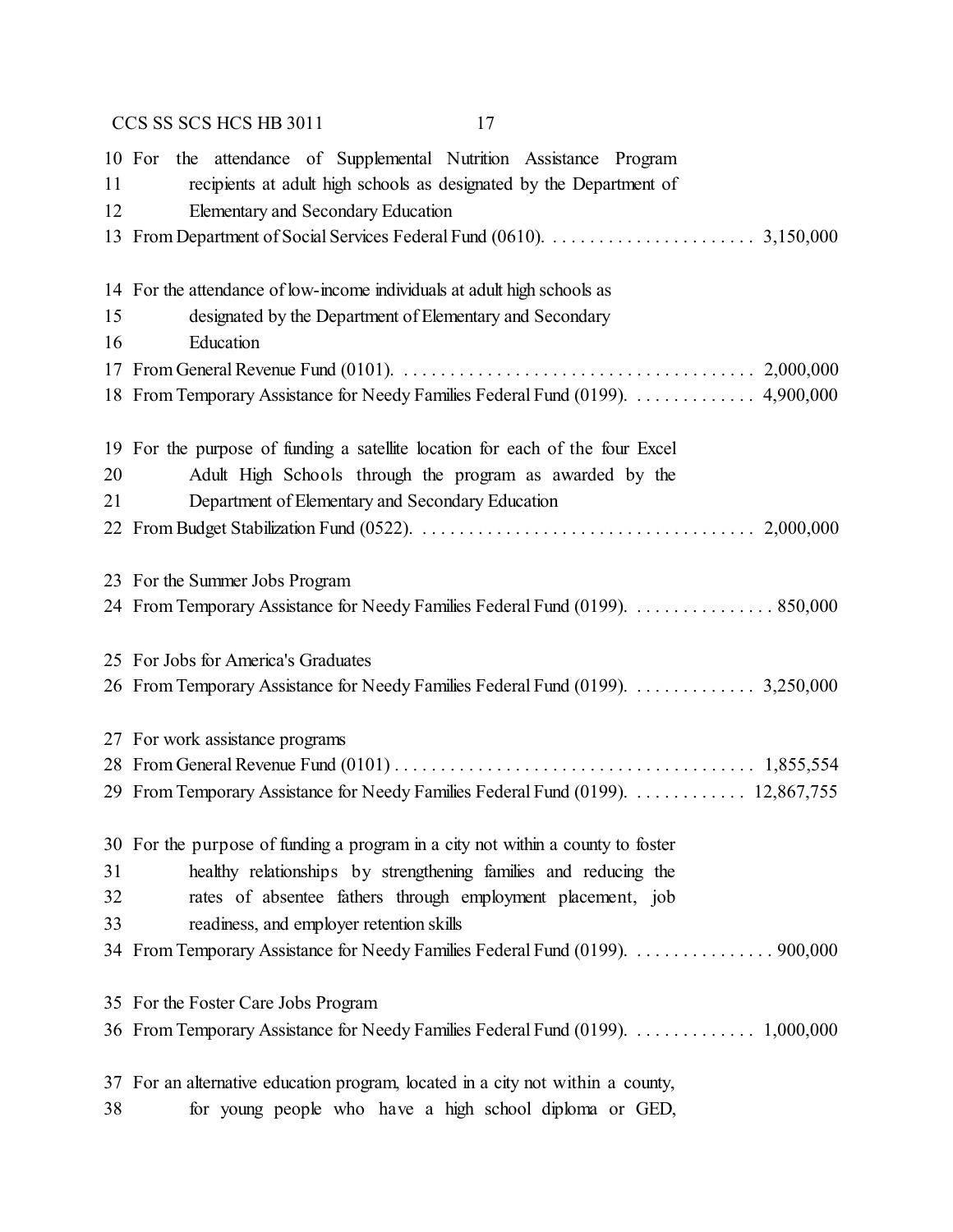10 For the attendance of Supplemental Nutrition Assistance Program
11 recipients at adult high schools as designated by the Department of
12 Elementary and Secondary Education
13 From Department of Social Services Federal Fund (0610). . . . . . . . . . . . . . . . . . . . . . . 3,150,000

14 For the attendance of low-income individuals at adult high schools as
15 designated by the Department of Elementary and Secondary
16 Education
17 From General Revenue Fund (0101). . . . . . . . . . . . . . . . . . . . . . . . . . . . . . . . . . . . . . 2,000,000
18 From Temporary Assistance for Needy Families Federal Fund (0199). . . . . . . . . . . . . 4,900,000

19 For the purpose of funding a satellite location for each of the four Excel
20 Adult High Schools through the program as awarded by the
21 Department of Elementary and Secondary Education
22 From Budget Stabilization Fund (0522). . . . . . . . . . . . . . . . . . . . . . . . . . . . . . . . . . . 2,000,000

23 For the Summer Jobs Program
24 From Temporary Assistance for Needy Families Federal Fund (0199). . . . . . . . . . . . . . . 850,000

25 For Jobs for America's Graduates
26 From Temporary Assistance for Needy Families Federal Fund (0199). . . . . . . . . . . . . 3,250,000

27 For work assistance programs
28 From General Revenue Fund (0101) . . . . . . . . . . . . . . . . . . . . . . . . . . . . . . . . . . . . . . 1,855,554
29 From Temporary Assistance for Needy Families Federal Fund (0199). . . . . . . . . . . . 12,867,755

30 For the purpose of funding a program in a city not within a county to foster
31 healthy relationships by strengthening families and reducing the
32 rates of absentee fathers through employment placement, job
33 readiness, and employer retention skills
34 From Temporary Assistance for Needy Families Federal Fund (0199). . . . . . . . . . . . . . . 900,000

35 For the Foster Care Jobs Program
36 From Temporary Assistance for Needy Families Federal Fund (0199). . . . . . . . . . . . . 1,000,000

37 For an alternative education program, located in a city not within a county,
38 for young people who have a high school diploma or GED,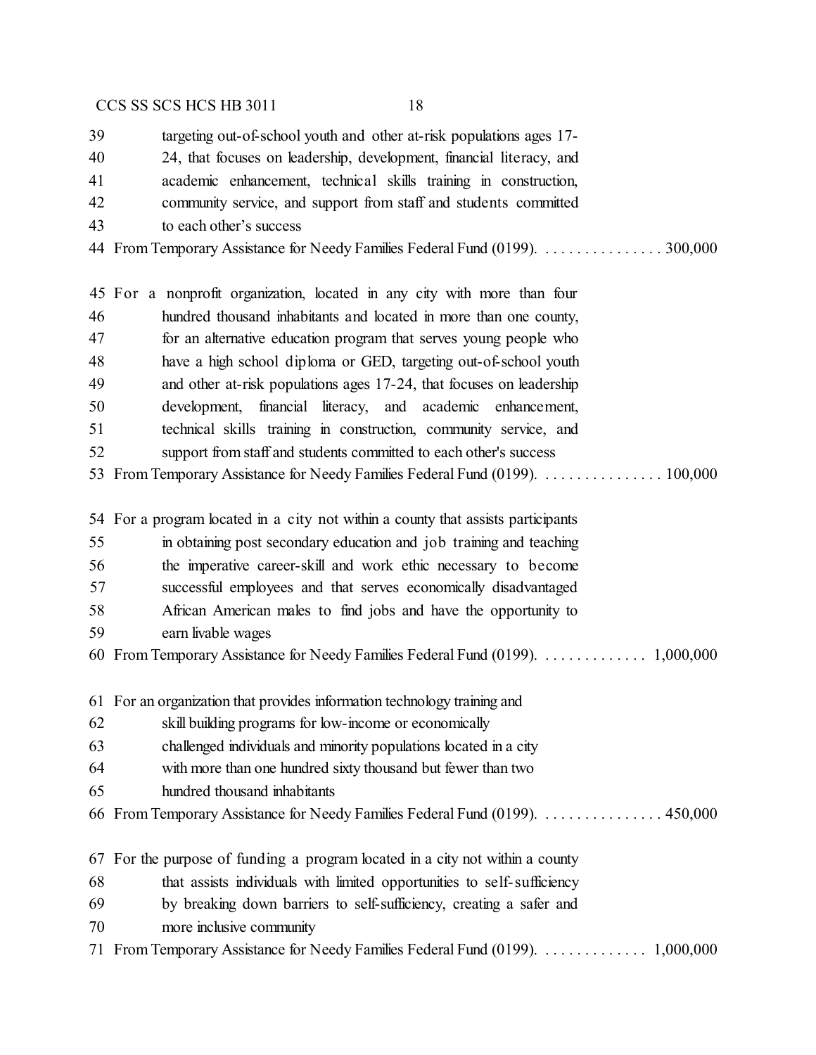targeting out-of-school youth and other at-risk populations ages 17-24, that focuses on leadership, development, financial literacy, and academic enhancement, technical skills training in construction, community service, and support from staff and students committed to each other's success

From Temporary Assistance for Needy Families Federal Fund (0199). . . . . . . . . . . . . . . . 300,000

For a nonprofit organization, located in any city with more than four hundred thousand inhabitants and located in more than one county, for an alternative education program that serves young people who have a high school diploma or GED, targeting out-of-school youth and other at-risk populations ages 17-24, that focuses on leadership development, financial literacy, and academic enhancement, technical skills training in construction, community service, and support from staff and students committed to each other's success

From Temporary Assistance for Needy Families Federal Fund (0199). . . . . . . . . . . . . . . . 100,000

For a program located in a city not within a county that assists participants in obtaining post secondary education and job training and teaching the imperative career-skill and work ethic necessary to become successful employees and that serves economically disadvantaged African American males to find jobs and have the opportunity to earn livable wages

From Temporary Assistance for Needy Families Federal Fund (0199). . . . . . . . . . . . . . 1,000,000

For an organization that provides information technology training and skill building programs for low-income or economically challenged individuals and minority populations located in a city with more than one hundred sixty thousand but fewer than two hundred thousand inhabitants

From Temporary Assistance for Needy Families Federal Fund (0199). . . . . . . . . . . . . . . . 450,000

For the purpose of funding a program located in a city not within a county that assists individuals with limited opportunities to self-sufficiency by breaking down barriers to self-sufficiency, creating a safer and more inclusive community

From Temporary Assistance for Needy Families Federal Fund (0199). . . . . . . . . . . . . . 1,000,000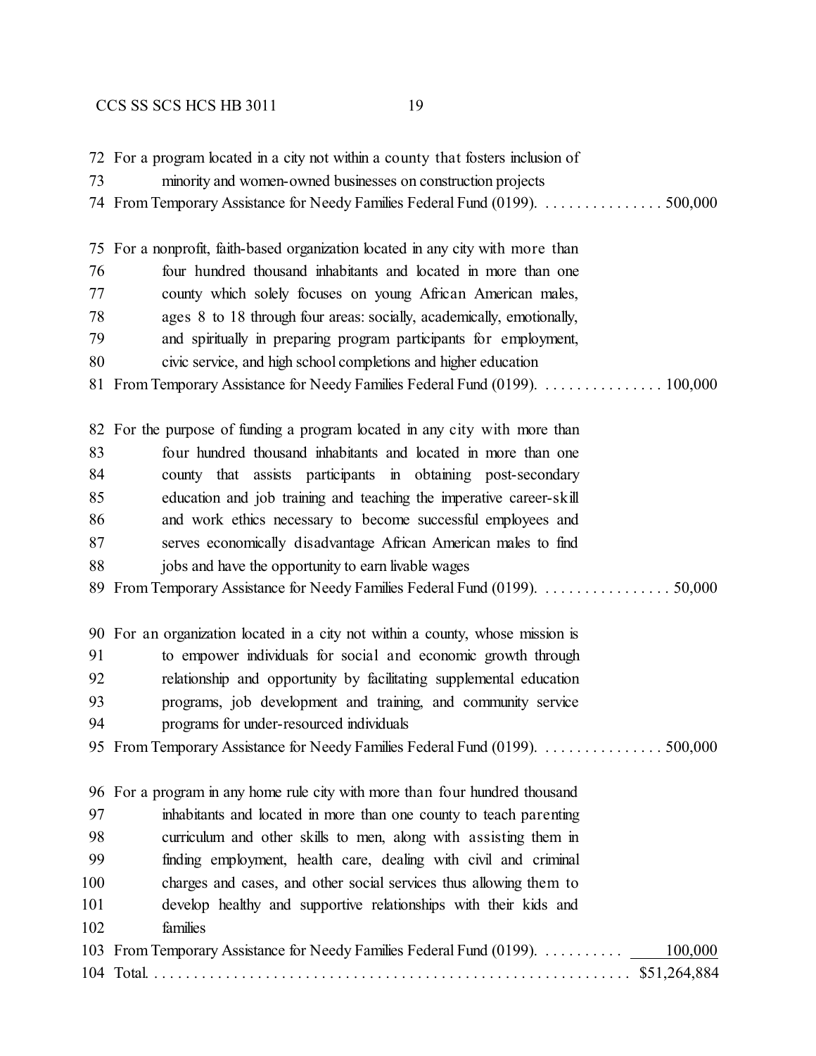72 For a program located in a city not within a county that fosters inclusion of
73 minority and women-owned businesses on construction projects
74 From Temporary Assistance for Needy Families Federal Fund (0199). . . . . . . . . . . . . . . . 500,000

75 For a nonprofit, faith-based organization located in any city with more than
76 four hundred thousand inhabitants and located in more than one
77 county which solely focuses on young African American males,
78 ages 8 to 18 through four areas: socially, academically, emotionally,
79 and spiritually in preparing program participants for employment,
80 civic service, and high school completions and higher education
81 From Temporary Assistance for Needy Families Federal Fund (0199). . . . . . . . . . . . . . . . 100,000

82 For the purpose of funding a program located in any city with more than
83 four hundred thousand inhabitants and located in more than one
84 county that assists participants in obtaining post-secondary
85 education and job training and teaching the imperative career-skill
86 and work ethics necessary to become successful employees and
87 serves economically disadvantage African American males to find
88 jobs and have the opportunity to earn livable wages
89 From Temporary Assistance for Needy Families Federal Fund (0199). . . . . . . . . . . . . . . . . 50,000

90 For an organization located in a city not within a county, whose mission is
91 to empower individuals for social and economic growth through
92 relationship and opportunity by facilitating supplemental education
93 programs, job development and training, and community service
94 programs for under-resourced individuals
95 From Temporary Assistance for Needy Families Federal Fund (0199). . . . . . . . . . . . . . . . 500,000

96 For a program in any home rule city with more than four hundred thousand
97 inhabitants and located in more than one county to teach parenting
98 curriculum and other skills to men, along with assisting them in
99 finding employment, health care, dealing with civil and criminal
100 charges and cases, and other social services thus allowing them to
101 develop healthy and supportive relationships with their kids and
102 families
103 From Temporary Assistance for Needy Families Federal Fund (0199). . . . . . . . . . 100,000
104 Total. . . . . . . . . . . . . . . . . . . . . . . . . . . . . . . . . . . . . . . . . . . . . . . . . . . . . . . . . $51,264,884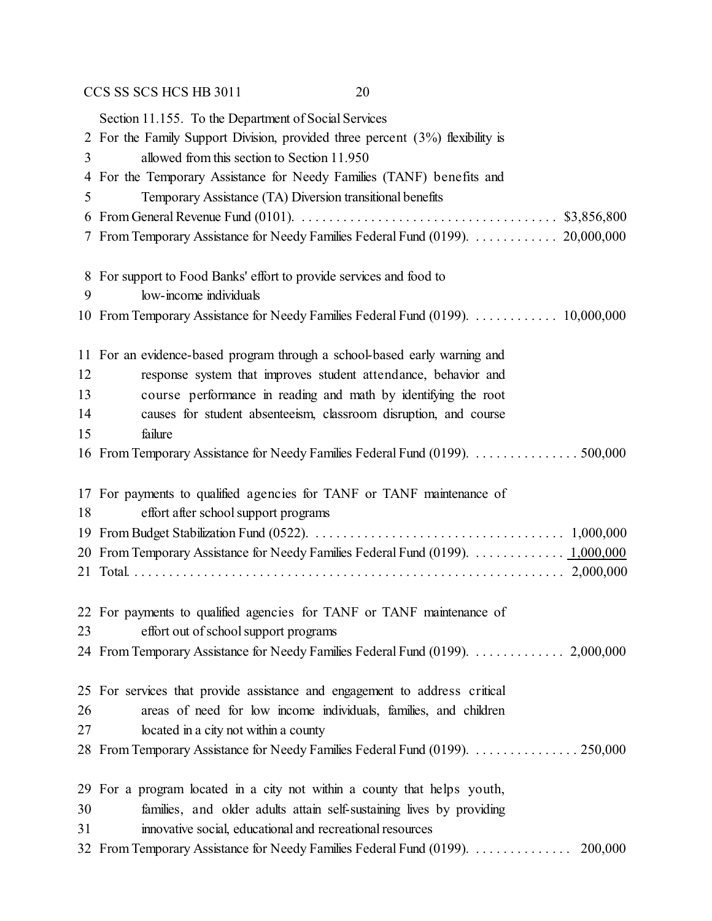Section 11.155. To the Department of Social Services

For the Family Support Division, provided three percent (3%) flexibility is allowed from this section to Section 11.950

For the Temporary Assistance for Needy Families (TANF) benefits and Temporary Assistance (TA) Diversion transitional benefits

| | |
|---|---|
| From General Revenue Fund (0101) | $3,856,800 |
| From Temporary Assistance for Needy Families Federal Fund (0199) | 20,000,000 |

For support to Food Banks' effort to provide services and food to low-income individuals

| | |
|---|---|
| From Temporary Assistance for Needy Families Federal Fund (0199) | 10,000,000 |

For an evidence-based program through a school-based early warning and response system that improves student attendance, behavior and course performance in reading and math by identifying the root causes for student absenteeism, classroom disruption, and course failure

| | |
|---|---|
| From Temporary Assistance for Needy Families Federal Fund (0199) | 500,000 |

For payments to qualified agencies for TANF or TANF maintenance of effort after school support programs

| | |
|---|---|
| From Budget Stabilization Fund (0522) | 1,000,000 |
| From Temporary Assistance for Needy Families Federal Fund (0199) | 1,000,000 |
| Total | 2,000,000 |

For payments to qualified agencies for TANF or TANF maintenance of effort out of school support programs

| | |
|---|---|
| From Temporary Assistance for Needy Families Federal Fund (0199) | 2,000,000 |

For services that provide assistance and engagement to address critical areas of need for low income individuals, families, and children located in a city not within a county

| | |
|---|---|
| From Temporary Assistance for Needy Families Federal Fund (0199) | 250,000 |

For a program located in a city not within a county that helps youth, families, and older adults attain self-sustaining lives by providing innovative social, educational and recreational resources

| | |
|---|---|
| From Temporary Assistance for Needy Families Federal Fund (0199) | 200,000 |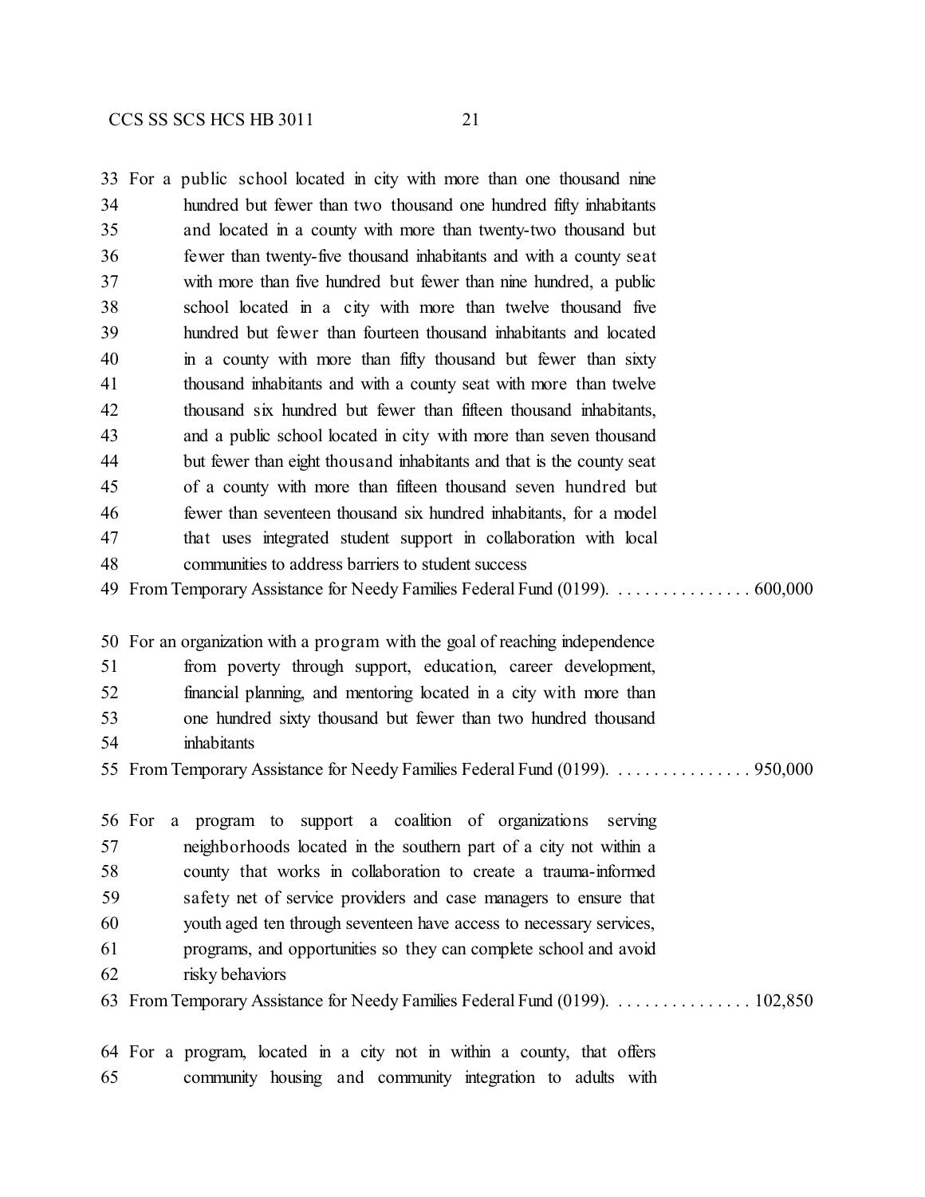33 For a public school located in city with more than one thousand nine
34 hundred but fewer than two thousand one hundred fifty inhabitants
35 and located in a county with more than twenty-two thousand but
36 fewer than twenty-five thousand inhabitants and with a county seat
37 with more than five hundred but fewer than nine hundred, a public
38 school located in a city with more than twelve thousand five
39 hundred but fewer than fourteen thousand inhabitants and located
40 in a county with more than fifty thousand but fewer than sixty
41 thousand inhabitants and with a county seat with more than twelve
42 thousand six hundred but fewer than fifteen thousand inhabitants,
43 and a public school located in city with more than seven thousand
44 but fewer than eight thousand inhabitants and that is the county seat
45 of a county with more than fifteen thousand seven hundred but
46 fewer than seventeen thousand six hundred inhabitants, for a model
47 that uses integrated student support in collaboration with local
48 communities to address barriers to student success
49 From Temporary Assistance for Needy Families Federal Fund (0199). . . . . . . . . . . . . . . . 600,000

50 For an organization with a program with the goal of reaching independence
51 from poverty through support, education, career development,
52 financial planning, and mentoring located in a city with more than
53 one hundred sixty thousand but fewer than two hundred thousand
54 inhabitants
55 From Temporary Assistance for Needy Families Federal Fund (0199). . . . . . . . . . . . . . . . 950,000

56 For a program to support a coalition of organizations serving
57 neighborhoods located in the southern part of a city not within a
58 county that works in collaboration to create a trauma-informed
59 safety net of service providers and case managers to ensure that
60 youth aged ten through seventeen have access to necessary services,
61 programs, and opportunities so they can complete school and avoid
62 risky behaviors
63 From Temporary Assistance for Needy Families Federal Fund (0199). . . . . . . . . . . . . . . . 102,850

64 For a program, located in a city not in within a county, that offers
65 community housing and community integration to adults with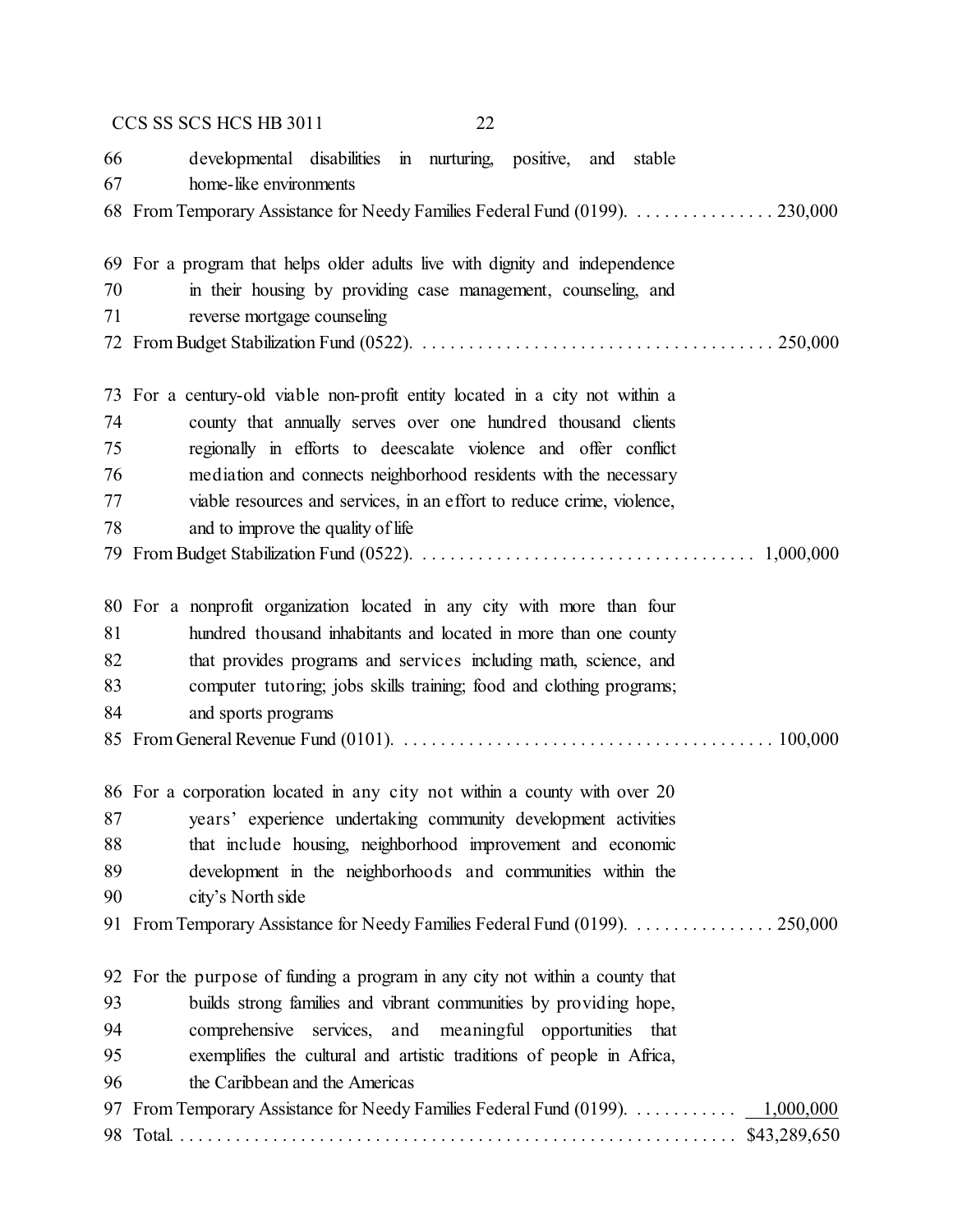66 developmental disabilities in nurturing, positive, and stable
67 home-like environments
68 From Temporary Assistance for Needy Families Federal Fund (0199). . . . . . . . . . . . . . . . 230,000

69 For a program that helps older adults live with dignity and independence
70 in their housing by providing case management, counseling, and
71 reverse mortgage counseling
72 From Budget Stabilization Fund (0522). . . . . . . . . . . . . . . . . . . . . . . . . . . . . . . . . . . . . . . 250,000

73 For a century-old viable non-profit entity located in a city not within a
74 county that annually serves over one hundred thousand clients
75 regionally in efforts to deescalate violence and offer conflict
76 mediation and connects neighborhood residents with the necessary
77 viable resources and services, in an effort to reduce crime, violence,
78 and to improve the quality of life
79 From Budget Stabilization Fund (0522). . . . . . . . . . . . . . . . . . . . . . . . . . . . . . . . . . . . 1,000,000

80 For a nonprofit organization located in any city with more than four
81 hundred thousand inhabitants and located in more than one county
82 that provides programs and services including math, science, and
83 computer tutoring; jobs skills training; food and clothing programs;
84 and sports programs
85 From General Revenue Fund (0101). . . . . . . . . . . . . . . . . . . . . . . . . . . . . . . . . . . . . . . . 100,000

86 For a corporation located in any city not within a county with over 20
87 years' experience undertaking community development activities
88 that include housing, neighborhood improvement and economic
89 development in the neighborhoods and communities within the
90 city's North side
91 From Temporary Assistance for Needy Families Federal Fund (0199). . . . . . . . . . . . . . . . 250,000

92 For the purpose of funding a program in any city not within a county that
93 builds strong families and vibrant communities by providing hope,
94 comprehensive services, and meaningful opportunities that
95 exemplifies the cultural and artistic traditions of people in Africa,
96 the Caribbean and the Americas
97 From Temporary Assistance for Needy Families Federal Fund (0199). . . . . . . . . . . . 1,000,000
98 Total. . . . . . . . . . . . . . . . . . . . . . . . . . . . . . . . . . . . . . . . . . . . . . . . . . . . . . . . . . $43,289,650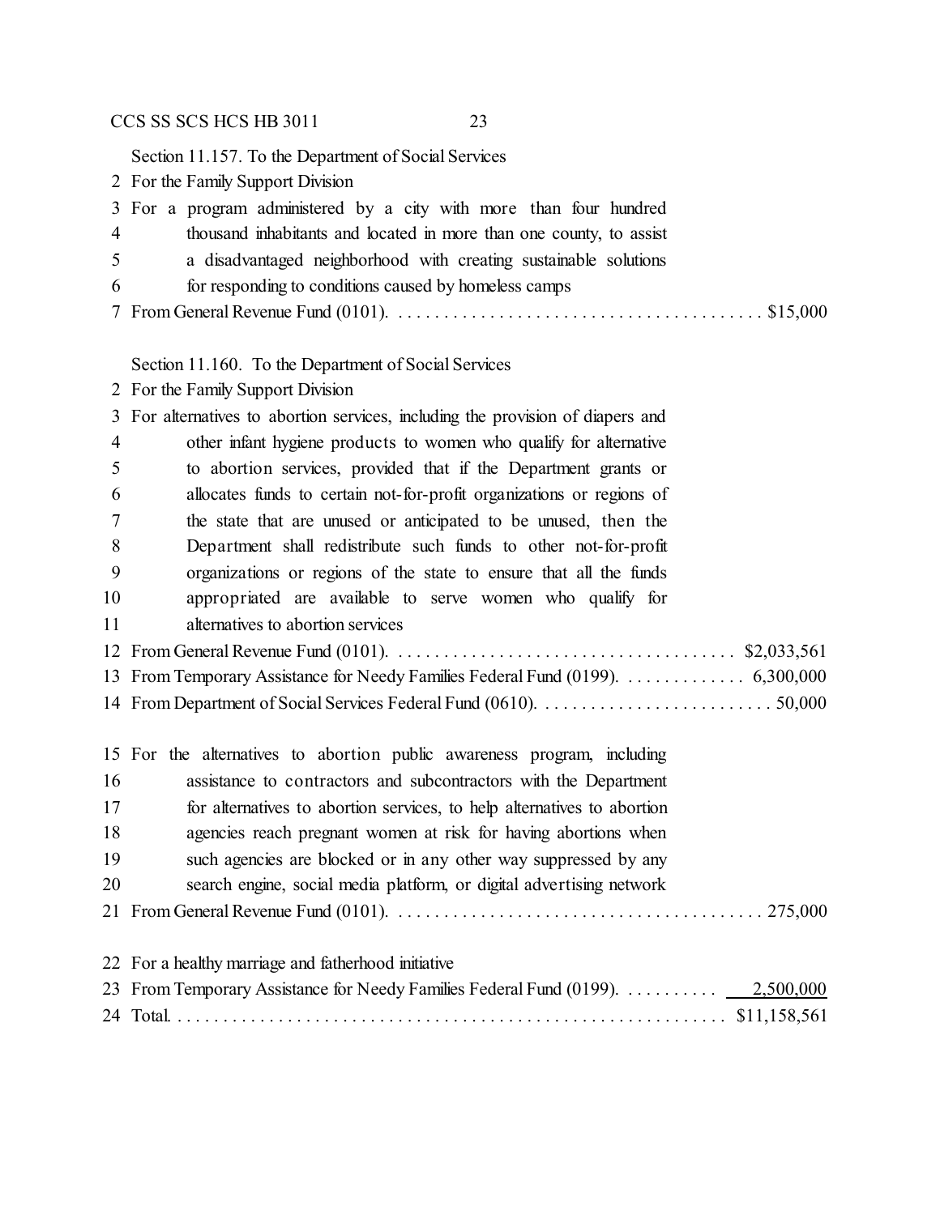Section 11.157. To the Department of Social Services

2 For the Family Support Division

3 For a program administered by a city with more than four hundred
4 thousand inhabitants and located in more than one county, to assist
5 a disadvantaged neighborhood with creating sustainable solutions
6 for responding to conditions caused by homeless camps

7 From General Revenue Fund (0101). . . . . . . . . . . . . . . . . . . . . . . . . . . . . . . . . . . . . . . . $15,000

Section 11.160. To the Department of Social Services

2 For the Family Support Division

3 For alternatives to abortion services, including the provision of diapers and
4 other infant hygiene products to women who qualify for alternative
5 to abortion services, provided that if the Department grants or
6 allocates funds to certain not-for-profit organizations or regions of
7 the state that are unused or anticipated to be unused, then the
8 Department shall redistribute such funds to other not-for-profit
9 organizations or regions of the state to ensure that all the funds
10 appropriated are available to serve women who qualify for
11 alternatives to abortion services

12 From General Revenue Fund (0101). . . . . . . . . . . . . . . . . . . . . . . . . . . . . . . . . . . . . $2,033,561

13 From Temporary Assistance for Needy Families Federal Fund (0199). . . . . . . . . . . . . 6,300,000

14 From Department of Social Services Federal Fund (0610). . . . . . . . . . . . . . . . . . . . . . . . . . 50,000

15 For the alternatives to abortion public awareness program, including
16 assistance to contractors and subcontractors with the Department
17 for alternatives to abortion services, to help alternatives to abortion
18 agencies reach pregnant women at risk for having abortions when
19 such agencies are blocked or in any other way suppressed by any
20 search engine, social media platform, or digital advertising network

21 From General Revenue Fund (0101). . . . . . . . . . . . . . . . . . . . . . . . . . . . . . . . . . . . . . . . 275,000

22 For a healthy marriage and fatherhood initiative

23 From Temporary Assistance for Needy Families Federal Fund (0199). . . . . . . . . . 2,500,000

24 Total. . . . . . . . . . . . . . . . . . . . . . . . . . . . . . . . . . . . . . . . . . . . . . . . . . . . . . . . . . . $11,158,561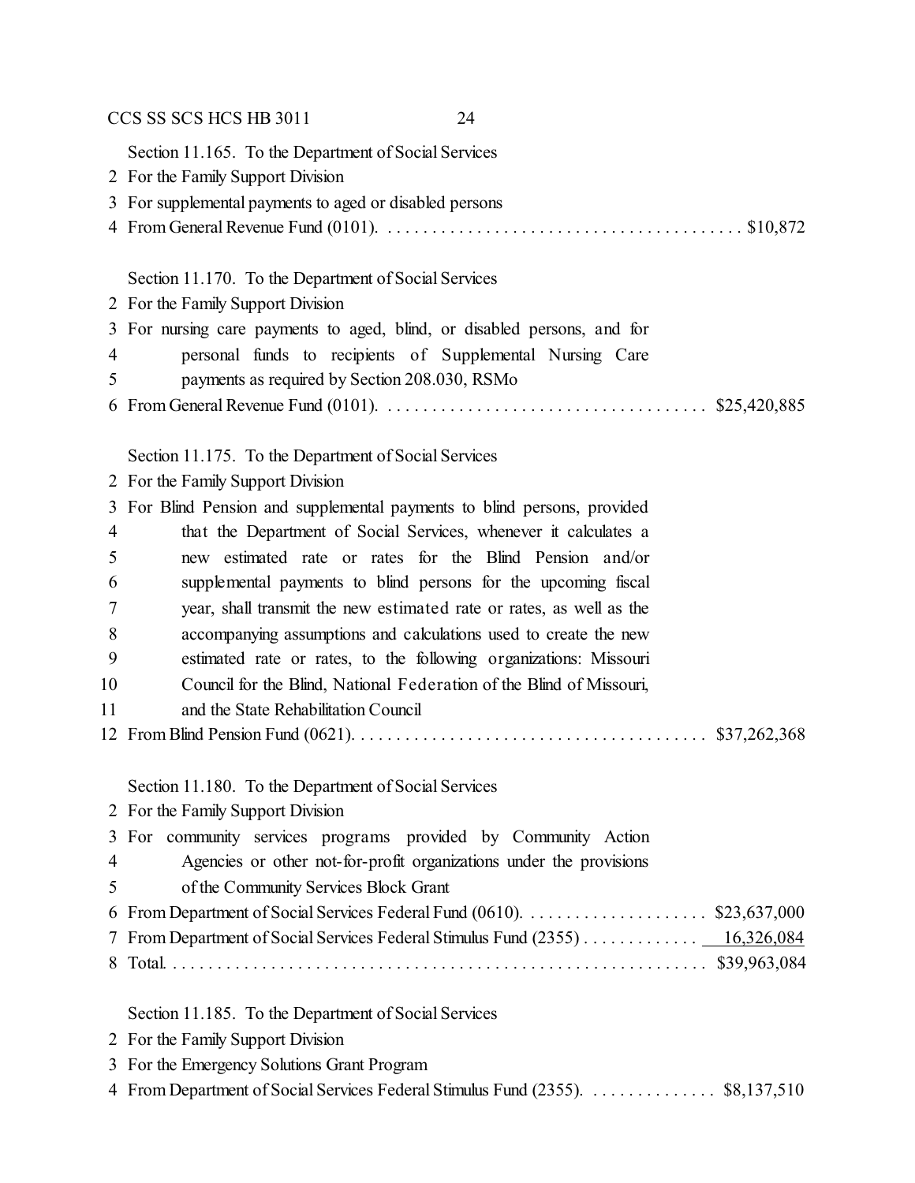Section 11.165. To the Department of Social Services
2 For the Family Support Division
3 For supplemental payments to aged or disabled persons
4 From General Revenue Fund (0101). . . . . . . . . . . . . . . . . . . . . . . . . . . . . . . . . . . . . . . . $10,872

Section 11.170. To the Department of Social Services
2 For the Family Support Division
3 For nursing care payments to aged, blind, or disabled persons, and for
4 personal funds to recipients of Supplemental Nursing Care
5 payments as required by Section 208.030, RSMo
6 From General Revenue Fund (0101). . . . . . . . . . . . . . . . . . . . . . . . . . . . . . . . . . . . $25,420,885

Section 11.175. To the Department of Social Services
2 For the Family Support Division
3 For Blind Pension and supplemental payments to blind persons, provided
4 that the Department of Social Services, whenever it calculates a
5 new estimated rate or rates for the Blind Pension and/or
6 supplemental payments to blind persons for the upcoming fiscal
7 year, shall transmit the new estimated rate or rates, as well as the
8 accompanying assumptions and calculations used to create the new
9 estimated rate or rates, to the following organizations: Missouri
10 Council for the Blind, National Federation of the Blind of Missouri,
11 and the State Rehabilitation Council
12 From Blind Pension Fund (0621). . . . . . . . . . . . . . . . . . . . . . . . . . . . . . . . . . . . . . . $37,262,368

Section 11.180. To the Department of Social Services
2 For the Family Support Division
3 For community services programs provided by Community Action
4 Agencies or other not-for-profit organizations under the provisions
5 of the Community Services Block Grant
6 From Department of Social Services Federal Fund (0610). . . . . . . . . . . . . . . . . . . . . $23,637,000
7 From Department of Social Services Federal Stimulus Fund (2355) . . . . . . . . . . . . . 16,326,084
8 Total. . . . . . . . . . . . . . . . . . . . . . . . . . . . . . . . . . . . . . . . . . . . . . . . . . . . . . . . . . . . $39,963,084

Section 11.185. To the Department of Social Services
2 For the Family Support Division
3 For the Emergency Solutions Grant Program
4 From Department of Social Services Federal Stimulus Fund (2355). . . . . . . . . . . . . . $8,137,510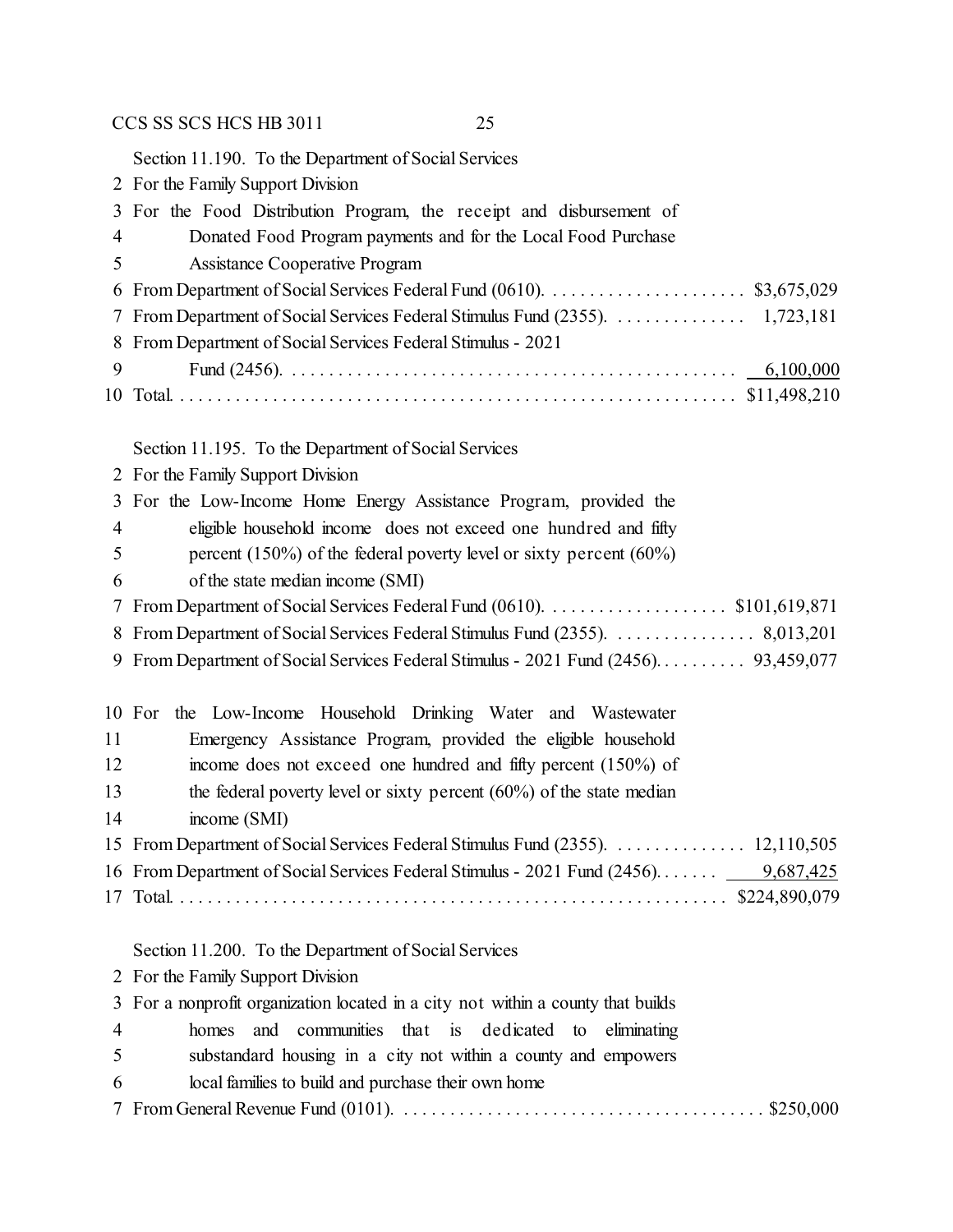Section 11.190. To the Department of Social Services

2 For the Family Support Division

3 For the Food Distribution Program, the receipt and disbursement of

4 Donated Food Program payments and for the Local Food Purchase

5 Assistance Cooperative Program

6 From Department of Social Services Federal Fund (0610). . . . . . . . . . . . . . . . . . . . . . $3,675,029

7 From Department of Social Services Federal Stimulus Fund (2355). . . . . . . . . . . . . . . 1,723,181

8 From Department of Social Services Federal Stimulus - 2021

9 Fund (2456). . . . . . . . . . . . . . . . . . . . . . . . . . . . . . . . . . . . . . . . . . . . . . . . 6,100,000

10 Total. . . . . . . . . . . . . . . . . . . . . . . . . . . . . . . . . . . . . . . . . . . . . . . . . . . . . . . . . $11,498,210

Section 11.195. To the Department of Social Services

2 For the Family Support Division

3 For the Low-Income Home Energy Assistance Program, provided the

4 eligible household income does not exceed one hundred and fifty

5 percent (150%) of the federal poverty level or sixty percent (60%)

6 of the state median income (SMI)

7 From Department of Social Services Federal Fund (0610). . . . . . . . . . . . . . . . . . . . $101,619,871

8 From Department of Social Services Federal Stimulus Fund (2355). . . . . . . . . . . . . . . . 8,013,201

9 From Department of Social Services Federal Stimulus - 2021 Fund (2456). . . . . . . . . . 93,459,077

10 For the Low-Income Household Drinking Water and Wastewater

11 Emergency Assistance Program, provided the eligible household

12 income does not exceed one hundred and fifty percent (150%) of

13 the federal poverty level or sixty percent (60%) of the state median

14 income (SMI)

15 From Department of Social Services Federal Stimulus Fund (2355). . . . . . . . . . . . . . . 12,110,505

16 From Department of Social Services Federal Stimulus - 2021 Fund (2456). . . . . . . . 9,687,425

17 Total. . . . . . . . . . . . . . . . . . . . . . . . . . . . . . . . . . . . . . . . . . . . . . . . . . . . . . . . . $224,890,079

Section 11.200. To the Department of Social Services

2 For the Family Support Division

3 For a nonprofit organization located in a city not within a county that builds

4 homes and communities that is dedicated to eliminating

5 substandard housing in a city not within a county and empowers

6 local families to build and purchase their own home

7 From General Revenue Fund (0101). . . . . . . . . . . . . . . . . . . . . . . . . . . . . . . . . . . . . . . $250,000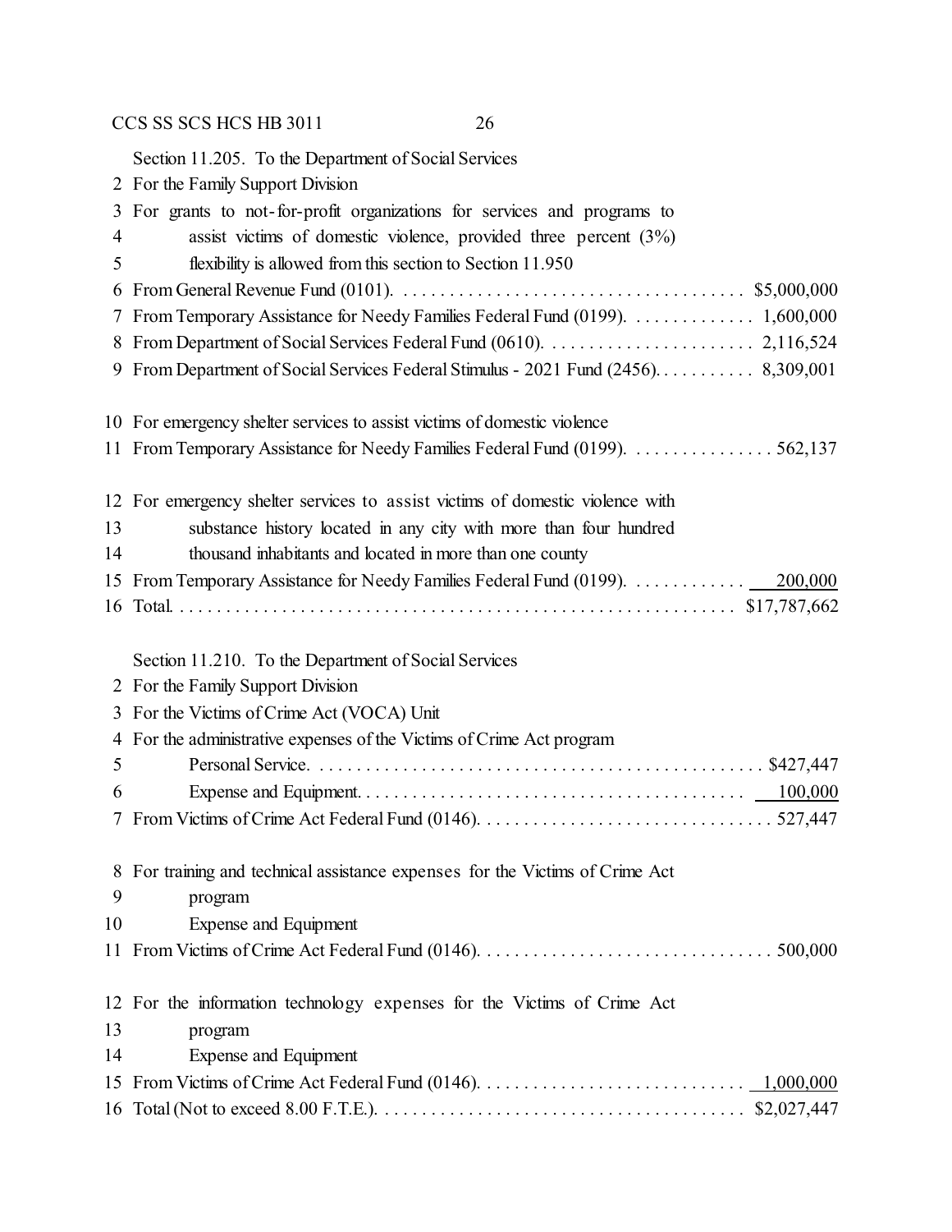Section 11.205. To the Department of Social Services
2 For the Family Support Division
3 For grants to not-for-profit organizations for services and programs to
4 assist victims of domestic violence, provided three percent (3%)
5 flexibility is allowed from this section to Section 11.950
6 From General Revenue Fund (0101). . . . . . . . . . . . . . . . . . . . . . . . . . . . . . . . . . . . . . $5,000,000
7 From Temporary Assistance for Needy Families Federal Fund (0199). . . . . . . . . . . . . 1,600,000
8 From Department of Social Services Federal Fund (0610). . . . . . . . . . . . . . . . . . . . . . . 2,116,524
9 From Department of Social Services Federal Stimulus - 2021 Fund (2456). . . . . . . . . . . 8,309,001

10 For emergency shelter services to assist victims of domestic violence
11 From Temporary Assistance for Needy Families Federal Fund (0199). . . . . . . . . . . . . . . 562,137

12 For emergency shelter services to assist victims of domestic violence with
13 substance history located in any city with more than four hundred
14 thousand inhabitants and located in more than one county
15 From Temporary Assistance for Needy Families Federal Fund (0199). . . . . . . . . . . . 200,000
16 Total. . . . . . . . . . . . . . . . . . . . . . . . . . . . . . . . . . . . . . . . . . . . . . . . . . . . . . . . . . $17,787,662

Section 11.210. To the Department of Social Services
2 For the Family Support Division
3 For the Victims of Crime Act (VOCA) Unit
4 For the administrative expenses of the Victims of Crime Act program
5 Personal Service. . . . . . . . . . . . . . . . . . . . . . . . . . . . . . . . . . . . . . . . . . . . . . . $427,447
6 Expense and Equipment. . . . . . . . . . . . . . . . . . . . . . . . . . . . . . . . . . . . . . . . . 100,000
7 From Victims of Crime Act Federal Fund (0146). . . . . . . . . . . . . . . . . . . . . . . . . . . . . . . 527,447

8 For training and technical assistance expenses for the Victims of Crime Act
9 program
10 Expense and Equipment
11 From Victims of Crime Act Federal Fund (0146). . . . . . . . . . . . . . . . . . . . . . . . . . . . . . . 500,000

12 For the information technology expenses for the Victims of Crime Act
13 program
14 Expense and Equipment
15 From Victims of Crime Act Federal Fund (0146). . . . . . . . . . . . . . . . . . . . . . . . . . . . 1,000,000
16 Total (Not to exceed 8.00 F.T.E.). . . . . . . . . . . . . . . . . . . . . . . . . . . . . . . . . . . . . . . $2,027,447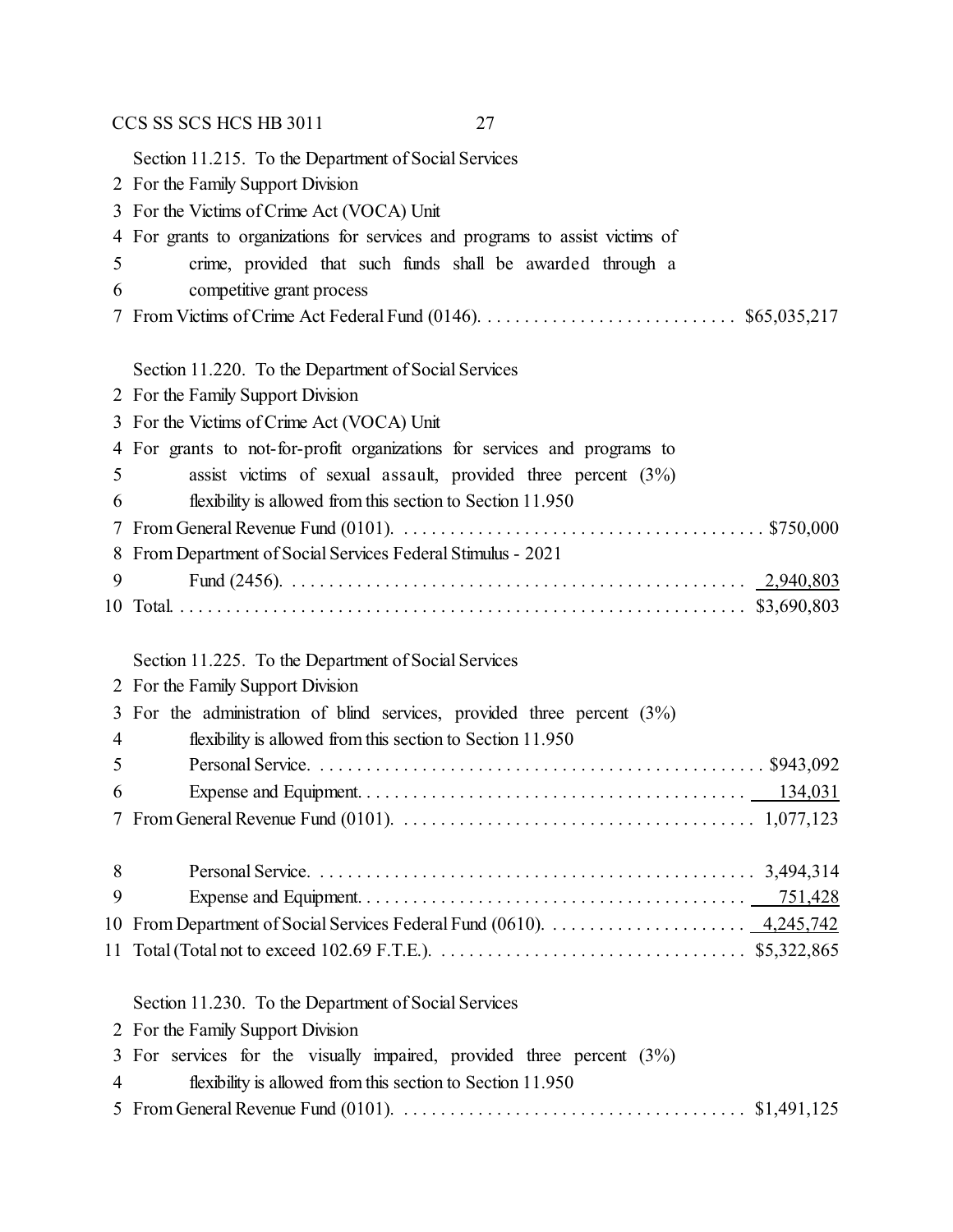Section 11.215. To the Department of Social Services
2 For the Family Support Division
3 For the Victims of Crime Act (VOCA) Unit
4 For grants to organizations for services and programs to assist victims of
5 crime, provided that such funds shall be awarded through a
6 competitive grant process
7 From Victims of Crime Act Federal Fund (0146). . . . . . . . . . . . . . . . . . . . . . . . . . . . $65,035,217

Section 11.220. To the Department of Social Services
2 For the Family Support Division
3 For the Victims of Crime Act (VOCA) Unit
4 For grants to not-for-profit organizations for services and programs to
5 assist victims of sexual assault, provided three percent (3%)
6 flexibility is allowed from this section to Section 11.950
7 From General Revenue Fund (0101). . . . . . . . . . . . . . . . . . . . . . . . . . . . . . . . . . . . . . . $750,000
8 From Department of Social Services Federal Stimulus - 2021
9 Fund (2456). . . . . . . . . . . . . . . . . . . . . . . . . . . . . . . . . . . . . . . . . . . . . . . . . 2,940,803
10 Total. . . . . . . . . . . . . . . . . . . . . . . . . . . . . . . . . . . . . . . . . . . . . . . . . . . . . . . . . . . . $3,690,803

Section 11.225. To the Department of Social Services
2 For the Family Support Division
3 For the administration of blind services, provided three percent (3%)
4 flexibility is allowed from this section to Section 11.950
5 Personal Service. . . . . . . . . . . . . . . . . . . . . . . . . . . . . . . . . . . . . . . . . . . . . . . $943,092
6 Expense and Equipment. . . . . . . . . . . . . . . . . . . . . . . . . . . . . . . . . . . . . . . . . 134,031
7 From General Revenue Fund (0101). . . . . . . . . . . . . . . . . . . . . . . . . . . . . . . . . . . . . . 1,077,123

8 Personal Service. . . . . . . . . . . . . . . . . . . . . . . . . . . . . . . . . . . . . . . . . . . . . . . 3,494,314
9 Expense and Equipment. . . . . . . . . . . . . . . . . . . . . . . . . . . . . . . . . . . . . . . . . 751,428
10 From Department of Social Services Federal Fund (0610). . . . . . . . . . . . . . . . . . . . . . 4,245,742
11 Total (Total not to exceed 102.69 F.T.E.). . . . . . . . . . . . . . . . . . . . . . . . . . . . . . . . . $5,322,865

Section 11.230. To the Department of Social Services
2 For the Family Support Division
3 For services for the visually impaired, provided three percent (3%)
4 flexibility is allowed from this section to Section 11.950
5 From General Revenue Fund (0101). . . . . . . . . . . . . . . . . . . . . . . . . . . . . . . . . . . . . $1,491,125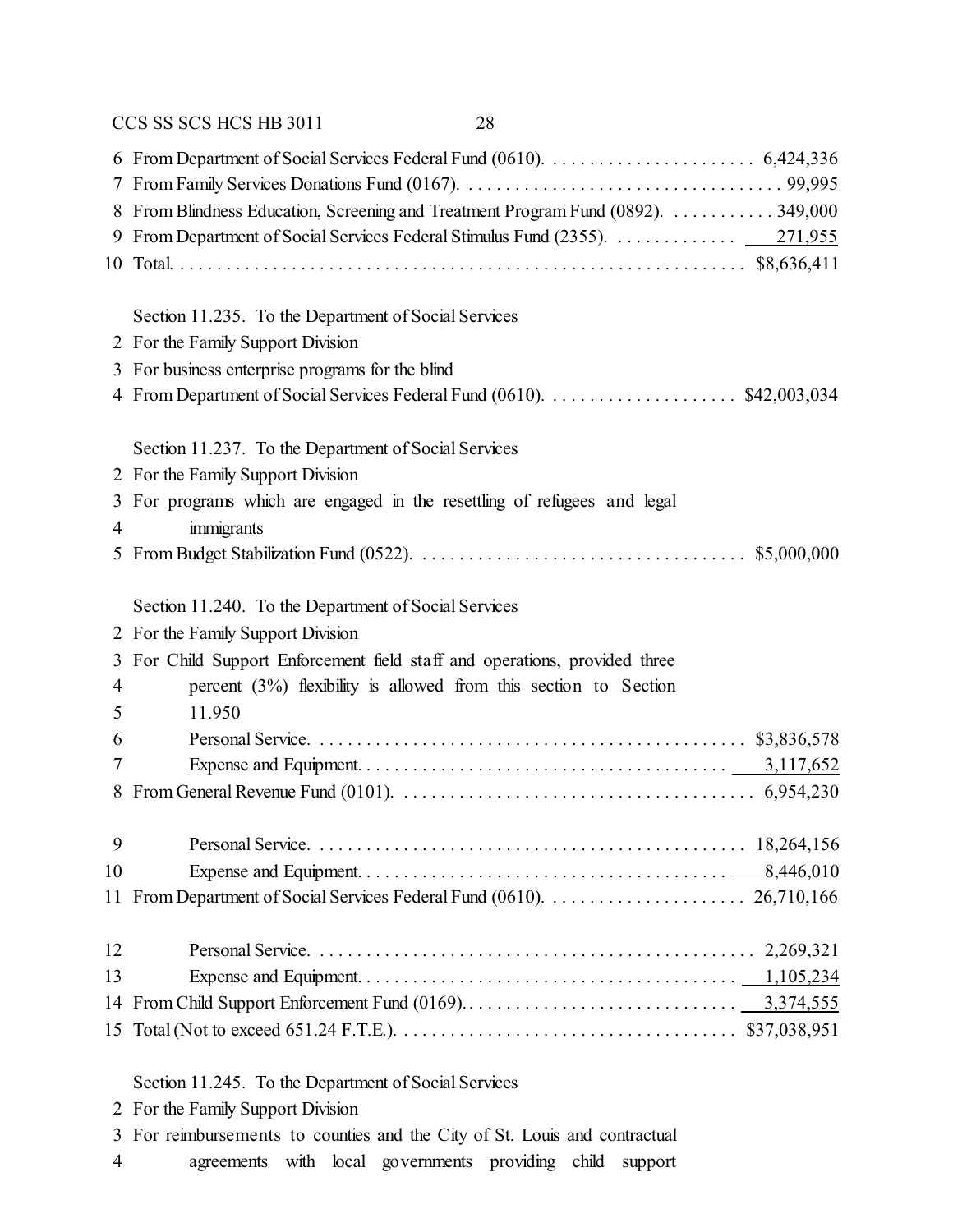6 From Department of Social Services Federal Fund (0610). . . . . . . . . . . . . . . . . . . . . . . 6,424,336
7 From Family Services Donations Fund (0167). . . . . . . . . . . . . . . . . . . . . . . . . . . . . . . . . . 99,995
8 From Blindness Education, Screening and Treatment Program Fund (0892). . . . . . . . . . . . 349,000
9 From Department of Social Services Federal Stimulus Fund (2355). . . . . . . . . . . . . . 271,955
10 Total. . . . . . . . . . . . . . . . . . . . . . . . . . . . . . . . . . . . . . . . . . . . . . . . . . . . . . . . . . . $8,636,411

Section 11.235. To the Department of Social Services
2 For the Family Support Division
3 For business enterprise programs for the blind
4 From Department of Social Services Federal Fund (0610). . . . . . . . . . . . . . . . . . . . . $42,003,034

Section 11.237. To the Department of Social Services
2 For the Family Support Division
3 For programs which are engaged in the resettling of refugees and legal
4 immigrants
5 From Budget Stabilization Fund (0522). . . . . . . . . . . . . . . . . . . . . . . . . . . . . . . . . . . $5,000,000

Section 11.240. To the Department of Social Services
2 For the Family Support Division
3 For Child Support Enforcement field staff and operations, provided three
4 percent (3%) flexibility is allowed from this section to Section
5 11.950
6 Personal Service. . . . . . . . . . . . . . . . . . . . . . . . . . . . . . . . . . . . . . . . . . . . . . $3,836,578
7 Expense and Equipment. . . . . . . . . . . . . . . . . . . . . . . . . . . . . . . . . . . . . . . 3,117,652
8 From General Revenue Fund (0101). . . . . . . . . . . . . . . . . . . . . . . . . . . . . . . . . . . . . . 6,954,230

9 Personal Service. . . . . . . . . . . . . . . . . . . . . . . . . . . . . . . . . . . . . . . . . . . . . 18,264,156
10 Expense and Equipment. . . . . . . . . . . . . . . . . . . . . . . . . . . . . . . . . . . . . . . 8,446,010
11 From Department of Social Services Federal Fund (0610). . . . . . . . . . . . . . . . . . . . . 26,710,166

12 Personal Service. . . . . . . . . . . . . . . . . . . . . . . . . . . . . . . . . . . . . . . . . . . . . . 2,269,321
13 Expense and Equipment. . . . . . . . . . . . . . . . . . . . . . . . . . . . . . . . . . . . . . . . 1,105,234
14 From Child Support Enforcement Fund (0169). . . . . . . . . . . . . . . . . . . . . . . . . . . . . 3,374,555
15 Total (Not to exceed 651.24 F.T.E.). . . . . . . . . . . . . . . . . . . . . . . . . . . . . . . . . . . . $37,038,951

Section 11.245. To the Department of Social Services
2 For the Family Support Division
3 For reimbursements to counties and the City of St. Louis and contractual
4 agreements with local governments providing child support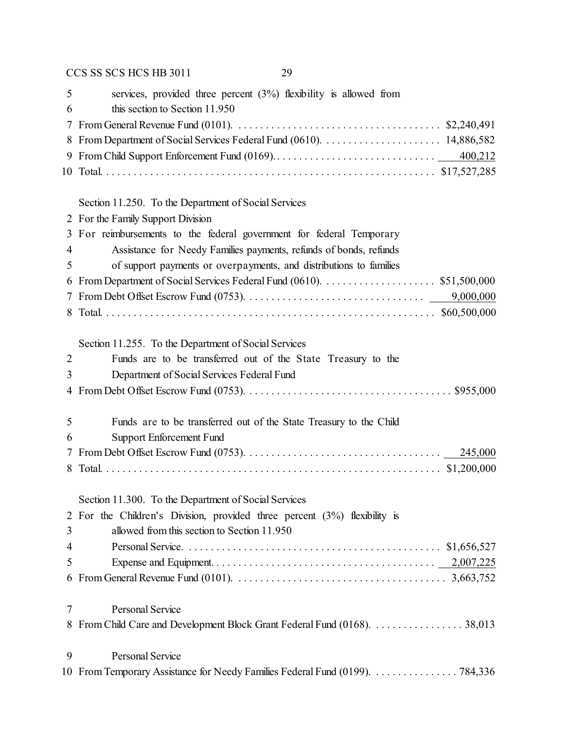5 services, provided three percent (3%) flexibility is allowed from
6 this section to Section 11.950

| | | |
|---|---|---|
| 7 | From General Revenue Fund (0101) | $2,240,491 |
| 8 | From Department of Social Services Federal Fund (0610) | 14,886,582 |
| 9 | From Child Support Enforcement Fund (0169) | 400,212 |
| 10 | Total | $17,527,285 |

Section 11.250. To the Department of Social Services
2 For the Family Support Division
3 For reimbursements to the federal government for federal Temporary
4 Assistance for Needy Families payments, refunds of bonds, refunds
5 of support payments or overpayments, and distributions to families

| | | |
|---|---|---|
| 6 | From Department of Social Services Federal Fund (0610) | $51,500,000 |
| 7 | From Debt Offset Escrow Fund (0753) | 9,000,000 |
| 8 | Total | $60,500,000 |

Section 11.255. To the Department of Social Services
2 Funds are to be transferred out of the State Treasury to the
3 Department of Social Services Federal Fund
4 From Debt Offset Escrow Fund (0753) . . . . . $955,000

5 Funds are to be transferred out of the State Treasury to the Child
6 Support Enforcement Fund

| | | |
|---|---|---|
| 7 | From Debt Offset Escrow Fund (0753) | 245,000 |
| 8 | Total | $1,200,000 |

Section 11.300. To the Department of Social Services
2 For the Children's Division, provided three percent (3%) flexibility is
3 allowed from this section to Section 11.950

| | | |
|---|---|---|
| 4 | Personal Service | $1,656,527 |
| 5 | Expense and Equipment | 2,007,225 |
| 6 | From General Revenue Fund (0101) | 3,663,752 |

7 Personal Service
8 From Child Care and Development Block Grant Federal Fund (0168) . . . . . 38,013

9 Personal Service
10 From Temporary Assistance for Needy Families Federal Fund (0199) . . . . . 784,336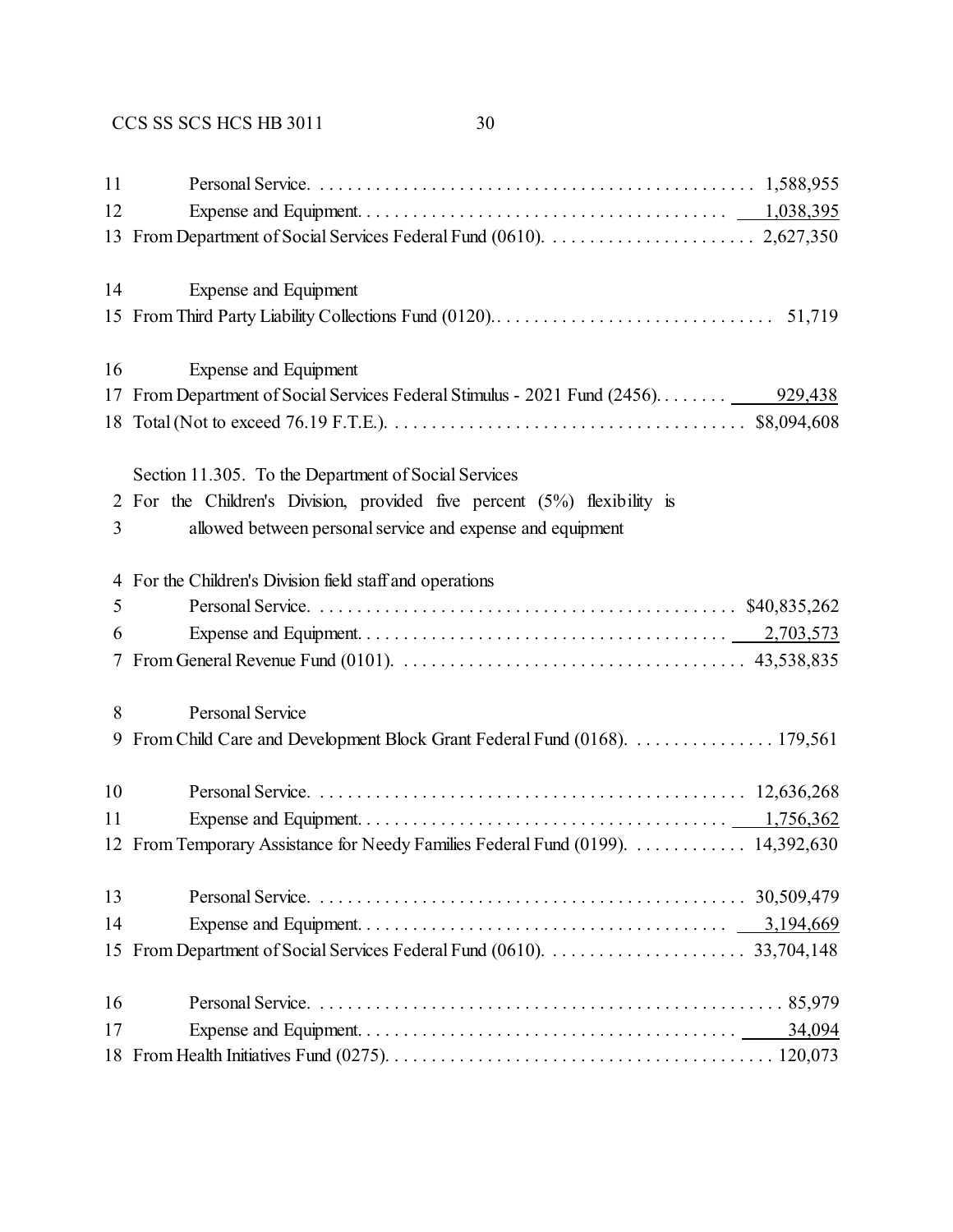11 Personal Service. . . . . . . . . . . . . . . . . . . . . . . . . . . . . . . . . . . . . . . . . . . . . . . 1,588,955
12 Expense and Equipment. . . . . . . . . . . . . . . . . . . . . . . . . . . . . . . . . . . . . . . 1,038,395
13 From Department of Social Services Federal Fund (0610). . . . . . . . . . . . . . . . . . . . . . . 2,627,350

14 Expense and Equipment
15 From Third Party Liability Collections Fund (0120). . . . . . . . . . . . . . . . . . . . . . . . . . . . . . . 51,719

16 Expense and Equipment
17 From Department of Social Services Federal Stimulus - 2021 Fund (2456). . . . . . . . 929,438
18 Total (Not to exceed 76.19 F.T.E.). . . . . . . . . . . . . . . . . . . . . . . . . . . . . . . . . . . . . . $8,094,608

Section 11.305. To the Department of Social Services
2 For the Children's Division, provided five percent (5%) flexibility is
3 allowed between personal service and expense and equipment

4 For the Children's Division field staff and operations
5 Personal Service. . . . . . . . . . . . . . . . . . . . . . . . . . . . . . . . . . . . . . . . . . . . $40,835,262
6 Expense and Equipment. . . . . . . . . . . . . . . . . . . . . . . . . . . . . . . . . . . . . . . 2,703,573
7 From General Revenue Fund (0101). . . . . . . . . . . . . . . . . . . . . . . . . . . . . . . . . . . . 43,538,835

8 Personal Service
9 From Child Care and Development Block Grant Federal Fund (0168). . . . . . . . . . . . . . . . 179,561

10 Personal Service. . . . . . . . . . . . . . . . . . . . . . . . . . . . . . . . . . . . . . . . . . . . . 12,636,268
11 Expense and Equipment. . . . . . . . . . . . . . . . . . . . . . . . . . . . . . . . . . . . . . . 1,756,362
12 From Temporary Assistance for Needy Families Federal Fund (0199). . . . . . . . . . . . 14,392,630

13 Personal Service. . . . . . . . . . . . . . . . . . . . . . . . . . . . . . . . . . . . . . . . . . . . . 30,509,479
14 Expense and Equipment. . . . . . . . . . . . . . . . . . . . . . . . . . . . . . . . . . . . . . . 3,194,669
15 From Department of Social Services Federal Fund (0610). . . . . . . . . . . . . . . . . . . . . . 33,704,148

16 Personal Service. . . . . . . . . . . . . . . . . . . . . . . . . . . . . . . . . . . . . . . . . . . . . . . . . 85,979
17 Expense and Equipment. . . . . . . . . . . . . . . . . . . . . . . . . . . . . . . . . . . . . . . . . 34,094
18 From Health Initiatives Fund (0275). . . . . . . . . . . . . . . . . . . . . . . . . . . . . . . . . . . . . . . . . 120,073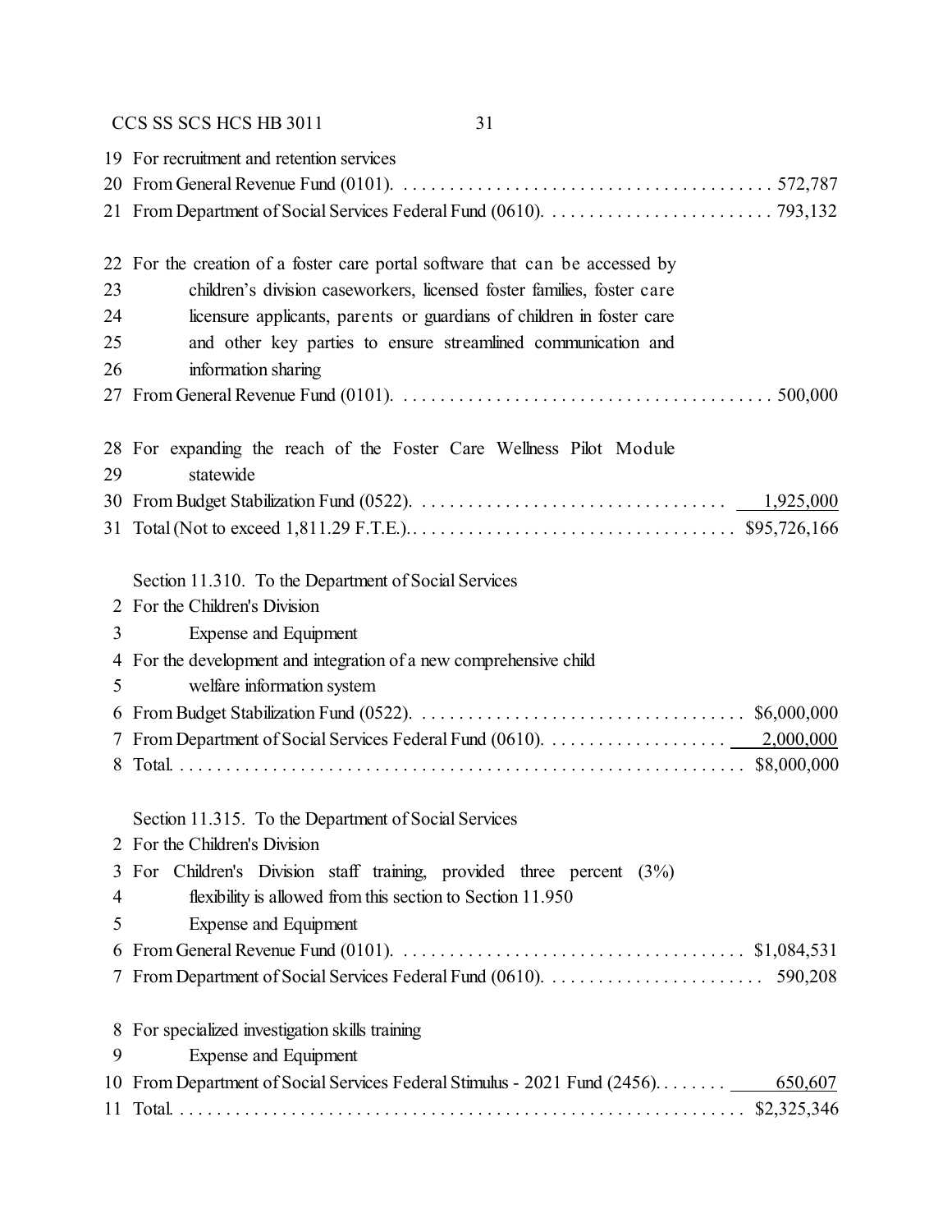19 For recruitment and retention services
20 From General Revenue Fund (0101). . . . . . . . . . . . . . . . . . . . . . . . . . . . . . . . . . . . . . . . 572,787
21 From Department of Social Services Federal Fund (0610). . . . . . . . . . . . . . . . . . . . . . . . . 793,132

22 For the creation of a foster care portal software that can be accessed by
23 children's division caseworkers, licensed foster families, foster care
24 licensure applicants, parents or guardians of children in foster care
25 and other key parties to ensure streamlined communication and
26 information sharing
27 From General Revenue Fund (0101). . . . . . . . . . . . . . . . . . . . . . . . . . . . . . . . . . . . . . . . 500,000

28 For expanding the reach of the Foster Care Wellness Pilot Module
29 statewide
30 From Budget Stabilization Fund (0522). . . . . . . . . . . . . . . . . . . . . . . . . . . . . . . . . . 1,925,000
31 Total (Not to exceed 1,811.29 F.T.E.). . . . . . . . . . . . . . . . . . . . . . . . . . . . . . . . . . . $95,726,166

Section 11.310. To the Department of Social Services
2 For the Children's Division
3 Expense and Equipment
4 For the development and integration of a new comprehensive child
5 welfare information system
6 From Budget Stabilization Fund (0522). . . . . . . . . . . . . . . . . . . . . . . . . . . . . . . . . . . $6,000,000
7 From Department of Social Services Federal Fund (0610). . . . . . . . . . . . . . . . . . . . 2,000,000
8 Total. . . . . . . . . . . . . . . . . . . . . . . . . . . . . . . . . . . . . . . . . . . . . . . . . . . . . . . . . . . . $8,000,000

Section 11.315. To the Department of Social Services
2 For the Children's Division
3 For Children's Division staff training, provided three percent (3%)
4 flexibility is allowed from this section to Section 11.950
5 Expense and Equipment
6 From General Revenue Fund (0101). . . . . . . . . . . . . . . . . . . . . . . . . . . . . . . . . . . . . $1,084,531
7 From Department of Social Services Federal Fund (0610). . . . . . . . . . . . . . . . . . . . . . . . 590,208

8 For specialized investigation skills training
9 Expense and Equipment
10 From Department of Social Services Federal Stimulus - 2021 Fund (2456). . . . . . . . 650,607
11 Total. . . . . . . . . . . . . . . . . . . . . . . . . . . . . . . . . . . . . . . . . . . . . . . . . . . . . . . . . . . . $2,325,346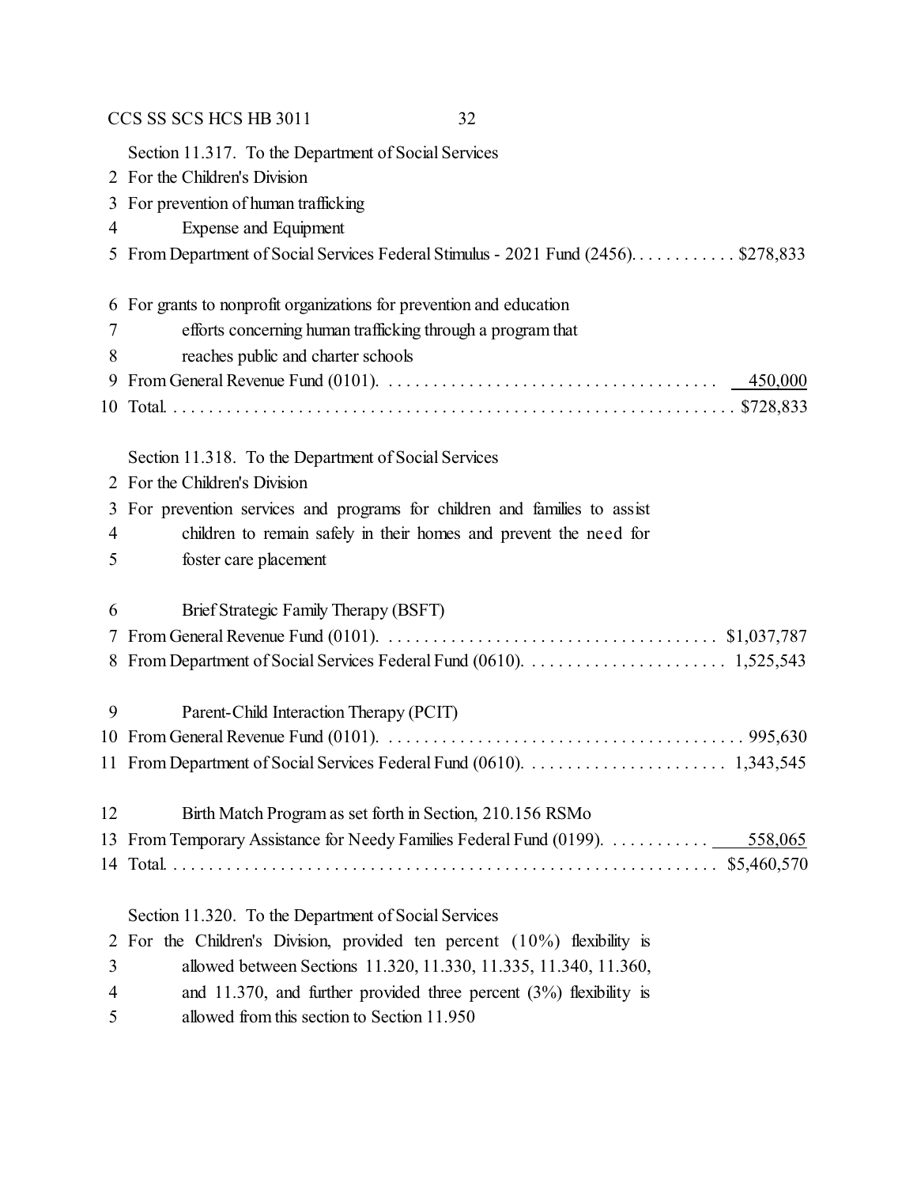Section 11.317. To the Department of Social Services
2 For the Children's Division
3 For prevention of human trafficking
4 Expense and Equipment
5 From Department of Social Services Federal Stimulus - 2021 Fund (2456). . . . . . . . . . . . $278,833

6 For grants to nonprofit organizations for prevention and education
7 efforts concerning human trafficking through a program that
8 reaches public and charter schools
9 From General Revenue Fund (0101). . . . . . . . . . . . . . . . . . . . . . . . . . . . . . . . . . . . . . 450,000
10 Total. . . . . . . . . . . . . . . . . . . . . . . . . . . . . . . . . . . . . . . . . . . . . . . . . . . . . . . . . . . . . . $728,833

Section 11.318. To the Department of Social Services
2 For the Children's Division
3 For prevention services and programs for children and families to assist
4 children to remain safely in their homes and prevent the need for
5 foster care placement

6 Brief Strategic Family Therapy (BSFT)
7 From General Revenue Fund (0101). . . . . . . . . . . . . . . . . . . . . . . . . . . . . . . . . . . . . . $1,037,787
8 From Department of Social Services Federal Fund (0610). . . . . . . . . . . . . . . . . . . . . . . 1,525,543

9 Parent-Child Interaction Therapy (PCIT)
10 From General Revenue Fund (0101). . . . . . . . . . . . . . . . . . . . . . . . . . . . . . . . . . . . . . . . . 995,630
11 From Department of Social Services Federal Fund (0610). . . . . . . . . . . . . . . . . . . . . . . 1,343,545

12 Birth Match Program as set forth in Section, 210.156 RSMo
13 From Temporary Assistance for Needy Families Federal Fund (0199). . . . . . . . . . . . 558,065
14 Total. . . . . . . . . . . . . . . . . . . . . . . . . . . . . . . . . . . . . . . . . . . . . . . . . . . . . . . . . . . . . $5,460,570

Section 11.320. To the Department of Social Services
2 For the Children's Division, provided ten percent (10%) flexibility is
3 allowed between Sections 11.320, 11.330, 11.335, 11.340, 11.360,
4 and 11.370, and further provided three percent (3%) flexibility is
5 allowed from this section to Section 11.950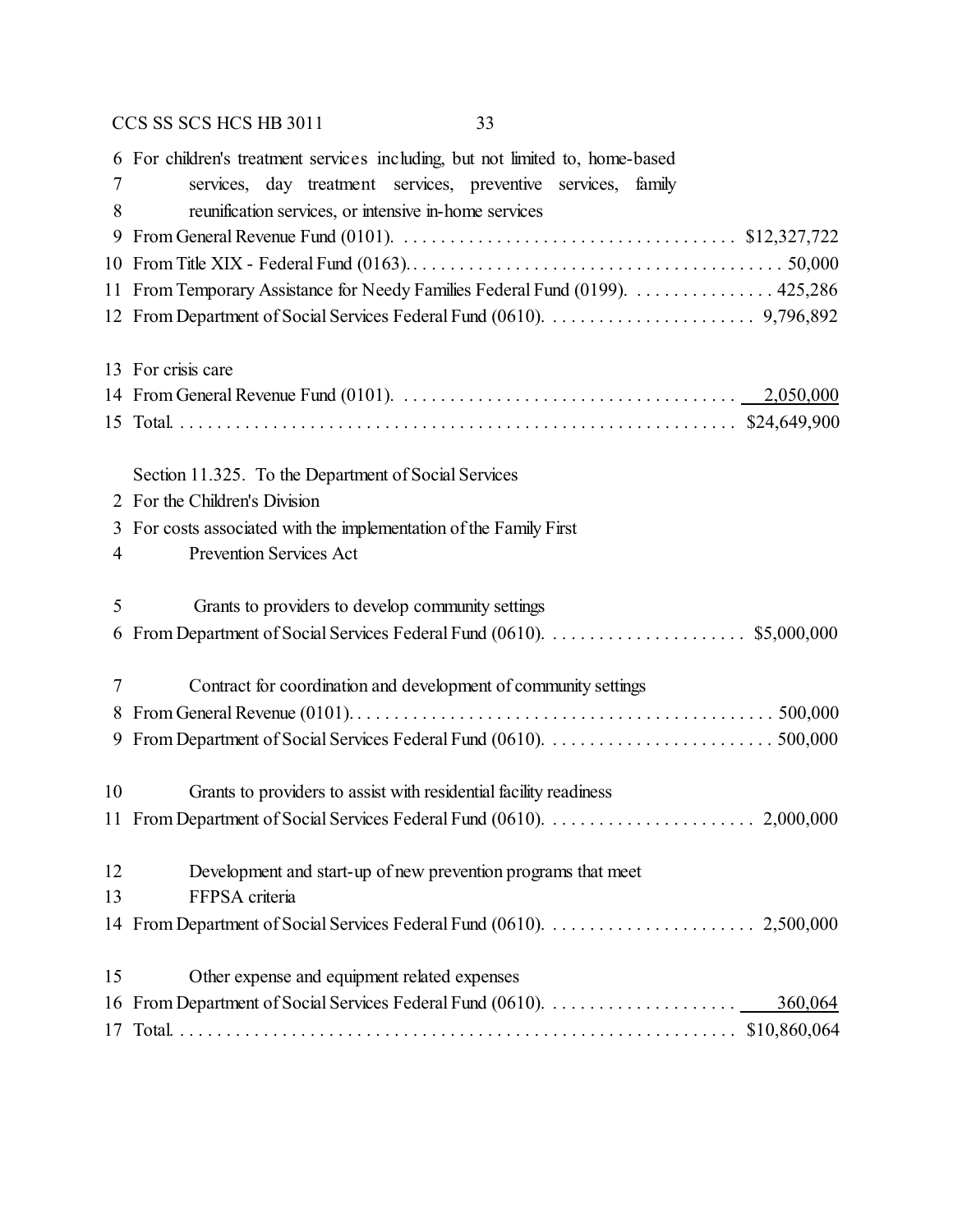6 For children's treatment services including, but not limited to, home-based
7 services, day treatment services, preventive services, family
8 reunification services, or intensive in-home services
9 From General Revenue Fund (0101). . . . . . . . . . . . . . . . . . . . . . . . . . . . . . . . . . . . . $12,327,722
10 From Title XIX - Federal Fund (0163). . . . . . . . . . . . . . . . . . . . . . . . . . . . . . . . . . . . . . . . 50,000
11 From Temporary Assistance for Needy Families Federal Fund (0199). . . . . . . . . . . . . . . . 425,286
12 From Department of Social Services Federal Fund (0610). . . . . . . . . . . . . . . . . . . . . . . 9,796,892

13 For crisis care
14 From General Revenue Fund (0101). . . . . . . . . . . . . . . . . . . . . . . . . . . . . . . . . . . . . 2,050,000
15 Total. . . . . . . . . . . . . . . . . . . . . . . . . . . . . . . . . . . . . . . . . . . . . . . . . . . . . . . . . . . $24,649,900

Section 11.325. To the Department of Social Services
2 For the Children's Division
3 For costs associated with the implementation of the Family First
4 Prevention Services Act

5 Grants to providers to develop community settings
6 From Department of Social Services Federal Fund (0610). . . . . . . . . . . . . . . . . . . . . . $5,000,000

7 Contract for coordination and development of community settings
8 From General Revenue (0101). . . . . . . . . . . . . . . . . . . . . . . . . . . . . . . . . . . . . . . . . . . . . . 500,000
9 From Department of Social Services Federal Fund (0610). . . . . . . . . . . . . . . . . . . . . . . . . 500,000

10 Grants to providers to assist with residential facility readiness
11 From Department of Social Services Federal Fund (0610). . . . . . . . . . . . . . . . . . . . . . . 2,000,000

12 Development and start-up of new prevention programs that meet
13 FFPSA criteria
14 From Department of Social Services Federal Fund (0610). . . . . . . . . . . . . . . . . . . . . . . 2,500,000

15 Other expense and equipment related expenses
16 From Department of Social Services Federal Fund (0610). . . . . . . . . . . . . . . . . . . . . 360,064
17 Total. . . . . . . . . . . . . . . . . . . . . . . . . . . . . . . . . . . . . . . . . . . . . . . . . . . . . . . . . . . $10,860,064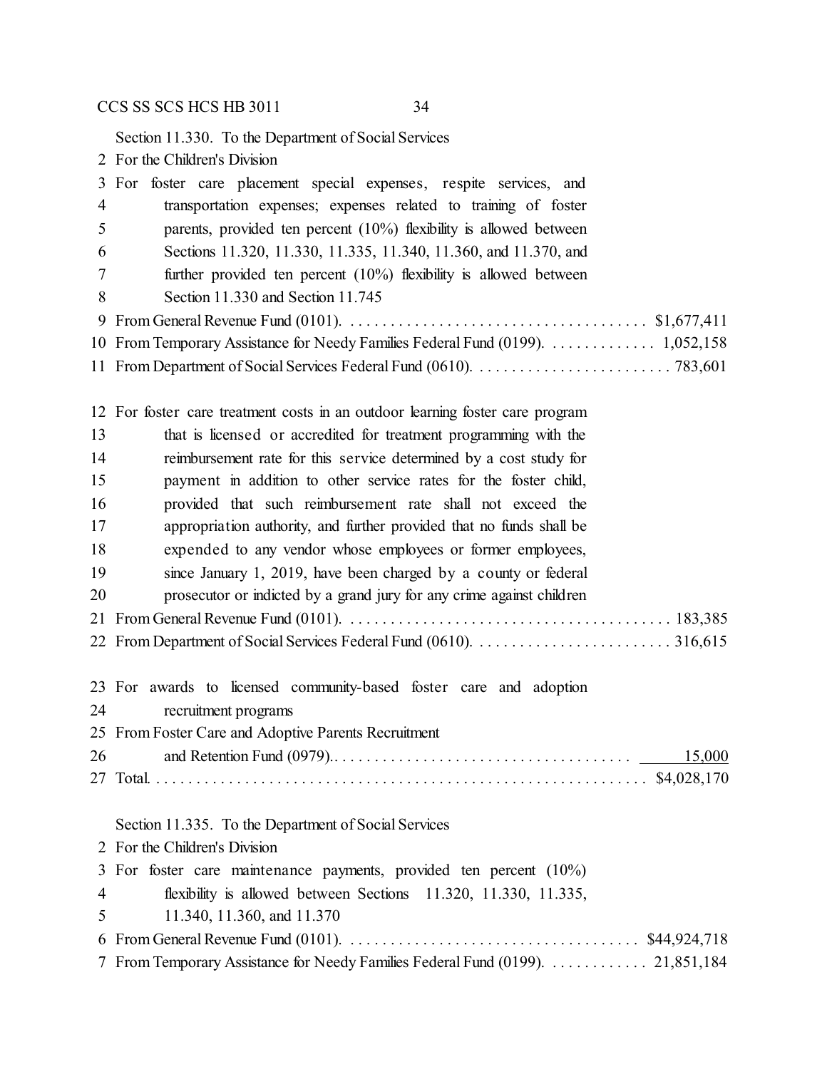Section 11.330. To the Department of Social Services

2 For the Children's Division

3 For foster care placement special expenses, respite services, and
4 transportation expenses; expenses related to training of foster
5 parents, provided ten percent (10%) flexibility is allowed between
6 Sections 11.320, 11.330, 11.335, 11.340, 11.360, and 11.370, and
7 further provided ten percent (10%) flexibility is allowed between
8 Section 11.330 and Section 11.745

9 From General Revenue Fund (0101). . . . . . . . . . . . . . . . . . . . . . . . . . . . . . . . . . . . . $1,677,411
10 From Temporary Assistance for Needy Families Federal Fund (0199). . . . . . . . . . . . . 1,052,158
11 From Department of Social Services Federal Fund (0610). . . . . . . . . . . . . . . . . . . . . . . . . 783,601

12 For foster care treatment costs in an outdoor learning foster care program
13 that is licensed or accredited for treatment programming with the
14 reimbursement rate for this service determined by a cost study for
15 payment in addition to other service rates for the foster child,
16 provided that such reimbursement rate shall not exceed the
17 appropriation authority, and further provided that no funds shall be
18 expended to any vendor whose employees or former employees,
19 since January 1, 2019, have been charged by a county or federal
20 prosecutor or indicted by a grand jury for any crime against children

21 From General Revenue Fund (0101). . . . . . . . . . . . . . . . . . . . . . . . . . . . . . . . . . . . . . . . 183,385
22 From Department of Social Services Federal Fund (0610). . . . . . . . . . . . . . . . . . . . . . . . . 316,615

23 For awards to licensed community-based foster care and adoption
24 recruitment programs

25 From Foster Care and Adoptive Parents Recruitment
26 and Retention Fund (0979).. . . . . . . . . . . . . . . . . . . . . . . . . . . . . . . . . . . . 15,000
27 Total. . . . . . . . . . . . . . . . . . . . . . . . . . . . . . . . . . . . . . . . . . . . . . . . . . . . . . . . . . . $4,028,170

Section 11.335. To the Department of Social Services

2 For the Children's Division

3 For foster care maintenance payments, provided ten percent (10%)
4 flexibility is allowed between Sections 11.320, 11.330, 11.335,
5 11.340, 11.360, and 11.370

6 From General Revenue Fund (0101). . . . . . . . . . . . . . . . . . . . . . . . . . . . . . . . . . . . $44,924,718
7 From Temporary Assistance for Needy Families Federal Fund (0199). . . . . . . . . . . . 21,851,184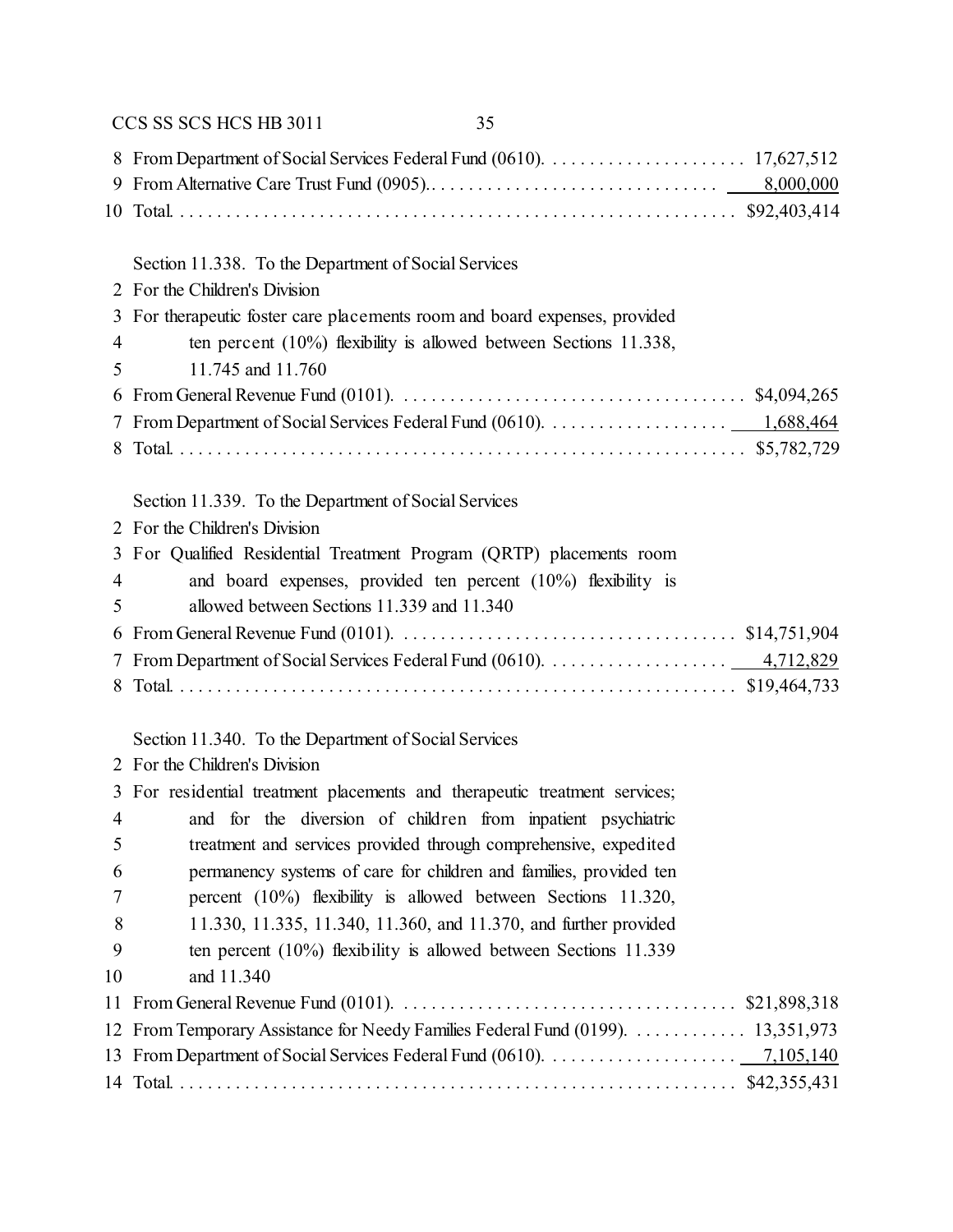8 From Department of Social Services Federal Fund (0610). . . . . . . . . . . . . . . . . . . . . . 17,627,512
9 From Alternative Care Trust Fund (0905). . . . . . . . . . . . . . . . . . . . . . . . . . . . . . . . 8,000,000
10 Total. . . . . . . . . . . . . . . . . . . . . . . . . . . . . . . . . . . . . . . . . . . . . . . . . . . . . . . . . . . . $92,403,414

Section 11.338. To the Department of Social Services
2 For the Children's Division
3 For therapeutic foster care placements room and board expenses, provided
4 ten percent (10%) flexibility is allowed between Sections 11.338,
5 11.745 and 11.760
6 From General Revenue Fund (0101). . . . . . . . . . . . . . . . . . . . . . . . . . . . . . . . . . . . . . $4,094,265
7 From Department of Social Services Federal Fund (0610). . . . . . . . . . . . . . . . . . . . 1,688,464
8 Total. . . . . . . . . . . . . . . . . . . . . . . . . . . . . . . . . . . . . . . . . . . . . . . . . . . . . . . . . . . . . $5,782,729

Section 11.339. To the Department of Social Services
2 For the Children's Division
3 For Qualified Residential Treatment Program (QRTP) placements room
4 and board expenses, provided ten percent (10%) flexibility is
5 allowed between Sections 11.339 and 11.340
6 From General Revenue Fund (0101). . . . . . . . . . . . . . . . . . . . . . . . . . . . . . . . . . . . . $14,751,904
7 From Department of Social Services Federal Fund (0610). . . . . . . . . . . . . . . . . . . . 4,712,829
8 Total. . . . . . . . . . . . . . . . . . . . . . . . . . . . . . . . . . . . . . . . . . . . . . . . . . . . . . . . . . . . $19,464,733

Section 11.340. To the Department of Social Services
2 For the Children's Division
3 For residential treatment placements and therapeutic treatment services;
4 and for the diversion of children from inpatient psychiatric
5 treatment and services provided through comprehensive, expedited
6 permanency systems of care for children and families, provided ten
7 percent (10%) flexibility is allowed between Sections 11.320,
8 11.330, 11.335, 11.340, 11.360, and 11.370, and further provided
9 ten percent (10%) flexibility is allowed between Sections 11.339
10 and 11.340
11 From General Revenue Fund (0101). . . . . . . . . . . . . . . . . . . . . . . . . . . . . . . . . . . . . $21,898,318
12 From Temporary Assistance for Needy Families Federal Fund (0199). . . . . . . . . . . . . 13,351,973
13 From Department of Social Services Federal Fund (0610). . . . . . . . . . . . . . . . . . . . . 7,105,140
14 Total. . . . . . . . . . . . . . . . . . . . . . . . . . . . . . . . . . . . . . . . . . . . . . . . . . . . . . . . . . . $42,355,431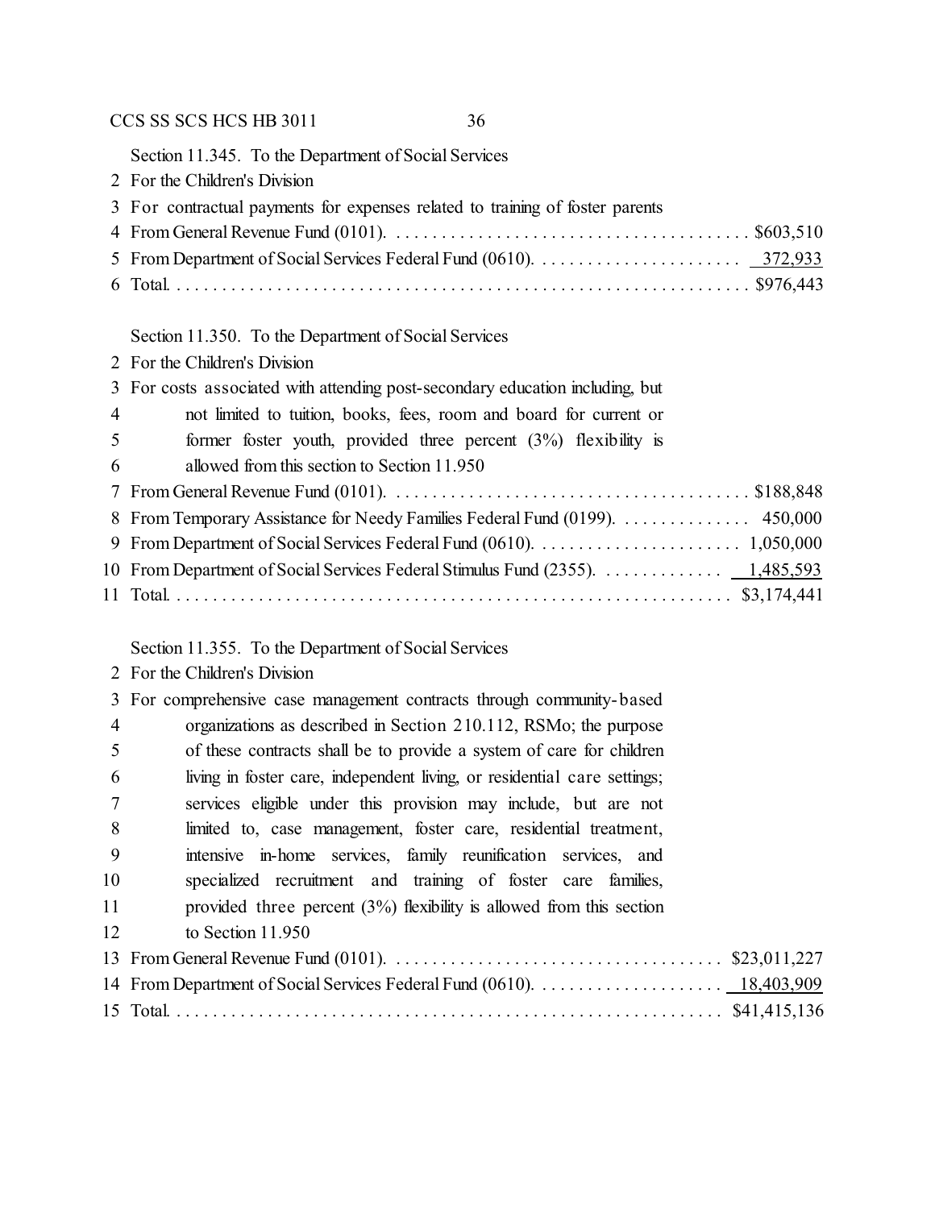Section 11.345. To the Department of Social Services
2 For the Children's Division
3 For contractual payments for expenses related to training of foster parents
4 From General Revenue Fund (0101). . . . . . . . . . . . . . . . . . . . . . . . . . . . . . . . . . . . . . . $603,510
5 From Department of Social Services Federal Fund (0610). . . . . . . . . . . . . . . . . . . . . . . 372,933
6 Total. . . . . . . . . . . . . . . . . . . . . . . . . . . . . . . . . . . . . . . . . . . . . . . . . . . . . . . . . . . . . . $976,443

Section 11.350. To the Department of Social Services
2 For the Children's Division
3 For costs associated with attending post-secondary education including, but
4 not limited to tuition, books, fees, room and board for current or
5 former foster youth, provided three percent (3%) flexibility is
6 allowed from this section to Section 11.950
7 From General Revenue Fund (0101). . . . . . . . . . . . . . . . . . . . . . . . . . . . . . . . . . . . . . . $188,848
8 From Temporary Assistance for Needy Families Federal Fund (0199). . . . . . . . . . . . . . 450,000
9 From Department of Social Services Federal Fund (0610). . . . . . . . . . . . . . . . . . . . . . . 1,050,000
10 From Department of Social Services Federal Stimulus Fund (2355). . . . . . . . . . . . . 1,485,593
11 Total. . . . . . . . . . . . . . . . . . . . . . . . . . . . . . . . . . . . . . . . . . . . . . . . . . . . . . . . . . . . $3,174,441

Section 11.355. To the Department of Social Services
2 For the Children's Division
3 For comprehensive case management contracts through community-based
4 organizations as described in Section 210.112, RSMo; the purpose
5 of these contracts shall be to provide a system of care for children
6 living in foster care, independent living, or residential care settings;
7 services eligible under this provision may include, but are not
8 limited to, case management, foster care, residential treatment,
9 intensive in-home services, family reunification services, and
10 specialized recruitment and training of foster care families,
11 provided three percent (3%) flexibility is allowed from this section
12 to Section 11.950
13 From General Revenue Fund (0101). . . . . . . . . . . . . . . . . . . . . . . . . . . . . . . . . . . . $23,011,227
14 From Department of Social Services Federal Fund (0610). . . . . . . . . . . . . . . . . . . . 18,403,909
15 Total. . . . . . . . . . . . . . . . . . . . . . . . . . . . . . . . . . . . . . . . . . . . . . . . . . . . . . . . . . . $41,415,136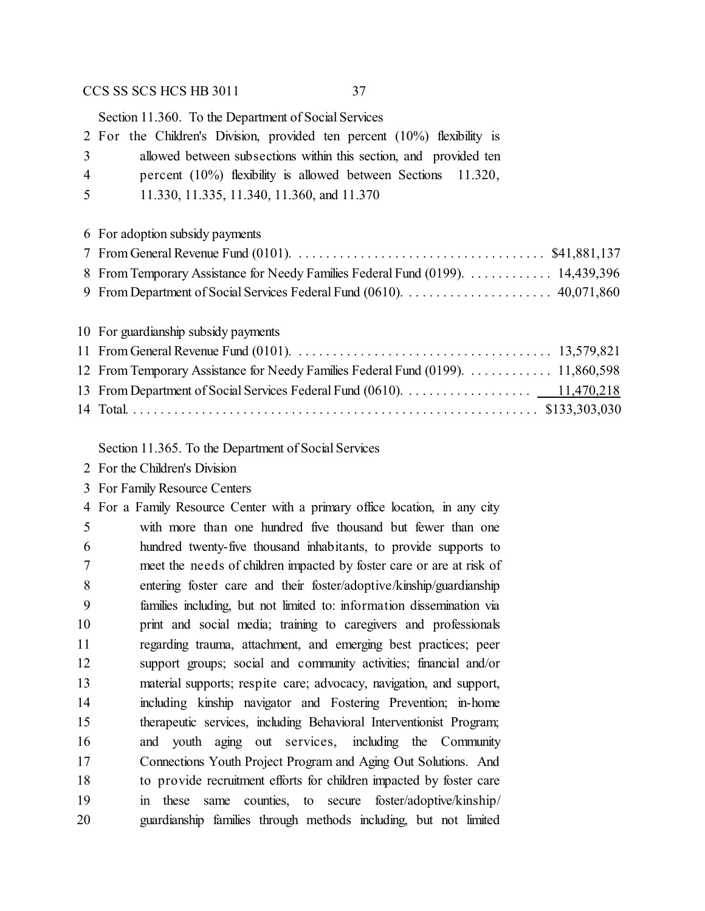Section 11.360. To the Department of Social Services

For the Children's Division, provided ten percent (10%) flexibility is allowed between subsections within this section, and provided ten percent (10%) flexibility is allowed between Sections 11.320, 11.330, 11.335, 11.340, 11.360, and 11.370

For adoption subsidy payments

| | |
|---|---|
| From General Revenue Fund (0101). | $41,881,137 |
| From Temporary Assistance for Needy Families Federal Fund (0199). | 14,439,396 |
| From Department of Social Services Federal Fund (0610). | 40,071,860 |

For guardianship subsidy payments

| | |
|---|---|
| From General Revenue Fund (0101). | 13,579,821 |
| From Temporary Assistance for Needy Families Federal Fund (0199). | 11,860,598 |
| From Department of Social Services Federal Fund (0610). | 11,470,218 |
| Total. | $133,303,030 |

Section 11.365. To the Department of Social Services

For the Children's Division

For Family Resource Centers

For a Family Resource Center with a primary office location, in any city with more than one hundred five thousand but fewer than one hundred twenty-five thousand inhabitants, to provide supports to meet the needs of children impacted by foster care or are at risk of entering foster care and their foster/adoptive/kinship/guardianship families including, but not limited to: information dissemination via print and social media; training to caregivers and professionals regarding trauma, attachment, and emerging best practices; peer support groups; social and community activities; financial and/or material supports; respite care; advocacy, navigation, and support, including kinship navigator and Fostering Prevention; in-home therapeutic services, including Behavioral Interventionist Program; and youth aging out services, including the Community Connections Youth Project Program and Aging Out Solutions. And to provide recruitment efforts for children impacted by foster care in these same counties, to secure foster/adoptive/kinship/guardianship families through methods including, but not limited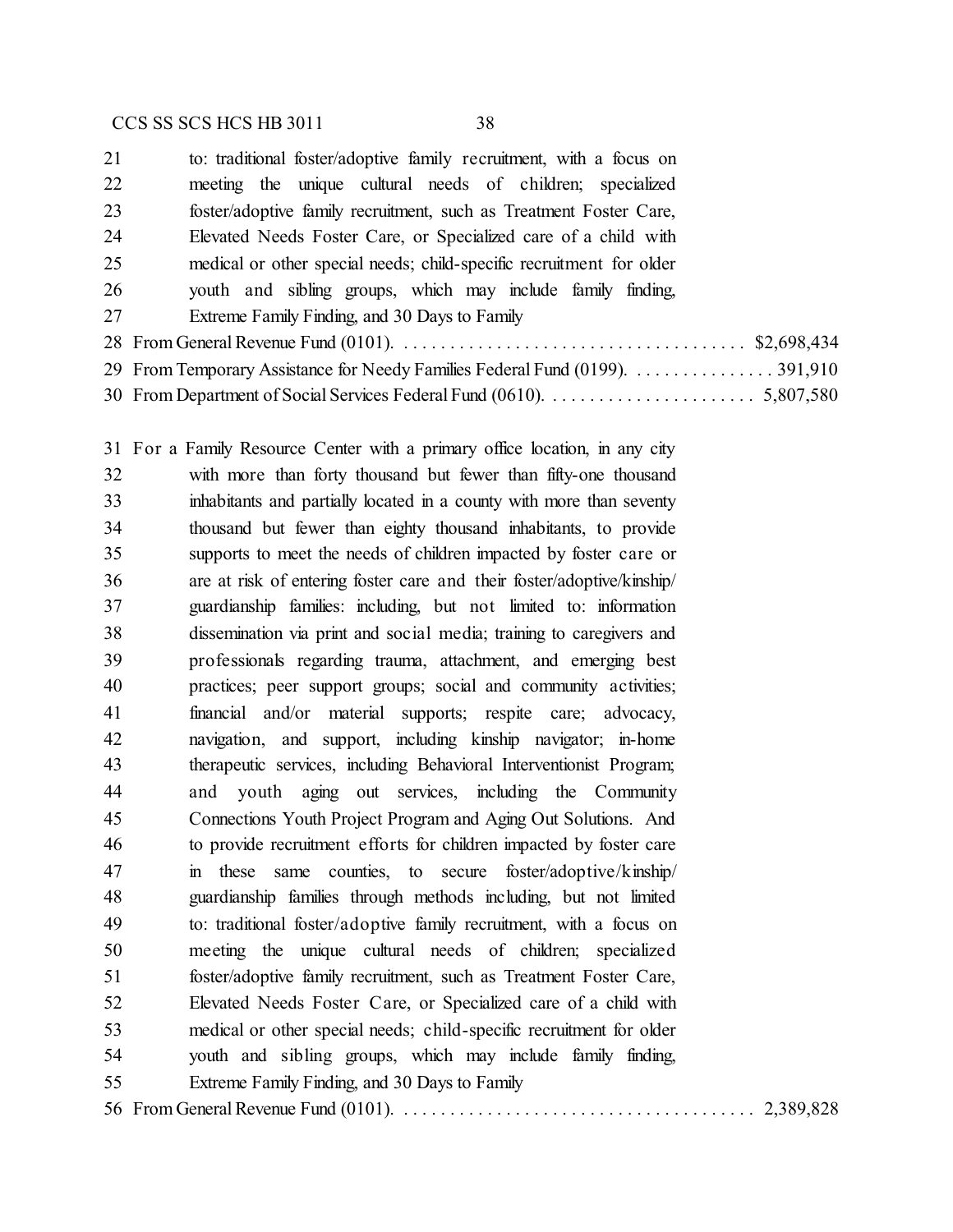to: traditional foster/adoptive family recruitment, with a focus on meeting the unique cultural needs of children; specialized foster/adoptive family recruitment, such as Treatment Foster Care, Elevated Needs Foster Care, or Specialized care of a child with medical or other special needs; child-specific recruitment for older youth and sibling groups, which may include family finding, Extreme Family Finding, and 30 Days to Family

From General Revenue Fund (0101). . . . . . . . . . . . . . . . . . . . . . . . . . . . . . . . . . . . . . $2,698,434
From Temporary Assistance for Needy Families Federal Fund (0199). . . . . . . . . . . . . . . . 391,910
From Department of Social Services Federal Fund (0610). . . . . . . . . . . . . . . . . . . . . . . 5,807,580

For a Family Resource Center with a primary office location, in any city with more than forty thousand but fewer than fifty-one thousand inhabitants and partially located in a county with more than seventy thousand but fewer than eighty thousand inhabitants, to provide supports to meet the needs of children impacted by foster care or are at risk of entering foster care and their foster/adoptive/kinship/ guardianship families: including, but not limited to: information dissemination via print and social media; training to caregivers and professionals regarding trauma, attachment, and emerging best practices; peer support groups; social and community activities; financial and/or material supports; respite care; advocacy, navigation, and support, including kinship navigator; in-home therapeutic services, including Behavioral Interventionist Program; and youth aging out services, including the Community Connections Youth Project Program and Aging Out Solutions. And to provide recruitment efforts for children impacted by foster care in these same counties, to secure foster/adoptive/kinship/ guardianship families through methods including, but not limited to: traditional foster/adoptive family recruitment, with a focus on meeting the unique cultural needs of children; specialized foster/adoptive family recruitment, such as Treatment Foster Care, Elevated Needs Foster Care, or Specialized care of a child with medical or other special needs; child-specific recruitment for older youth and sibling groups, which may include family finding, Extreme Family Finding, and 30 Days to Family

From General Revenue Fund (0101). . . . . . . . . . . . . . . . . . . . . . . . . . . . . . . . . . . . . . 2,389,828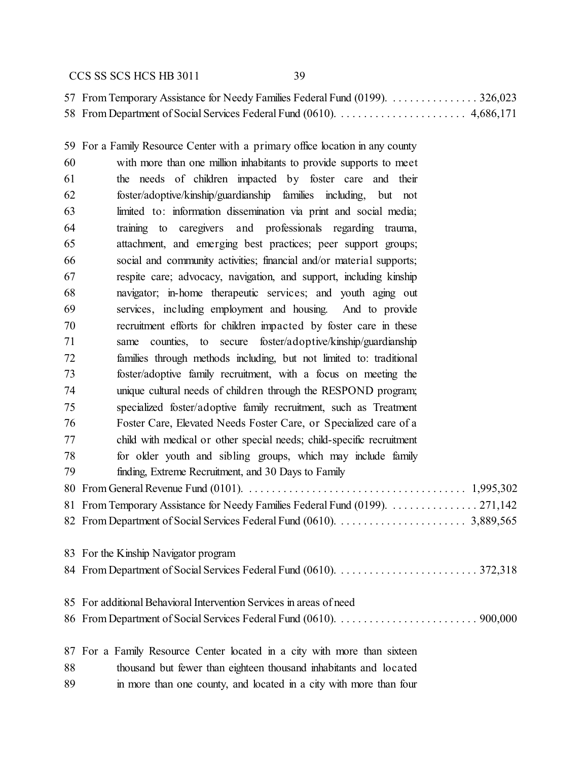57 From Temporary Assistance for Needy Families Federal Fund (0199). . . . . . . . . . . . . . . . 326,023
58 From Department of Social Services Federal Fund (0610). . . . . . . . . . . . . . . . . . . . . . . 4,686,171

59 For a Family Resource Center with a primary office location in any county
60 with more than one million inhabitants to provide supports to meet
61 the needs of children impacted by foster care and their
62 foster/adoptive/kinship/guardianship families including, but not
63 limited to: information dissemination via print and social media;
64 training to caregivers and professionals regarding trauma,
65 attachment, and emerging best practices; peer support groups;
66 social and community activities; financial and/or material supports;
67 respite care; advocacy, navigation, and support, including kinship
68 navigator; in-home therapeutic services; and youth aging out
69 services, including employment and housing. And to provide
70 recruitment efforts for children impacted by foster care in these
71 same counties, to secure foster/adoptive/kinship/guardianship
72 families through methods including, but not limited to: traditional
73 foster/adoptive family recruitment, with a focus on meeting the
74 unique cultural needs of children through the RESPOND program;
75 specialized foster/adoptive family recruitment, such as Treatment
76 Foster Care, Elevated Needs Foster Care, or Specialized care of a
77 child with medical or other special needs; child-specific recruitment
78 for older youth and sibling groups, which may include family
79 finding, Extreme Recruitment, and 30 Days to Family
80 From General Revenue Fund (0101). . . . . . . . . . . . . . . . . . . . . . . . . . . . . . . . . . . . . . 1,995,302
81 From Temporary Assistance for Needy Families Federal Fund (0199). . . . . . . . . . . . . . . . 271,142
82 From Department of Social Services Federal Fund (0610). . . . . . . . . . . . . . . . . . . . . . . 3,889,565

83 For the Kinship Navigator program
84 From Department of Social Services Federal Fund (0610). . . . . . . . . . . . . . . . . . . . . . . . . 372,318

85 For additional Behavioral Intervention Services in areas of need
86 From Department of Social Services Federal Fund (0610). . . . . . . . . . . . . . . . . . . . . . . . . 900,000

87 For a Family Resource Center located in a city with more than sixteen
88 thousand but fewer than eighteen thousand inhabitants and located
89 in more than one county, and located in a city with more than four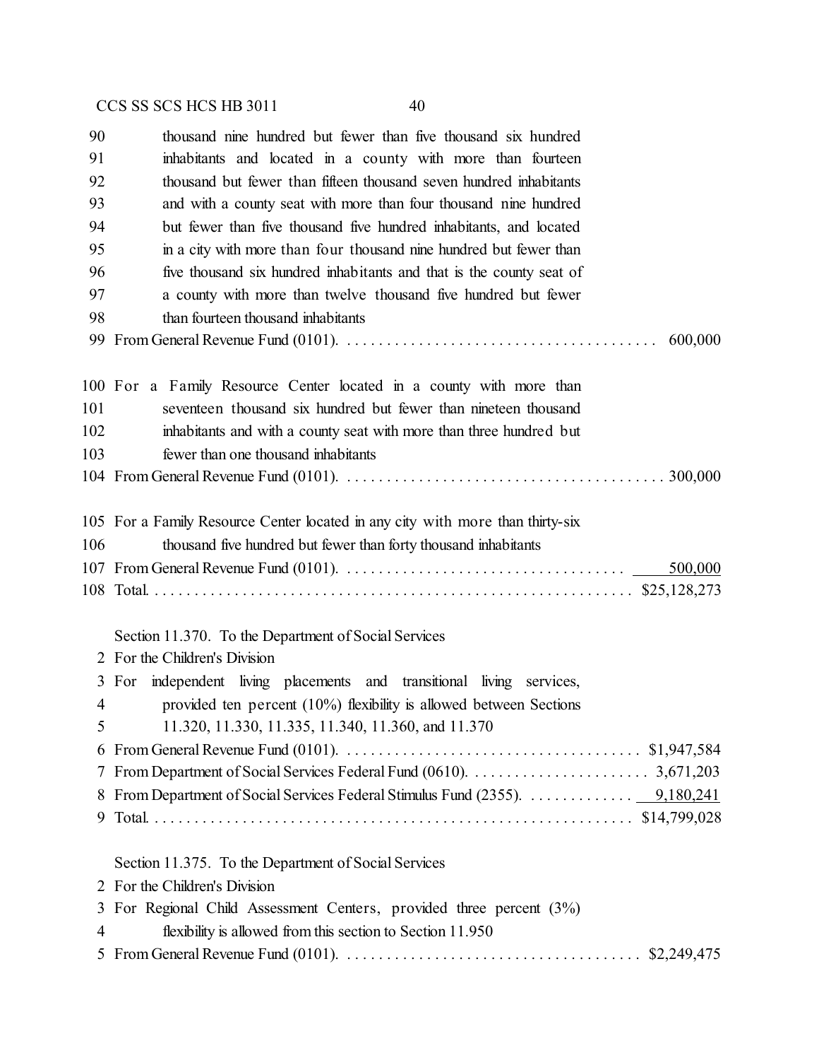90 thousand nine hundred but fewer than five thousand six hundred
91 inhabitants and located in a county with more than fourteen
92 thousand but fewer than fifteen thousand seven hundred inhabitants
93 and with a county seat with more than four thousand nine hundred
94 but fewer than five thousand five hundred inhabitants, and located
95 in a city with more than four thousand nine hundred but fewer than
96 five thousand six hundred inhabitants and that is the county seat of
97 a county with more than twelve thousand five hundred but fewer
98 than fourteen thousand inhabitants
99 From General Revenue Fund (0101). . . . . . . . . . . . . . . . . . . . . . . . . . . . . . . . . . . . . . . 600,000

100 For a Family Resource Center located in a county with more than
101 seventeen thousand six hundred but fewer than nineteen thousand
102 inhabitants and with a county seat with more than three hundred but
103 fewer than one thousand inhabitants
104 From General Revenue Fund (0101). . . . . . . . . . . . . . . . . . . . . . . . . . . . . . . . . . . . . . . 300,000

105 For a Family Resource Center located in any city with more than thirty-six
106 thousand five hundred but fewer than forty thousand inhabitants
107 From General Revenue Fund (0101). . . . . . . . . . . . . . . . . . . . . . . . . . . . . . . . . . . 500,000
108 Total. . . . . . . . . . . . . . . . . . . . . . . . . . . . . . . . . . . . . . . . . . . . . . . . . . . . . . . . . . $25,128,273

Section 11.370. To the Department of Social Services
2 For the Children's Division
3 For independent living placements and transitional living services,
4 provided ten percent (10%) flexibility is allowed between Sections
5 11.320, 11.330, 11.335, 11.340, 11.360, and 11.370
6 From General Revenue Fund (0101). . . . . . . . . . . . . . . . . . . . . . . . . . . . . . . . . . . . . $1,947,584
7 From Department of Social Services Federal Fund (0610). . . . . . . . . . . . . . . . . . . . . . . 3,671,203
8 From Department of Social Services Federal Stimulus Fund (2355). . . . . . . . . . . . . . 9,180,241
9 Total. . . . . . . . . . . . . . . . . . . . . . . . . . . . . . . . . . . . . . . . . . . . . . . . . . . . . . . . . . $14,799,028

Section 11.375. To the Department of Social Services
2 For the Children's Division
3 For Regional Child Assessment Centers, provided three percent (3%)
4 flexibility is allowed from this section to Section 11.950
5 From General Revenue Fund (0101). . . . . . . . . . . . . . . . . . . . . . . . . . . . . . . . . . . . . $2,249,475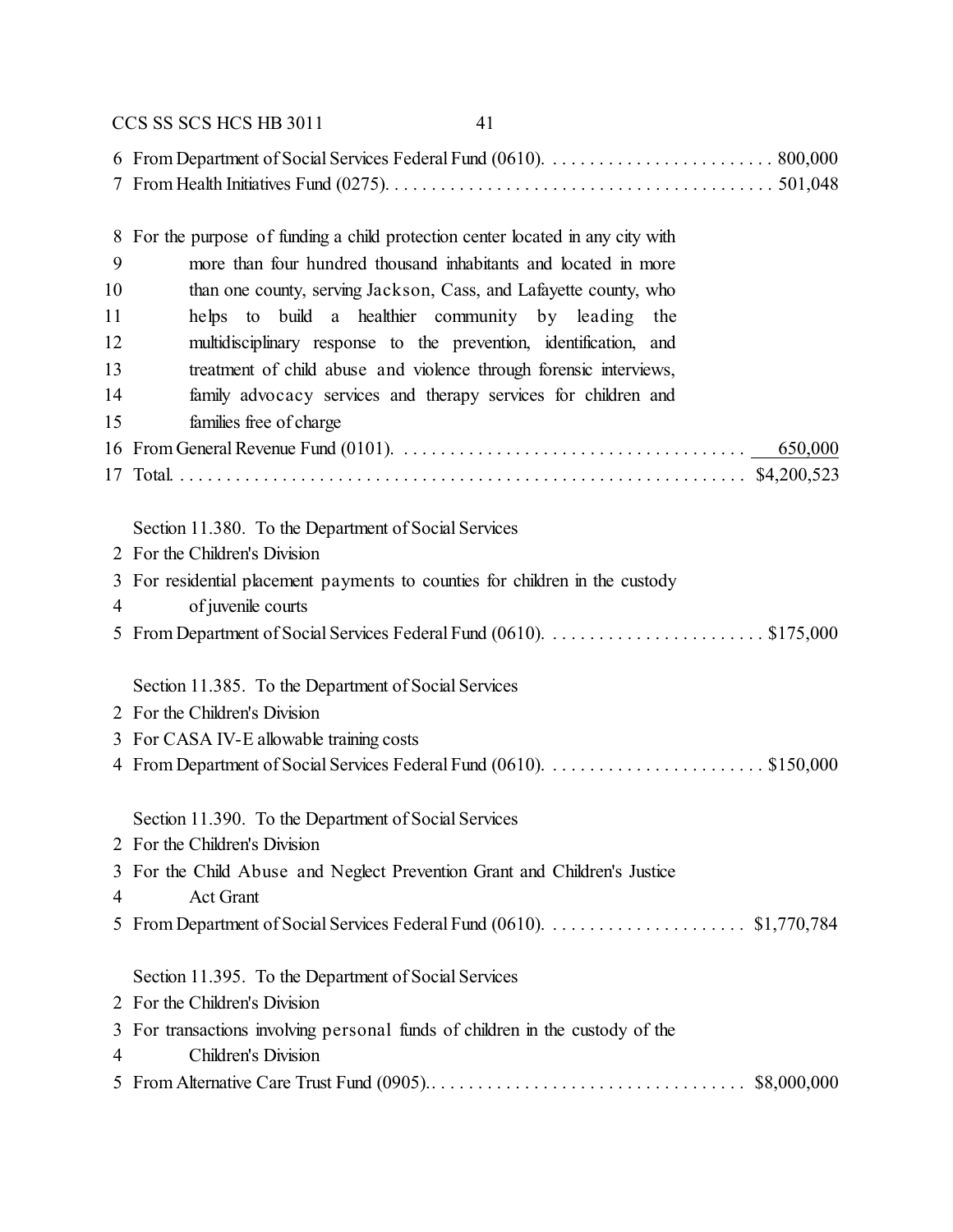6 From Department of Social Services Federal Fund (0610). . . . . . . . . . . . . . . . . . . . . . . . . 800,000
7 From Health Initiatives Fund (0275). . . . . . . . . . . . . . . . . . . . . . . . . . . . . . . . . . . . . . . . . 501,048

8 For the purpose of funding a child protection center located in any city with
9 more than four hundred thousand inhabitants and located in more
10 than one county, serving Jackson, Cass, and Lafayette county, who
11 helps to build a healthier community by leading the
12 multidisciplinary response to the prevention, identification, and
13 treatment of child abuse and violence through forensic interviews,
14 family advocacy services and therapy services for children and
15 families free of charge
16 From General Revenue Fund (0101). . . . . . . . . . . . . . . . . . . . . . . . . . . . . . . . . . . . . 650,000
17 Total. . . . . . . . . . . . . . . . . . . . . . . . . . . . . . . . . . . . . . . . . . . . . . . . . . . . . . . . . . . . $4,200,523

Section 11.380. To the Department of Social Services
2 For the Children's Division
3 For residential placement payments to counties for children in the custody
4 of juvenile courts
5 From Department of Social Services Federal Fund (0610). . . . . . . . . . . . . . . . . . . . . . . . $175,000

Section 11.385. To the Department of Social Services
2 For the Children's Division
3 For CASA IV-E allowable training costs
4 From Department of Social Services Federal Fund (0610). . . . . . . . . . . . . . . . . . . . . . . . $150,000

Section 11.390. To the Department of Social Services
2 For the Children's Division
3 For the Child Abuse and Neglect Prevention Grant and Children's Justice
4 Act Grant
5 From Department of Social Services Federal Fund (0610). . . . . . . . . . . . . . . . . . . . . . $1,770,784

Section 11.395. To the Department of Social Services
2 For the Children's Division
3 For transactions involving personal funds of children in the custody of the
4 Children's Division
5 From Alternative Care Trust Fund (0905).. . . . . . . . . . . . . . . . . . . . . . . . . . . . . . . . . . $8,000,000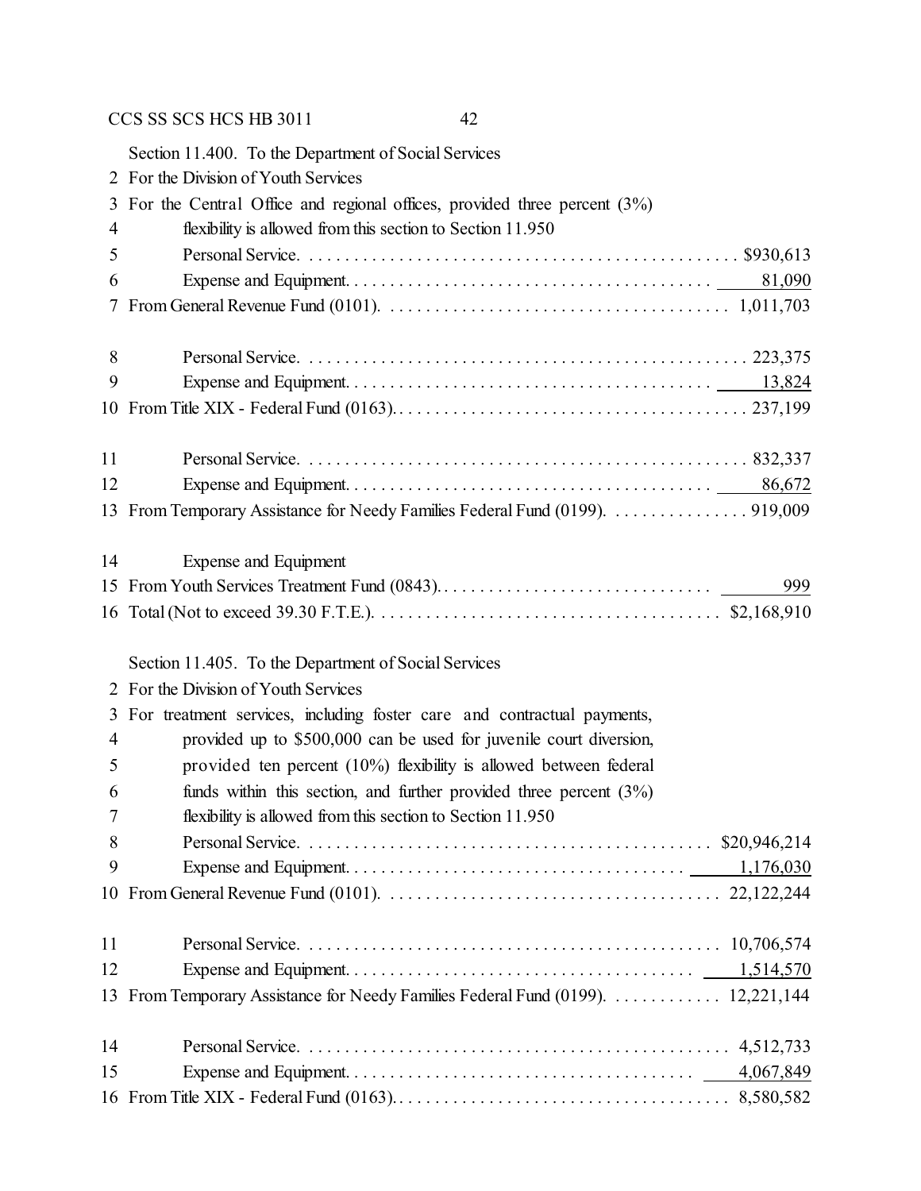Section 11.400. To the Department of Social Services
2 For the Division of Youth Services
3 For the Central Office and regional offices, provided three percent (3%)
4 flexibility is allowed from this section to Section 11.950

| Line | Item | Amount |
|---|---|---|
| 5 | Personal Service | $930,613 |
| 6 | Expense and Equipment | 81,090 |
| 7 | From General Revenue Fund (0101) | 1,011,703 |
| 8 | Personal Service | 223,375 |
| 9 | Expense and Equipment | 13,824 |
| 10 | From Title XIX - Federal Fund (0163) | 237,199 |
| 11 | Personal Service | 832,337 |
| 12 | Expense and Equipment | 86,672 |
| 13 | From Temporary Assistance for Needy Families Federal Fund (0199) | 919,009 |
| 14 | Expense and Equipment | |
| 15 | From Youth Services Treatment Fund (0843) | 999 |
| 16 | Total (Not to exceed 39.30 F.T.E.) | $2,168,910 |

Section 11.405. To the Department of Social Services
2 For the Division of Youth Services
3 For treatment services, including foster care and contractual payments,
4 provided up to $500,000 can be used for juvenile court diversion,
5 provided ten percent (10%) flexibility is allowed between federal
6 funds within this section, and further provided three percent (3%)
7 flexibility is allowed from this section to Section 11.950

| Line | Item | Amount |
|---|---|---|
| 8 | Personal Service | $20,946,214 |
| 9 | Expense and Equipment | 1,176,030 |
| 10 | From General Revenue Fund (0101) | 22,122,244 |
| 11 | Personal Service | 10,706,574 |
| 12 | Expense and Equipment | 1,514,570 |
| 13 | From Temporary Assistance for Needy Families Federal Fund (0199) | 12,221,144 |
| 14 | Personal Service | 4,512,733 |
| 15 | Expense and Equipment | 4,067,849 |
| 16 | From Title XIX - Federal Fund (0163) | 8,580,582 |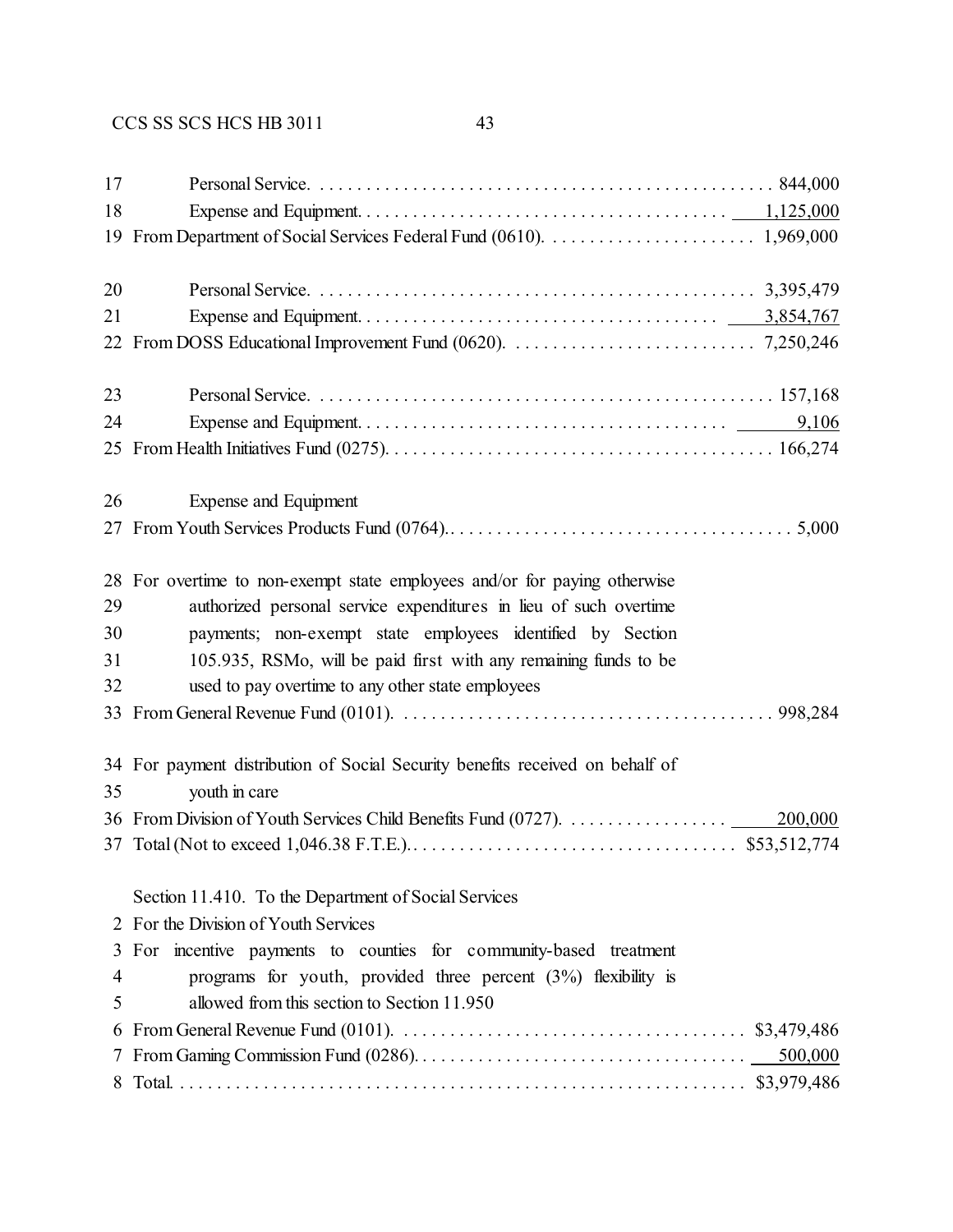| | | |
|---|---|---|
| 17 | Personal Service | 844,000 |
| 18 | Expense and Equipment | 1,125,000 |
| 19 | From Department of Social Services Federal Fund (0610) | 1,969,000 |
| | | |
| 20 | Personal Service | 3,395,479 |
| 21 | Expense and Equipment | 3,854,767 |
| 22 | From DOSS Educational Improvement Fund (0620) | 7,250,246 |
| | | |
| 23 | Personal Service | 157,168 |
| 24 | Expense and Equipment | 9,106 |
| 25 | From Health Initiatives Fund (0275) | 166,274 |
| | | |
| 26 | Expense and Equipment | |
| 27 | From Youth Services Products Fund (0764) | 5,000 |
| | | |
| 28 | For overtime to non-exempt state employees and/or for paying otherwise | |
| 29 | authorized personal service expenditures in lieu of such overtime | |
| 30 | payments; non-exempt state employees identified by Section | |
| 31 | 105.935, RSMo, will be paid first with any remaining funds to be | |
| 32 | used to pay overtime to any other state employees | |
| 33 | From General Revenue Fund (0101) | 998,284 |
| | | |
| 34 | For payment distribution of Social Security benefits received on behalf of | |
| 35 | youth in care | |
| 36 | From Division of Youth Services Child Benefits Fund (0727) | 200,000 |
| 37 | Total (Not to exceed 1,046.38 F.T.E.) | $53,512,774 |

Section 11.410. To the Department of Social Services

| | | |
|---|---|---|
| 2 | For the Division of Youth Services | |
| 3 | For incentive payments to counties for community-based treatment | |
| 4 | programs for youth, provided three percent (3%) flexibility is | |
| 5 | allowed from this section to Section 11.950 | |
| 6 | From General Revenue Fund (0101) | $3,479,486 |
| 7 | From Gaming Commission Fund (0286) | 500,000 |
| 8 | Total | $3,979,486 |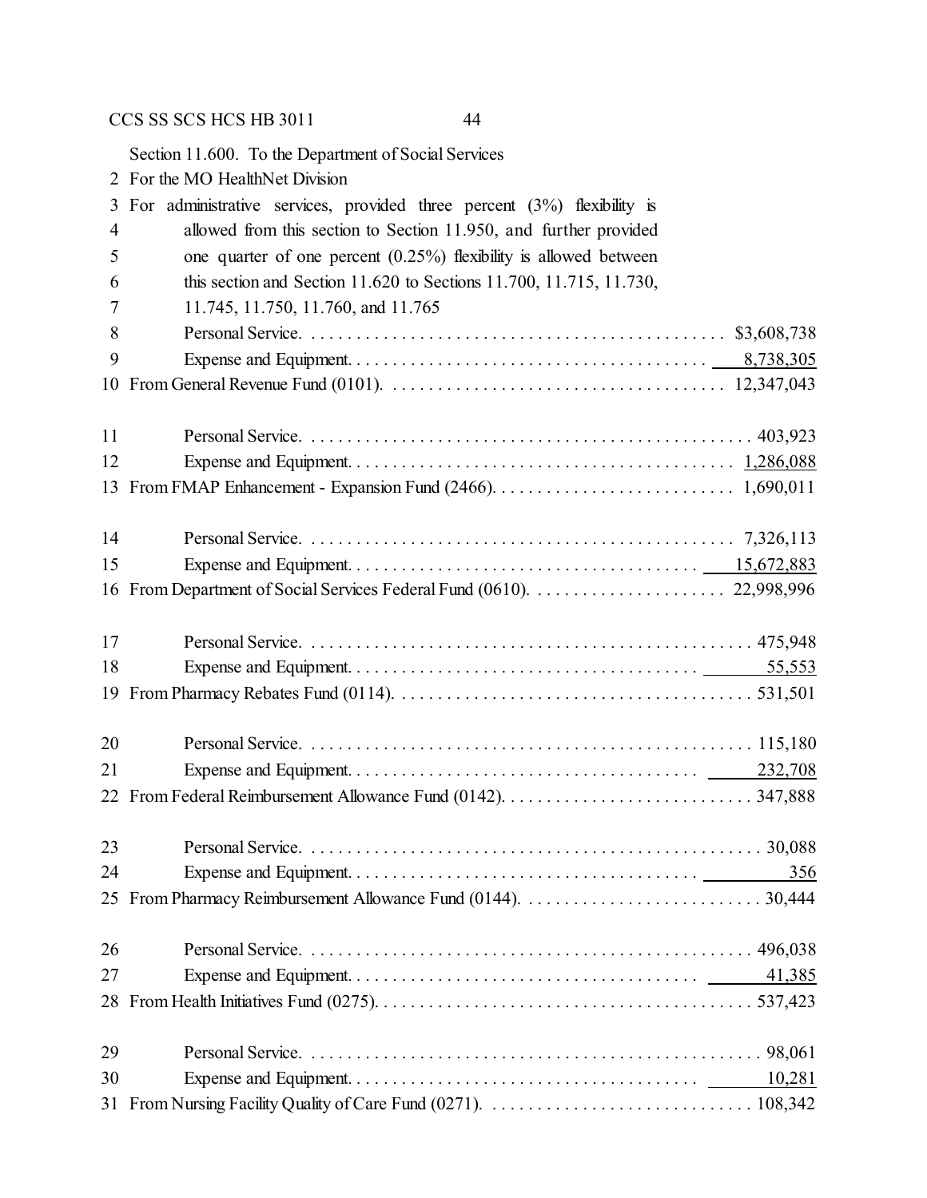Section 11.600. To the Department of Social Services

For the MO HealthNet Division

For administrative services, provided three percent (3%) flexibility is allowed from this section to Section 11.950, and further provided one quarter of one percent (0.25%) flexibility is allowed between this section and Section 11.620 to Sections 11.700, 11.715, 11.730, 11.745, 11.750, 11.760, and 11.765

| | |
|---|---:|
| Personal Service | $3,608,738 |
| Expense and Equipment | 8,738,305 |
| From General Revenue Fund (0101) | 12,347,043 |
| | |
| Personal Service | 403,923 |
| Expense and Equipment | 1,286,088 |
| From FMAP Enhancement - Expansion Fund (2466) | 1,690,011 |
| | |
| Personal Service | 7,326,113 |
| Expense and Equipment | 15,672,883 |
| From Department of Social Services Federal Fund (0610) | 22,998,996 |
| | |
| Personal Service | 475,948 |
| Expense and Equipment | 55,553 |
| From Pharmacy Rebates Fund (0114) | 531,501 |
| | |
| Personal Service | 115,180 |
| Expense and Equipment | 232,708 |
| From Federal Reimbursement Allowance Fund (0142) | 347,888 |
| | |
| Personal Service | 30,088 |
| Expense and Equipment | 356 |
| From Pharmacy Reimbursement Allowance Fund (0144) | 30,444 |
| | |
| Personal Service | 496,038 |
| Expense and Equipment | 41,385 |
| From Health Initiatives Fund (0275) | 537,423 |
| | |
| Personal Service | 98,061 |
| Expense and Equipment | 10,281 |
| From Nursing Facility Quality of Care Fund (0271) | 108,342 |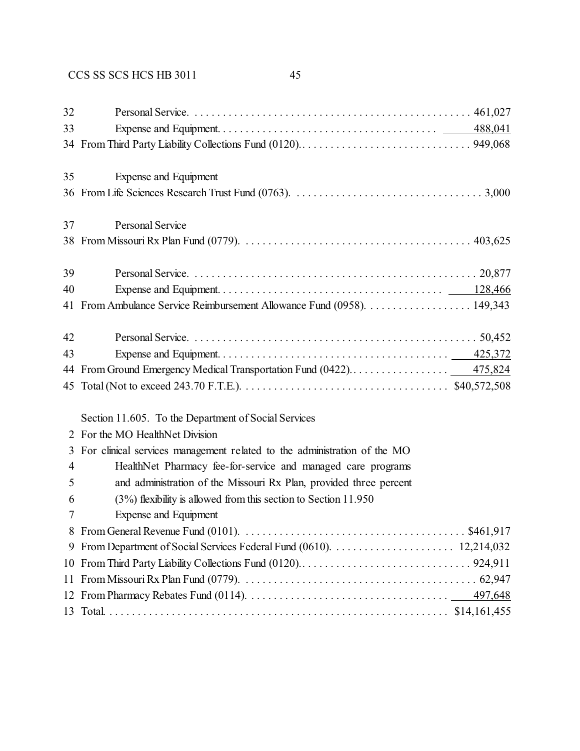32 Personal Service. . . . . . . . . . . . . . . . . . . . . . . . . . . . . . . . . . . . . . . . . . . . . . . . . . 461,027
33 Expense and Equipment. . . . . . . . . . . . . . . . . . . . . . . . . . . . . . . . . . . . . . 488,041
34 From Third Party Liability Collections Fund (0120). . . . . . . . . . . . . . . . . . . . . . . . . . . . . . . 949,068

35 Expense and Equipment
36 From Life Sciences Research Trust Fund (0763). . . . . . . . . . . . . . . . . . . . . . . . . . . . . . . . . . 3,000

37 Personal Service
38 From Missouri Rx Plan Fund (0779). . . . . . . . . . . . . . . . . . . . . . . . . . . . . . . . . . . . . . . . . 403,625

39 Personal Service. . . . . . . . . . . . . . . . . . . . . . . . . . . . . . . . . . . . . . . . . . . . . . . . . . 20,877
40 Expense and Equipment. . . . . . . . . . . . . . . . . . . . . . . . . . . . . . . . . . . . . . 128,466
41 From Ambulance Service Reimbursement Allowance Fund (0958). . . . . . . . . . . . . . . . . . . 149,343

42 Personal Service. . . . . . . . . . . . . . . . . . . . . . . . . . . . . . . . . . . . . . . . . . . . . . . . . . 50,452
43 Expense and Equipment. . . . . . . . . . . . . . . . . . . . . . . . . . . . . . . . . . . . . . . . 425,372
44 From Ground Emergency Medical Transportation Fund (0422). . . . . . . . . . . . . . . . . . 475,824
45 Total (Not to exceed 243.70 F.T.E.). . . . . . . . . . . . . . . . . . . . . . . . . . . . . . . . . . . . $40,572,508

Section 11.605. To the Department of Social Services
2 For the MO HealthNet Division
3 For clinical services management related to the administration of the MO
4 HealthNet Pharmacy fee-for-service and managed care programs
5 and administration of the Missouri Rx Plan, provided three percent
6 (3%) flexibility is allowed from this section to Section 11.950
7 Expense and Equipment
8 From General Revenue Fund (0101). . . . . . . . . . . . . . . . . . . . . . . . . . . . . . . . . . . . . . . $461,917
9 From Department of Social Services Federal Fund (0610). . . . . . . . . . . . . . . . . . . . . . 12,214,032
10 From Third Party Liability Collections Fund (0120). . . . . . . . . . . . . . . . . . . . . . . . . . . . . . . 924,911
11 From Missouri Rx Plan Fund (0779). . . . . . . . . . . . . . . . . . . . . . . . . . . . . . . . . . . . . . . . . 62,947
12 From Pharmacy Rebates Fund (0114). . . . . . . . . . . . . . . . . . . . . . . . . . . . . . . . . . . 497,648
13 Total. . . . . . . . . . . . . . . . . . . . . . . . . . . . . . . . . . . . . . . . . . . . . . . . . . . . . . . . . . $14,161,455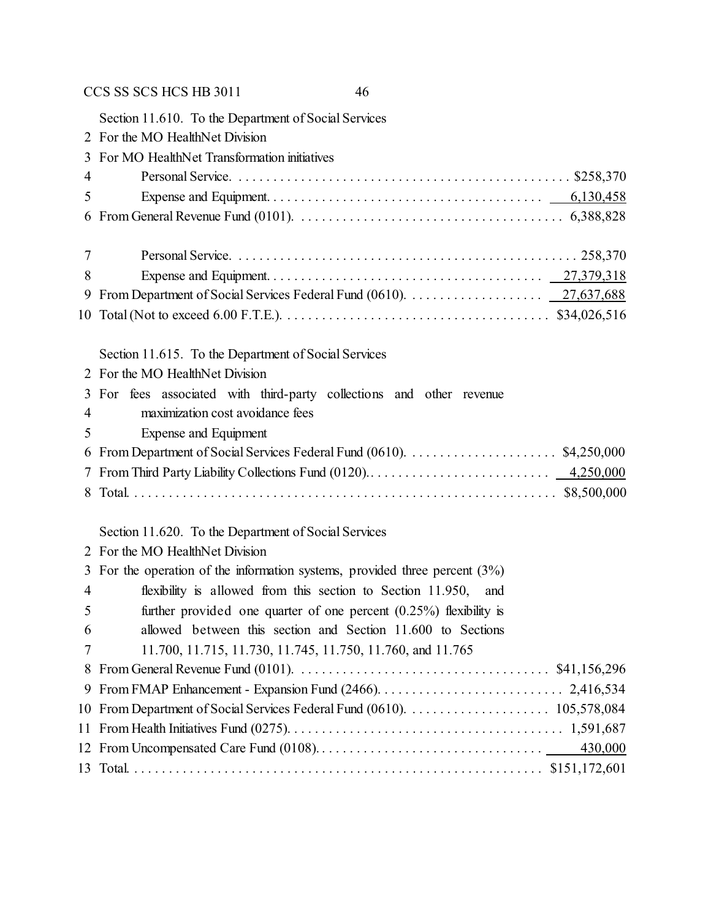Section 11.610. To the Department of Social Services
2 For the MO HealthNet Division
3 For MO HealthNet Transformation initiatives
4 Personal Service. . . . . . . . . . . . . . . . . . . . . . . . . . . . . . . . . . . . . . . . . . . . . . . . $258,370
5 Expense and Equipment. . . . . . . . . . . . . . . . . . . . . . . . . . . . . . . . . . . . . . . 6,130,458
6 From General Revenue Fund (0101). . . . . . . . . . . . . . . . . . . . . . . . . . . . . . . . . . . . . 6,388,828

7 Personal Service. . . . . . . . . . . . . . . . . . . . . . . . . . . . . . . . . . . . . . . . . . . . . . . . 258,370
8 Expense and Equipment. . . . . . . . . . . . . . . . . . . . . . . . . . . . . . . . . . . . . . . 27,379,318
9 From Department of Social Services Federal Fund (0610). . . . . . . . . . . . . . . . . . . 27,637,688
10 Total (Not to exceed 6.00 F.T.E.). . . . . . . . . . . . . . . . . . . . . . . . . . . . . . . . . . . . . $34,026,516

Section 11.615. To the Department of Social Services
2 For the MO HealthNet Division
3 For fees associated with third-party collections and other revenue
4 maximization cost avoidance fees
5 Expense and Equipment
6 From Department of Social Services Federal Fund (0610). . . . . . . . . . . . . . . . . . . . . $4,250,000
7 From Third Party Liability Collections Fund (0120).. . . . . . . . . . . . . . . . . . . . . . . . . . 4,250,000
8 Total. . . . . . . . . . . . . . . . . . . . . . . . . . . . . . . . . . . . . . . . . . . . . . . . . . . . . . . . . . . . $8,500,000

Section 11.620. To the Department of Social Services
2 For the MO HealthNet Division
3 For the operation of the information systems, provided three percent (3%)
4 flexibility is allowed from this section to Section 11.950, and
5 further provided one quarter of one percent (0.25%) flexibility is
6 allowed between this section and Section 11.600 to Sections
7 11.700, 11.715, 11.730, 11.745, 11.750, 11.760, and 11.765
8 From General Revenue Fund (0101). . . . . . . . . . . . . . . . . . . . . . . . . . . . . . . . . . . . $41,156,296
9 From FMAP Enhancement - Expansion Fund (2466). . . . . . . . . . . . . . . . . . . . . . . . . . . 2,416,534
10 From Department of Social Services Federal Fund (0610). . . . . . . . . . . . . . . . . . . . 105,578,084
11 From Health Initiatives Fund (0275). . . . . . . . . . . . . . . . . . . . . . . . . . . . . . . . . . . . . . . 1,591,687
12 From Uncompensated Care Fund (0108). . . . . . . . . . . . . . . . . . . . . . . . . . . . . . . . 430,000
13 Total. . . . . . . . . . . . . . . . . . . . . . . . . . . . . . . . . . . . . . . . . . . . . . . . . . . . . . . . . . . $151,172,601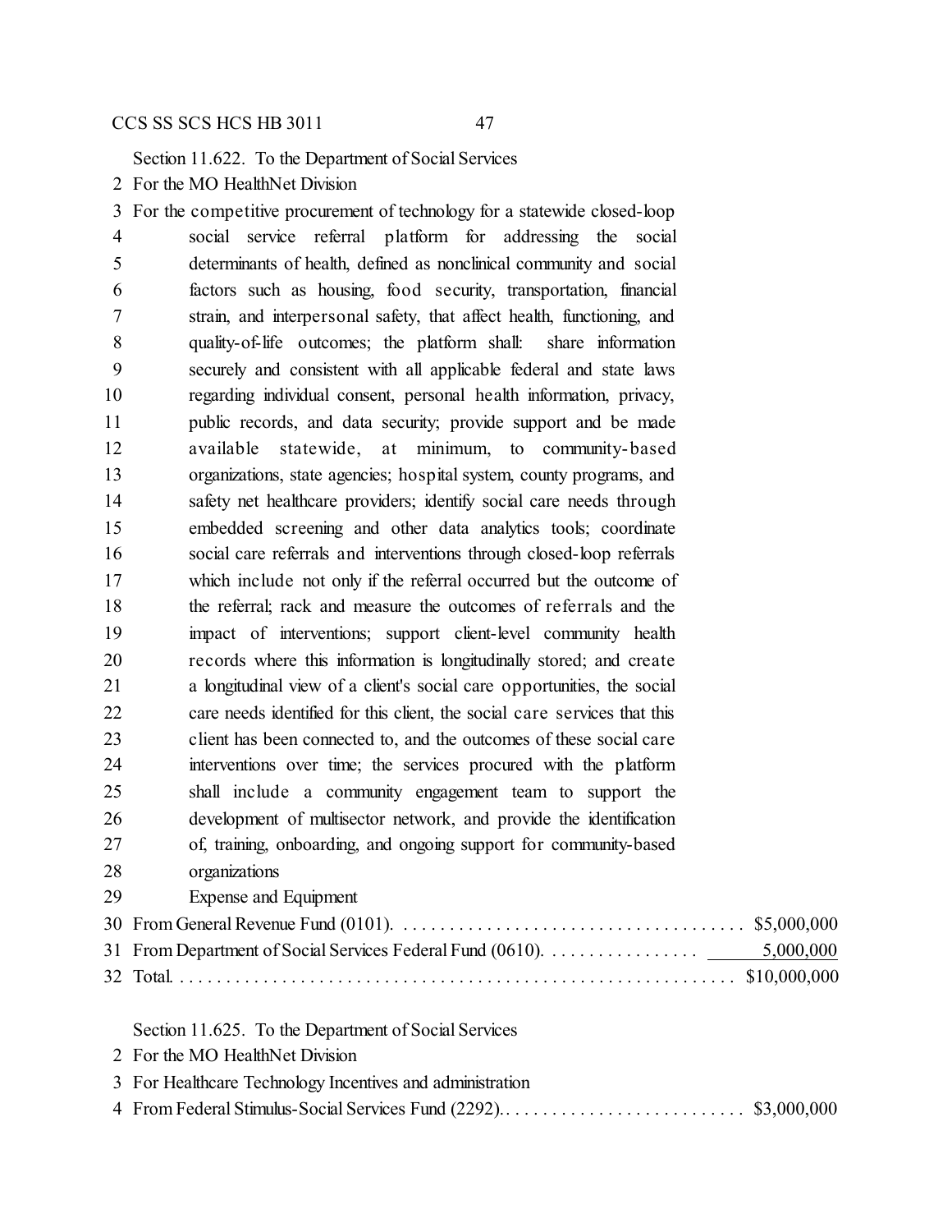Section 11.622. To the Department of Social Services

2 For the MO HealthNet Division

3 For the competitive procurement of technology for a statewide closed-loop
4 social service referral platform for addressing the social
5 determinants of health, defined as nonclinical community and social
6 factors such as housing, food security, transportation, financial
7 strain, and interpersonal safety, that affect health, functioning, and
8 quality-of-life outcomes; the platform shall: share information
9 securely and consistent with all applicable federal and state laws
10 regarding individual consent, personal health information, privacy,
11 public records, and data security; provide support and be made
12 available statewide, at minimum, to community-based
13 organizations, state agencies; hospital system, county programs, and
14 safety net healthcare providers; identify social care needs through
15 embedded screening and other data analytics tools; coordinate
16 social care referrals and interventions through closed-loop referrals
17 which include not only if the referral occurred but the outcome of
18 the referral; rack and measure the outcomes of referrals and the
19 impact of interventions; support client-level community health
20 records where this information is longitudinally stored; and create
21 a longitudinal view of a client's social care opportunities, the social
22 care needs identified for this client, the social care services that this
23 client has been connected to, and the outcomes of these social care
24 interventions over time; the services procured with the platform
25 shall include a community engagement team to support the
26 development of multisector network, and provide the identification
27 of, training, onboarding, and ongoing support for community-based
28 organizations

29 Expense and Equipment

30 From General Revenue Fund (0101). . . . . . . . . . . . . . . . . . . . . . . . . . . . . . . . . . . . . . . $5,000,000

31 From Department of Social Services Federal Fund (0610). . . . . . . . . . . . . . . . . 5,000,000

32 Total. . . . . . . . . . . . . . . . . . . . . . . . . . . . . . . . . . . . . . . . . . . . . . . . . . . . . . . . . . . . . . $10,000,000

Section 11.625. To the Department of Social Services

2 For the MO HealthNet Division

3 For Healthcare Technology Incentives and administration

4 From Federal Stimulus-Social Services Fund (2292). . . . . . . . . . . . . . . . . . . . . . . . . . . $3,000,000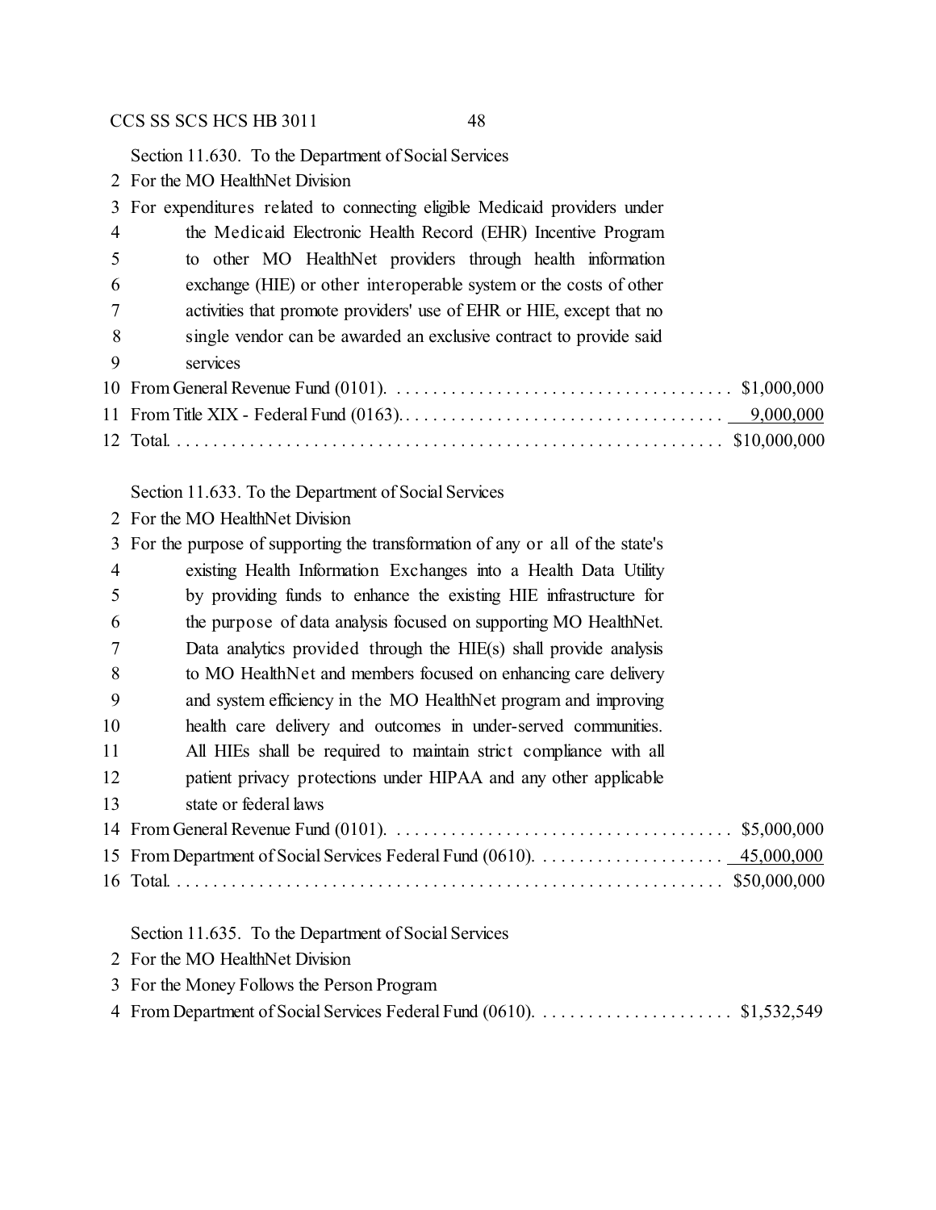Section 11.630. To the Department of Social Services

2 For the MO HealthNet Division

3 For expenditures related to connecting eligible Medicaid providers under
4 the Medicaid Electronic Health Record (EHR) Incentive Program
5 to other MO HealthNet providers through health information
6 exchange (HIE) or other interoperable system or the costs of other
7 activities that promote providers' use of EHR or HIE, except that no
8 single vendor can be awarded an exclusive contract to provide said
9 services

10 From General Revenue Fund (0101). . . . . . . . . . . . . . . . . . . . . . . . . . . . . . . . . . . . . $1,000,000

11 From Title XIX - Federal Fund (0163). . . . . . . . . . . . . . . . . . . . . . . . . . . . . . . . . . . 9,000,000

12 Total. . . . . . . . . . . . . . . . . . . . . . . . . . . . . . . . . . . . . . . . . . . . . . . . . . . . . . . . . . . $10,000,000

Section 11.633. To the Department of Social Services

2 For the MO HealthNet Division

3 For the purpose of supporting the transformation of any or all of the state's
4 existing Health Information Exchanges into a Health Data Utility
5 by providing funds to enhance the existing HIE infrastructure for
6 the purpose of data analysis focused on supporting MO HealthNet.
7 Data analytics provided through the HIE(s) shall provide analysis
8 to MO HealthNet and members focused on enhancing care delivery
9 and system efficiency in the MO HealthNet program and improving
10 health care delivery and outcomes in under-served communities.
11 All HIEs shall be required to maintain strict compliance with all
12 patient privacy protections under HIPAA and any other applicable
13 state or federal laws

14 From General Revenue Fund (0101). . . . . . . . . . . . . . . . . . . . . . . . . . . . . . . . . . . . . $5,000,000

15 From Department of Social Services Federal Fund (0610). . . . . . . . . . . . . . . . . . . . 45,000,000

16 Total. . . . . . . . . . . . . . . . . . . . . . . . . . . . . . . . . . . . . . . . . . . . . . . . . . . . . . . . . . . $50,000,000

Section 11.635. To the Department of Social Services

2 For the MO HealthNet Division

3 For the Money Follows the Person Program

4 From Department of Social Services Federal Fund (0610). . . . . . . . . . . . . . . . . . . . . . $1,532,549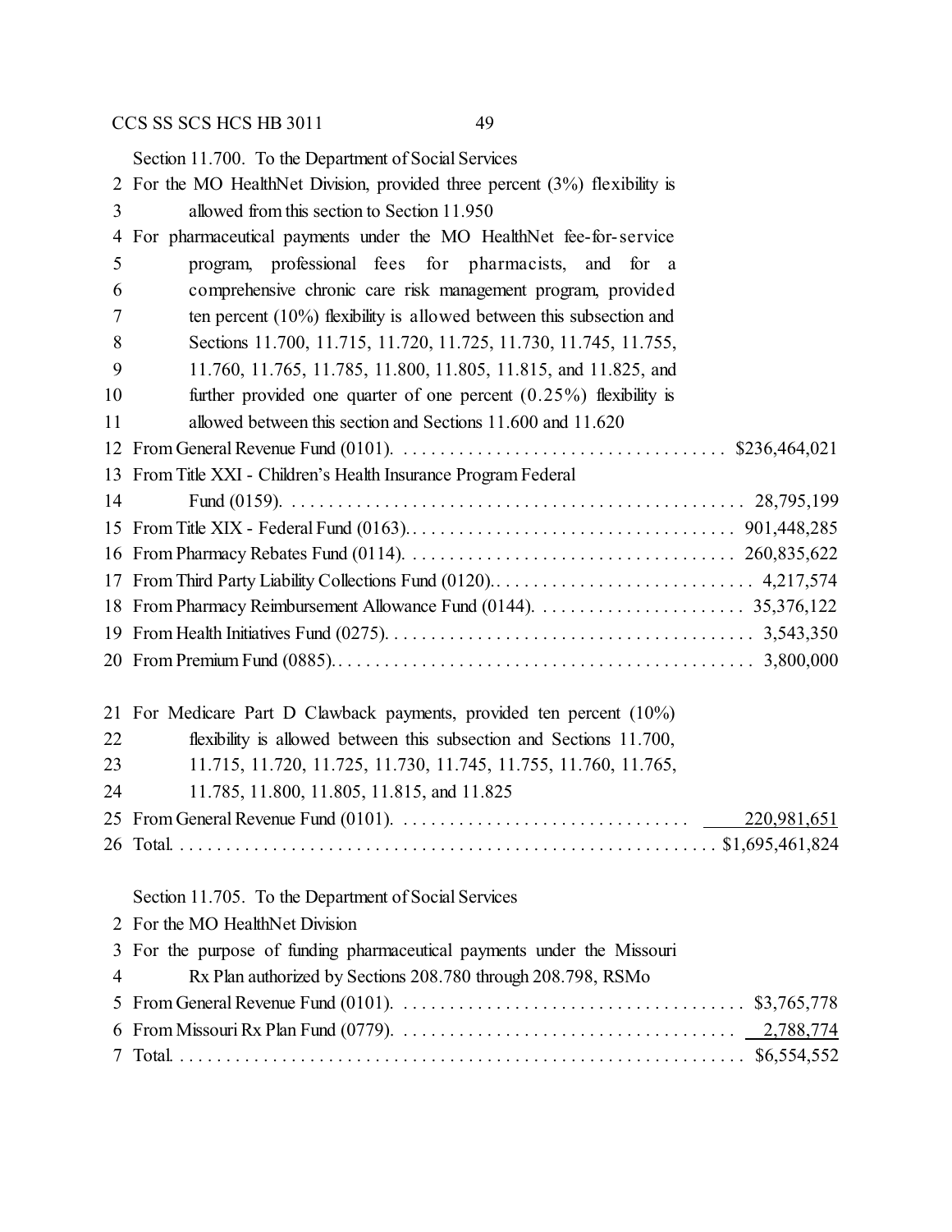Section 11.700. To the Department of Social Services

2 For the MO HealthNet Division, provided three percent (3%) flexibility is
3 allowed from this section to Section 11.950
4 For pharmaceutical payments under the MO HealthNet fee-for-service
5 program, professional fees for pharmacists, and for a
6 comprehensive chronic care risk management program, provided
7 ten percent (10%) flexibility is allowed between this subsection and
8 Sections 11.700, 11.715, 11.720, 11.725, 11.730, 11.745, 11.755,
9 11.760, 11.765, 11.785, 11.800, 11.805, 11.815, and 11.825, and
10 further provided one quarter of one percent (0.25%) flexibility is
11 allowed between this section and Sections 11.600 and 11.620

| | | |
|---|---|---|
| 12 | From General Revenue Fund (0101). . . . . . . . . . . . . . . . . . . . . . . . . . . . . . . . . . . | $236,464,021 |
| 13 | From Title XXI - Children's Health Insurance Program Federal | |
| 14 | Fund (0159). . . . . . . . . . . . . . . . . . . . . . . . . . . . . . . . . . . . . . . . . . . . . . . . | 28,795,199 |
| 15 | From Title XIX - Federal Fund (0163). . . . . . . . . . . . . . . . . . . . . . . . . . . . . . . . . . | 901,448,285 |
| 16 | From Pharmacy Rebates Fund (0114). . . . . . . . . . . . . . . . . . . . . . . . . . . . . . . . . . | 260,835,622 |
| 17 | From Third Party Liability Collections Fund (0120). . . . . . . . . . . . . . . . . . . . . . . . . . . | 4,217,574 |
| 18 | From Pharmacy Reimbursement Allowance Fund (0144). . . . . . . . . . . . . . . . . . . . . . | 35,376,122 |
| 19 | From Health Initiatives Fund (0275). . . . . . . . . . . . . . . . . . . . . . . . . . . . . . . . . . . . . . | 3,543,350 |
| 20 | From Premium Fund (0885). . . . . . . . . . . . . . . . . . . . . . . . . . . . . . . . . . . . . . . . . . . | 3,800,000 |

21 For Medicare Part D Clawback payments, provided ten percent (10%)
22 flexibility is allowed between this subsection and Sections 11.700,
23 11.715, 11.720, 11.725, 11.730, 11.745, 11.755, 11.760, 11.765,
24 11.785, 11.800, 11.805, 11.815, and 11.825

| | | |
|---|---|---|
| 25 | From General Revenue Fund (0101). . . . . . . . . . . . . . . . . . . . . . . . . . . . . . . | 220,981,651 |
| 26 | Total. . . . . . . . . . . . . . . . . . . . . . . . . . . . . . . . . . . . . . . . . . . . . . . . . . . . . . . . . | $1,695,461,824 |

Section 11.705. To the Department of Social Services

2 For the MO HealthNet Division
3 For the purpose of funding pharmaceutical payments under the Missouri
4 Rx Plan authorized by Sections 208.780 through 208.798, RSMo

| | | |
|---|---|---|
| 5 | From General Revenue Fund (0101). . . . . . . . . . . . . . . . . . . . . . . . . . . . . . . . . . . . | $3,765,778 |
| 6 | From Missouri Rx Plan Fund (0779). . . . . . . . . . . . . . . . . . . . . . . . . . . . . . . . . . . | 2,788,774 |
| 7 | Total. . . . . . . . . . . . . . . . . . . . . . . . . . . . . . . . . . . . . . . . . . . . . . . . . . . . . . . . . . . | $6,554,552 |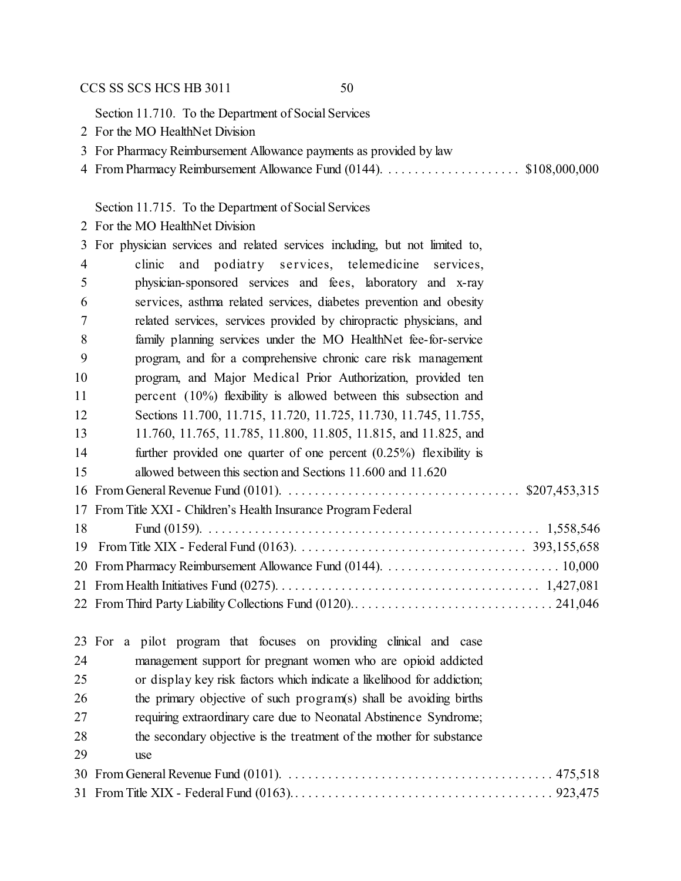Section 11.710. To the Department of Social Services
2 For the MO HealthNet Division
3 For Pharmacy Reimbursement Allowance payments as provided by law
4 From Pharmacy Reimbursement Allowance Fund (0144). . . . . . . . . . . . . . . . . . . . . $108,000,000

Section 11.715. To the Department of Social Services
2 For the MO HealthNet Division
3 For physician services and related services including, but not limited to,
4 clinic and podiatry services, telemedicine services,
5 physician-sponsored services and fees, laboratory and x-ray
6 services, asthma related services, diabetes prevention and obesity
7 related services, services provided by chiropractic physicians, and
8 family planning services under the MO HealthNet fee-for-service
9 program, and for a comprehensive chronic care risk management
10 program, and Major Medical Prior Authorization, provided ten
11 percent (10%) flexibility is allowed between this subsection and
12 Sections 11.700, 11.715, 11.720, 11.725, 11.730, 11.745, 11.755,
13 11.760, 11.765, 11.785, 11.800, 11.805, 11.815, and 11.825, and
14 further provided one quarter of one percent (0.25%) flexibility is
15 allowed between this section and Sections 11.600 and 11.620
16 From General Revenue Fund (0101). . . . . . . . . . . . . . . . . . . . . . . . . . . . . . . . . . . $207,453,315
17 From Title XXI - Children's Health Insurance Program Federal
18 Fund (0159). . . . . . . . . . . . . . . . . . . . . . . . . . . . . . . . . . . . . . . . . . . . . . . . . . 1,558,546
19 From Title XIX - Federal Fund (0163). . . . . . . . . . . . . . . . . . . . . . . . . . . . . . . . . . 393,155,658
20 From Pharmacy Reimbursement Allowance Fund (0144). . . . . . . . . . . . . . . . . . . . . . . . . . . 10,000
21 From Health Initiatives Fund (0275). . . . . . . . . . . . . . . . . . . . . . . . . . . . . . . . . . . . . . . 1,427,081
22 From Third Party Liability Collections Fund (0120).. . . . . . . . . . . . . . . . . . . . . . . . . . . . . 241,046

23 For a pilot program that focuses on providing clinical and case
24 management support for pregnant women who are opioid addicted
25 or display key risk factors which indicate a likelihood for addiction;
26 the primary objective of such program(s) shall be avoiding births
27 requiring extraordinary care due to Neonatal Abstinence Syndrome;
28 the secondary objective is the treatment of the mother for substance
29 use
30 From General Revenue Fund (0101). . . . . . . . . . . . . . . . . . . . . . . . . . . . . . . . . . . . . . . . 475,518
31 From Title XIX - Federal Fund (0163). . . . . . . . . . . . . . . . . . . . . . . . . . . . . . . . . . . . . . . 923,475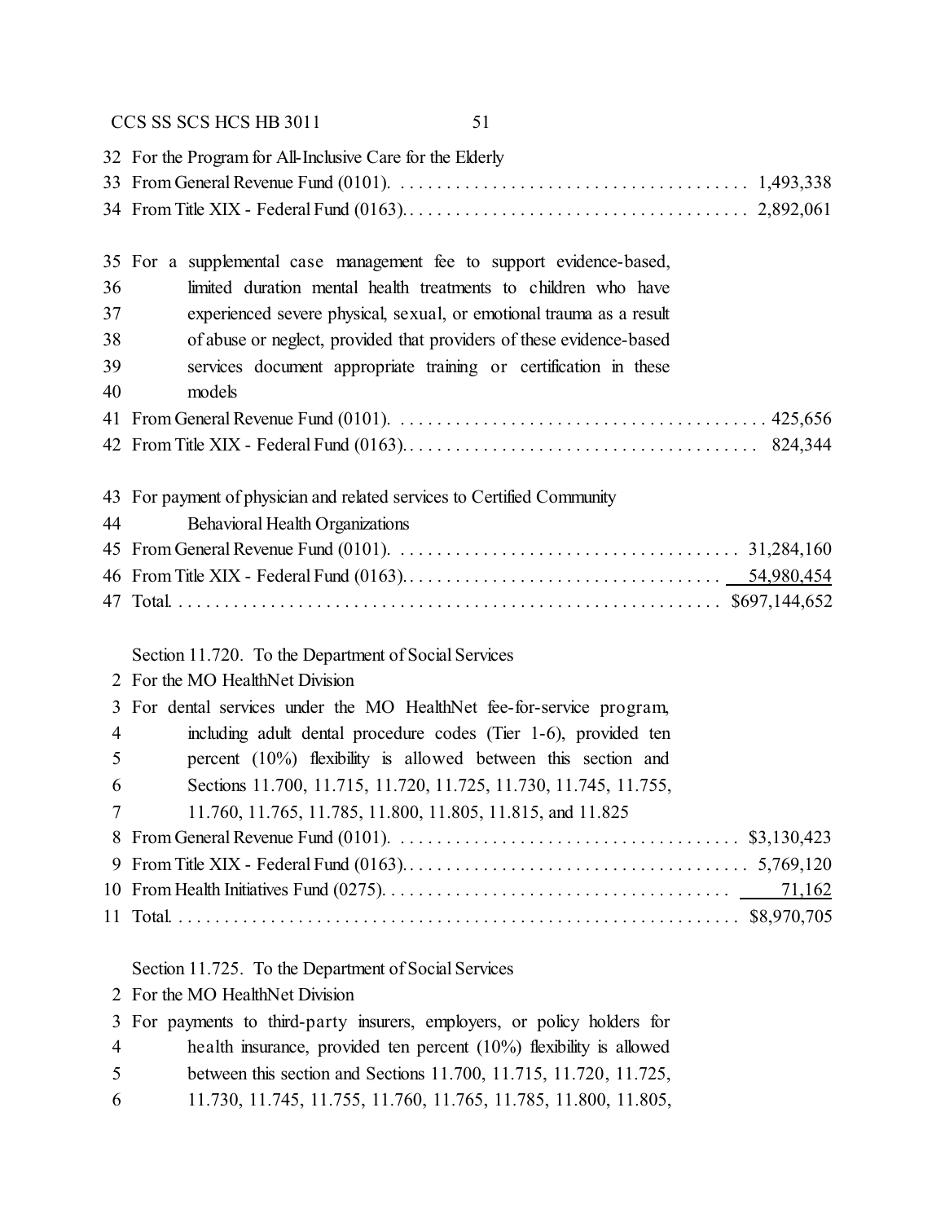32 For the Program for All-Inclusive Care for the Elderly
33 From General Revenue Fund (0101). . . . . . . . . . . . . . . . . . . . . . . . . . . . . . . . . . . . . . 1,493,338
34 From Title XIX - Federal Fund (0163). . . . . . . . . . . . . . . . . . . . . . . . . . . . . . . . . . . . . 2,892,061

35 For a supplemental case management fee to support evidence-based,
36 limited duration mental health treatments to children who have
37 experienced severe physical, sexual, or emotional trauma as a result
38 of abuse or neglect, provided that providers of these evidence-based
39 services document appropriate training or certification in these
40 models
41 From General Revenue Fund (0101). . . . . . . . . . . . . . . . . . . . . . . . . . . . . . . . . . . . . . . 425,656
42 From Title XIX - Federal Fund (0163). . . . . . . . . . . . . . . . . . . . . . . . . . . . . . . . . . . . . . 824,344

43 For payment of physician and related services to Certified Community
44 Behavioral Health Organizations
45 From General Revenue Fund (0101). . . . . . . . . . . . . . . . . . . . . . . . . . . . . . . . . . . . . 31,284,160
46 From Title XIX - Federal Fund (0163). . . . . . . . . . . . . . . . . . . . . . . . . . . . . . . . . . . 54,980,454
47 Total. . . . . . . . . . . . . . . . . . . . . . . . . . . . . . . . . . . . . . . . . . . . . . . . . . . . . . . . . $697,144,652

Section 11.720. To the Department of Social Services
2 For the MO HealthNet Division
3 For dental services under the MO HealthNet fee-for-service program,
4 including adult dental procedure codes (Tier 1-6), provided ten
5 percent (10%) flexibility is allowed between this section and
6 Sections 11.700, 11.715, 11.720, 11.725, 11.730, 11.745, 11.755,
7 11.760, 11.765, 11.785, 11.800, 11.805, 11.815, and 11.825
8 From General Revenue Fund (0101). . . . . . . . . . . . . . . . . . . . . . . . . . . . . . . . . . . . $3,130,423
9 From Title XIX - Federal Fund (0163). . . . . . . . . . . . . . . . . . . . . . . . . . . . . . . . . . . . . 5,769,120
10 From Health Initiatives Fund (0275). . . . . . . . . . . . . . . . . . . . . . . . . . . . . . . . . . . . . 71,162
11 Total. . . . . . . . . . . . . . . . . . . . . . . . . . . . . . . . . . . . . . . . . . . . . . . . . . . . . . . . . . $8,970,705

Section 11.725. To the Department of Social Services
2 For the MO HealthNet Division
3 For payments to third-party insurers, employers, or policy holders for
4 health insurance, provided ten percent (10%) flexibility is allowed
5 between this section and Sections 11.700, 11.715, 11.720, 11.725,
6 11.730, 11.745, 11.755, 11.760, 11.765, 11.785, 11.800, 11.805,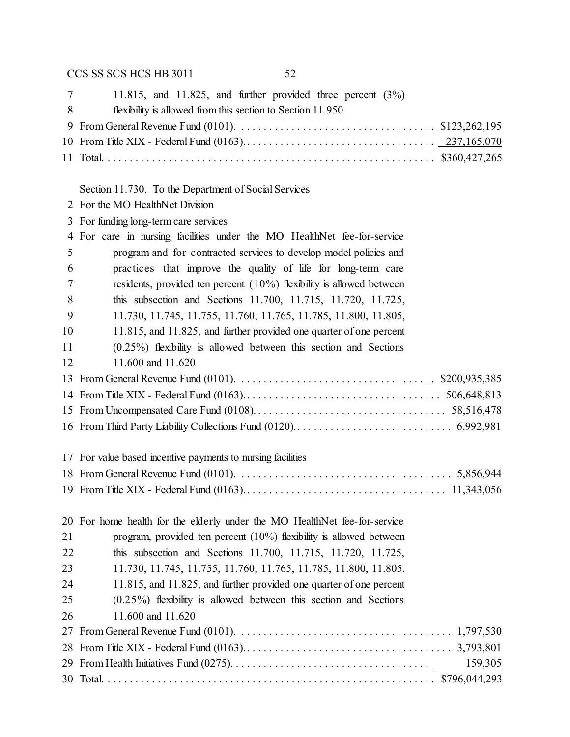11.815, and 11.825, and further provided three percent (3%) flexibility is allowed from this section to Section 11.950

| | |
|---|---|
| From General Revenue Fund (0101) | $123,262,195 |
| From Title XIX - Federal Fund (0163) | 237,165,070 |
| Total | $360,427,265 |

Section 11.730. To the Department of Social Services

For the MO HealthNet Division

For funding long-term care services

For care in nursing facilities under the MO HealthNet fee-for-service program and for contracted services to develop model policies and practices that improve the quality of life for long-term care residents, provided ten percent (10%) flexibility is allowed between this subsection and Sections 11.700, 11.715, 11.720, 11.725, 11.730, 11.745, 11.755, 11.760, 11.765, 11.785, 11.800, 11.805, 11.815, and 11.825, and further provided one quarter of one percent (0.25%) flexibility is allowed between this section and Sections 11.600 and 11.620

| | |
|---|---|
| From General Revenue Fund (0101) | $200,935,385 |
| From Title XIX - Federal Fund (0163) | 506,648,813 |
| From Uncompensated Care Fund (0108) | 58,516,478 |
| From Third Party Liability Collections Fund (0120) | 6,992,981 |

For value based incentive payments to nursing facilities

| | |
|---|---|
| From General Revenue Fund (0101) | 5,856,944 |
| From Title XIX - Federal Fund (0163) | 11,343,056 |

For home health for the elderly under the MO HealthNet fee-for-service program, provided ten percent (10%) flexibility is allowed between this subsection and Sections 11.700, 11.715, 11.720, 11.725, 11.730, 11.745, 11.755, 11.760, 11.765, 11.785, 11.800, 11.805, 11.815, and 11.825, and further provided one quarter of one percent (0.25%) flexibility is allowed between this section and Sections 11.600 and 11.620

| | |
|---|---|
| From General Revenue Fund (0101) | 1,797,530 |
| From Title XIX - Federal Fund (0163) | 3,793,801 |
| From Health Initiatives Fund (0275) | 159,305 |
| Total | $796,044,293 |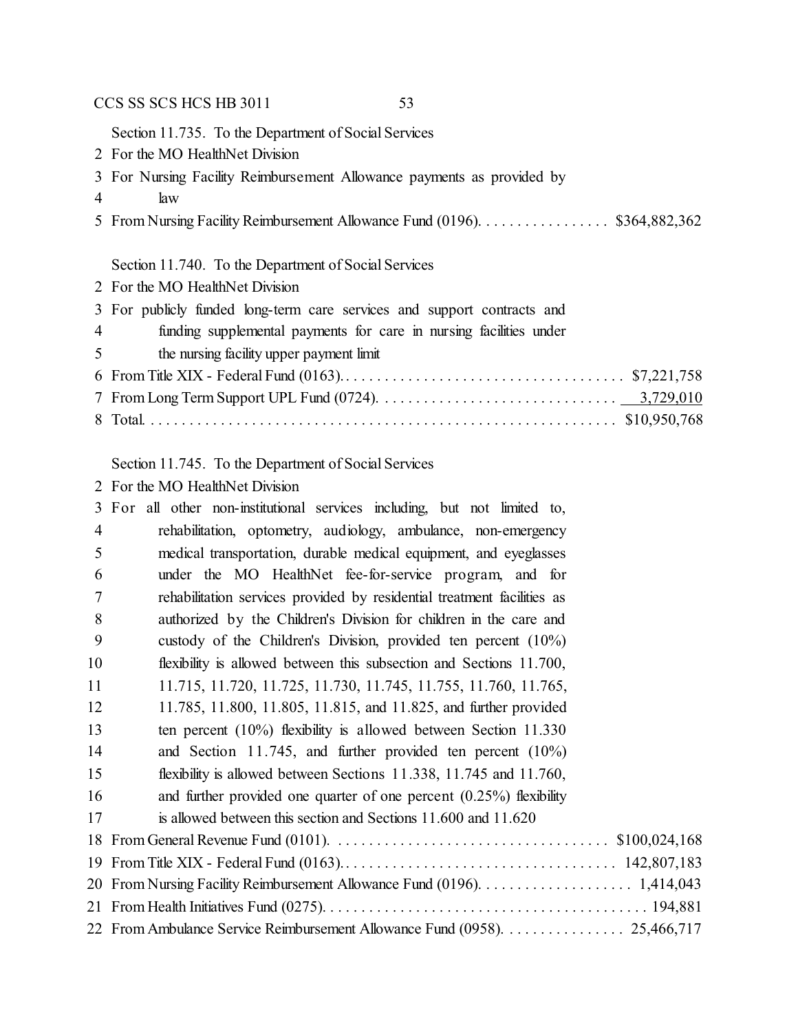Section 11.735. To the Department of Social Services
2 For the MO HealthNet Division
3 For Nursing Facility Reimbursement Allowance payments as provided by
4 law
5 From Nursing Facility Reimbursement Allowance Fund (0196). . . . . . . . . . . . . . . . . $364,882,362

Section 11.740. To the Department of Social Services
2 For the MO HealthNet Division
3 For publicly funded long-term care services and support contracts and
4 funding supplemental payments for care in nursing facilities under
5 the nursing facility upper payment limit
6 From Title XIX - Federal Fund (0163). . . . . . . . . . . . . . . . . . . . . . . . . . . . . . . . . . . . . $7,221,758
7 From Long Term Support UPL Fund (0724). . . . . . . . . . . . . . . . . . . . . . . . . . . . . . . 3,729,010
8 Total. . . . . . . . . . . . . . . . . . . . . . . . . . . . . . . . . . . . . . . . . . . . . . . . . . . . . . . . . . . . . $10,950,768

Section 11.745. To the Department of Social Services
2 For the MO HealthNet Division
3 For all other non-institutional services including, but not limited to,
4 rehabilitation, optometry, audiology, ambulance, non-emergency
5 medical transportation, durable medical equipment, and eyeglasses
6 under the MO HealthNet fee-for-service program, and for
7 rehabilitation services provided by residential treatment facilities as
8 authorized by the Children's Division for children in the care and
9 custody of the Children's Division, provided ten percent (10%)
10 flexibility is allowed between this subsection and Sections 11.700,
11 11.715, 11.720, 11.725, 11.730, 11.745, 11.755, 11.760, 11.765,
12 11.785, 11.800, 11.805, 11.815, and 11.825, and further provided
13 ten percent (10%) flexibility is allowed between Section 11.330
14 and Section 11.745, and further provided ten percent (10%)
15 flexibility is allowed between Sections 11.338, 11.745 and 11.760,
16 and further provided one quarter of one percent (0.25%) flexibility
17 is allowed between this section and Sections 11.600 and 11.620
18 From General Revenue Fund (0101). . . . . . . . . . . . . . . . . . . . . . . . . . . . . . . . . . . $100,024,168
19 From Title XIX - Federal Fund (0163). . . . . . . . . . . . . . . . . . . . . . . . . . . . . . . . . . . . 142,807,183
20 From Nursing Facility Reimbursement Allowance Fund (0196). . . . . . . . . . . . . . . . . . . . 1,414,043
21 From Health Initiatives Fund (0275). . . . . . . . . . . . . . . . . . . . . . . . . . . . . . . . . . . . . . . . . . 194,881
22 From Ambulance Service Reimbursement Allowance Fund (0958). . . . . . . . . . . . . . . . 25,466,717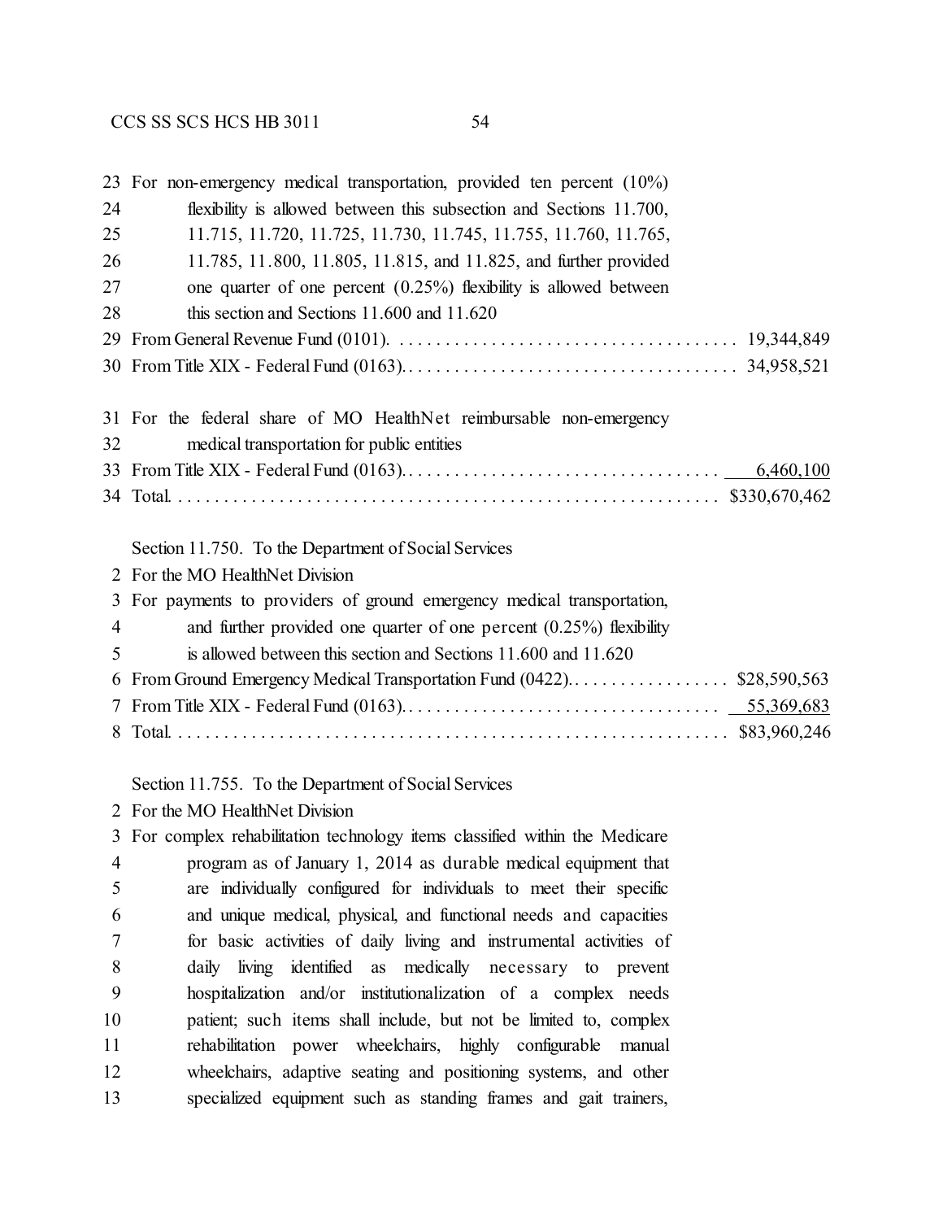23 For non-emergency medical transportation, provided ten percent (10%)
24 flexibility is allowed between this subsection and Sections 11.700,
25 11.715, 11.720, 11.725, 11.730, 11.745, 11.755, 11.760, 11.765,
26 11.785, 11.800, 11.805, 11.815, and 11.825, and further provided
27 one quarter of one percent (0.25%) flexibility is allowed between
28 this section and Sections 11.600 and 11.620
29 From General Revenue Fund (0101). . . . . . . . . . . . . . . . . . . . . . . . . . . . . . . . . . . . . . 19,344,849
30 From Title XIX - Federal Fund (0163). . . . . . . . . . . . . . . . . . . . . . . . . . . . . . . . . . . . 34,958,521

31 For the federal share of MO HealthNet reimbursable non-emergency
32 medical transportation for public entities
33 From Title XIX - Federal Fund (0163). . . . . . . . . . . . . . . . . . . . . . . . . . . . . . . . . . . 6,460,100
34 Total. . . . . . . . . . . . . . . . . . . . . . . . . . . . . . . . . . . . . . . . . . . . . . . . . . . . . . . . . . . $330,670,462

Section 11.750. To the Department of Social Services
2 For the MO HealthNet Division
3 For payments to providers of ground emergency medical transportation,
4 and further provided one quarter of one percent (0.25%) flexibility
5 is allowed between this section and Sections 11.600 and 11.620
6 From Ground Emergency Medical Transportation Fund (0422). . . . . . . . . . . . . . . . . . $28,590,563
7 From Title XIX - Federal Fund (0163). . . . . . . . . . . . . . . . . . . . . . . . . . . . . . . . . . . 55,369,683
8 Total. . . . . . . . . . . . . . . . . . . . . . . . . . . . . . . . . . . . . . . . . . . . . . . . . . . . . . . . . . . $83,960,246

Section 11.755. To the Department of Social Services
2 For the MO HealthNet Division
3 For complex rehabilitation technology items classified within the Medicare
4 program as of January 1, 2014 as durable medical equipment that
5 are individually configured for individuals to meet their specific
6 and unique medical, physical, and functional needs and capacities
7 for basic activities of daily living and instrumental activities of
8 daily living identified as medically necessary to prevent
9 hospitalization and/or institutionalization of a complex needs
10 patient; such items shall include, but not be limited to, complex
11 rehabilitation power wheelchairs, highly configurable manual
12 wheelchairs, adaptive seating and positioning systems, and other
13 specialized equipment such as standing frames and gait trainers,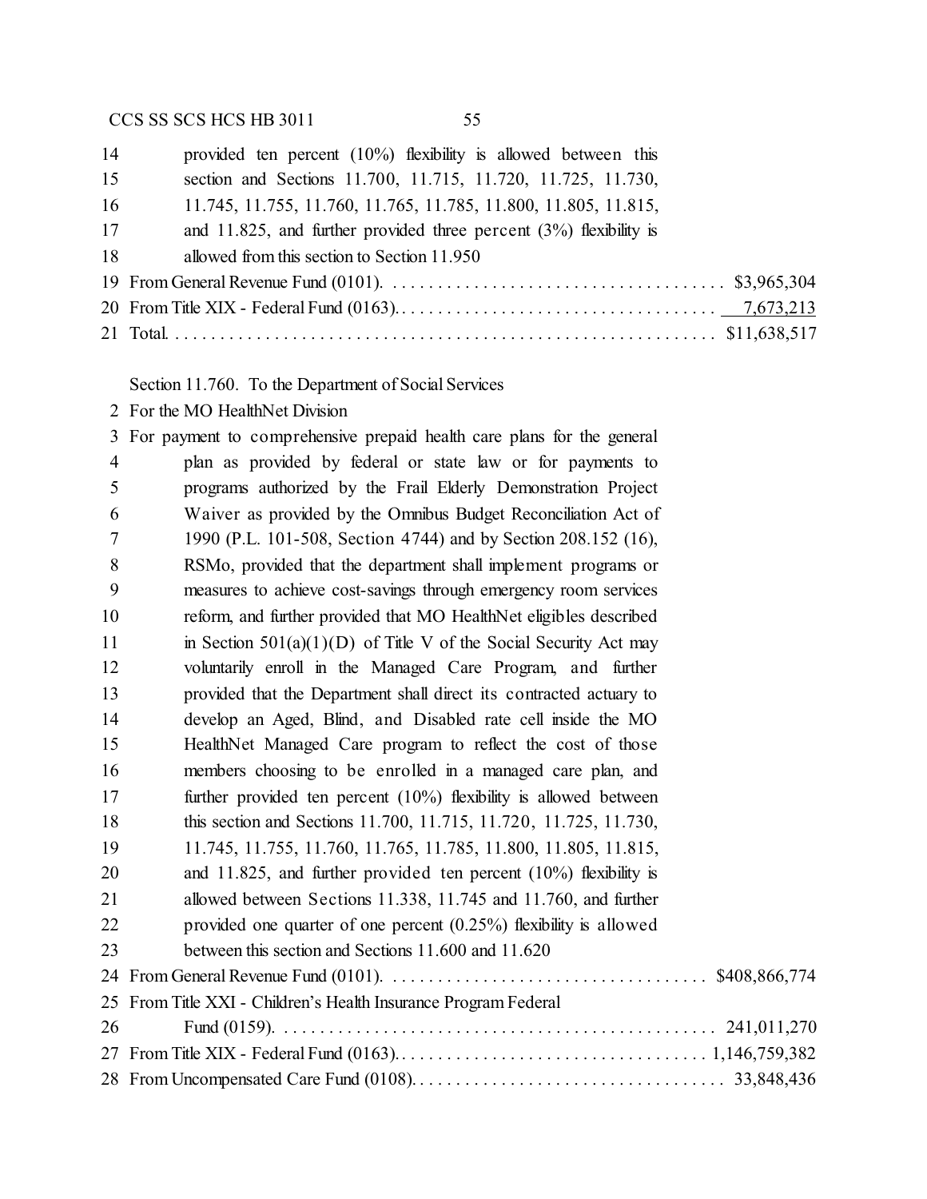provided ten percent (10%) flexibility is allowed between this section and Sections 11.700, 11.715, 11.720, 11.725, 11.730, 11.745, 11.755, 11.760, 11.765, 11.785, 11.800, 11.805, 11.815, and 11.825, and further provided three percent (3%) flexibility is allowed from this section to Section 11.950

| | |
|---|---:|
| From General Revenue Fund (0101) | $3,965,304 |
| From Title XIX - Federal Fund (0163) | 7,673,213 |
| Total | $11,638,517 |

Section 11.760. To the Department of Social Services

For the MO HealthNet Division

For payment to comprehensive prepaid health care plans for the general plan as provided by federal or state law or for payments to programs authorized by the Frail Elderly Demonstration Project Waiver as provided by the Omnibus Budget Reconciliation Act of 1990 (P.L. 101-508, Section 4744) and by Section 208.152 (16), RSMo, provided that the department shall implement programs or measures to achieve cost-savings through emergency room services reform, and further provided that MO HealthNet eligibles described in Section 501(a)(1)(D) of Title V of the Social Security Act may voluntarily enroll in the Managed Care Program, and further provided that the Department shall direct its contracted actuary to develop an Aged, Blind, and Disabled rate cell inside the MO HealthNet Managed Care program to reflect the cost of those members choosing to be enrolled in a managed care plan, and further provided ten percent (10%) flexibility is allowed between this section and Sections 11.700, 11.715, 11.720, 11.725, 11.730, 11.745, 11.755, 11.760, 11.765, 11.785, 11.800, 11.805, 11.815, and 11.825, and further provided ten percent (10%) flexibility is allowed between Sections 11.338, 11.745 and 11.760, and further provided one quarter of one percent (0.25%) flexibility is allowed between this section and Sections 11.600 and 11.620

| | |
|---|---:|
| From General Revenue Fund (0101) | $408,866,774 |
| From Title XXI - Children's Health Insurance Program Federal Fund (0159) | 241,011,270 |
| From Title XIX - Federal Fund (0163) | 1,146,759,382 |
| From Uncompensated Care Fund (0108) | 33,848,436 |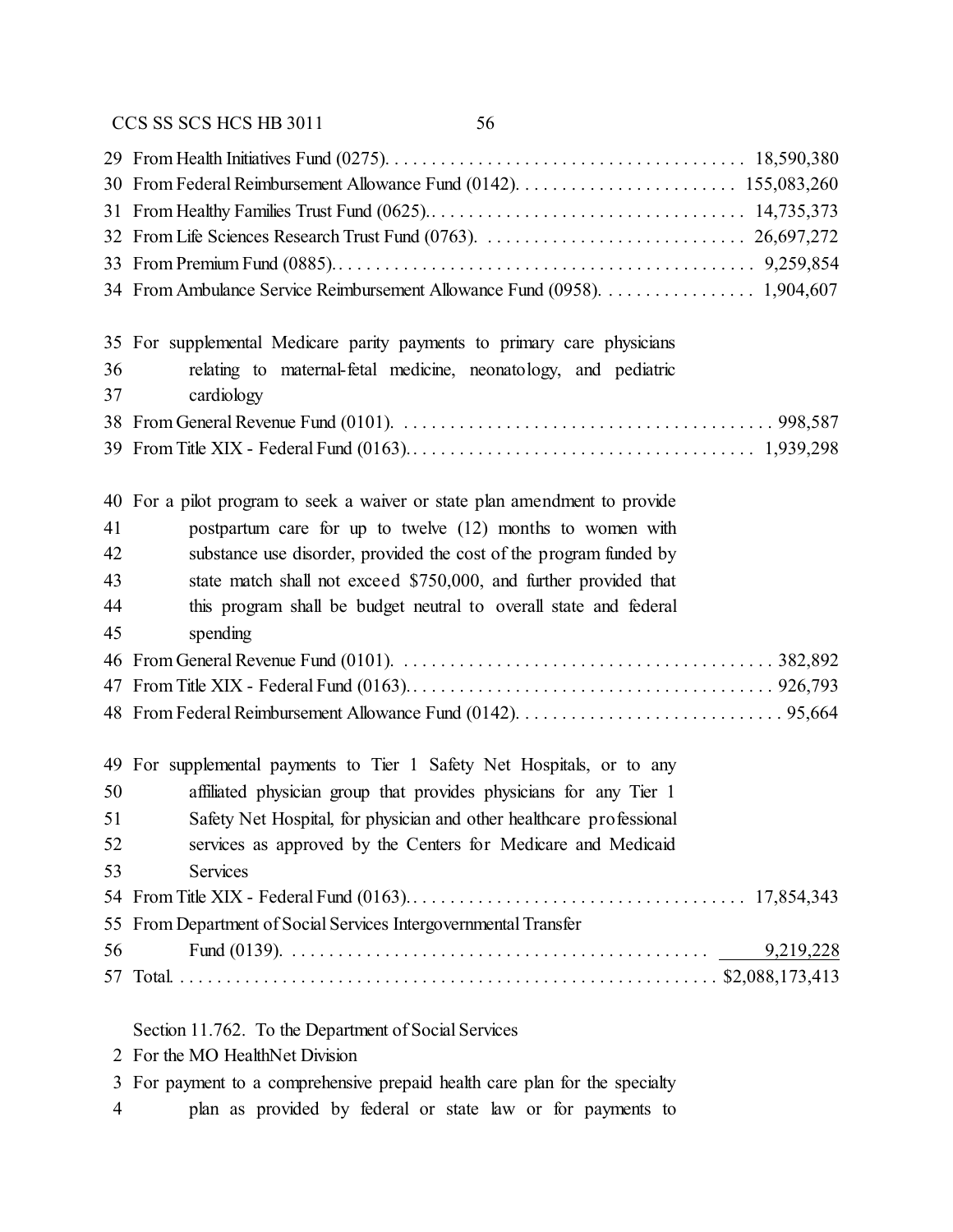29 From Health Initiatives Fund (0275). . . . . . . . . . . . . . . . . . . . . . . . . . . . . . . . . . . . . . 18,590,380
30 From Federal Reimbursement Allowance Fund (0142). . . . . . . . . . . . . . . . . . . . . . . . 155,083,260
31 From Healthy Families Trust Fund (0625). . . . . . . . . . . . . . . . . . . . . . . . . . . . . . . . . . 14,735,373
32 From Life Sciences Research Trust Fund (0763). . . . . . . . . . . . . . . . . . . . . . . . . . . . 26,697,272
33 From Premium Fund (0885). . . . . . . . . . . . . . . . . . . . . . . . . . . . . . . . . . . . . . . . . . . . . 9,259,854
34 From Ambulance Service Reimbursement Allowance Fund (0958). . . . . . . . . . . . . . . . . 1,904,607

35 For supplemental Medicare parity payments to primary care physicians
36 relating to maternal-fetal medicine, neonatology, and pediatric
37 cardiology
38 From General Revenue Fund (0101). . . . . . . . . . . . . . . . . . . . . . . . . . . . . . . . . . . . . . . 998,587
39 From Title XIX - Federal Fund (0163). . . . . . . . . . . . . . . . . . . . . . . . . . . . . . . . . . . . 1,939,298

40 For a pilot program to seek a waiver or state plan amendment to provide
41 postpartum care for up to twelve (12) months to women with
42 substance use disorder, provided the cost of the program funded by
43 state match shall not exceed $750,000, and further provided that
44 this program shall be budget neutral to overall state and federal
45 spending
46 From General Revenue Fund (0101). . . . . . . . . . . . . . . . . . . . . . . . . . . . . . . . . . . . . . . 382,892
47 From Title XIX - Federal Fund (0163). . . . . . . . . . . . . . . . . . . . . . . . . . . . . . . . . . . . . . 926,793
48 From Federal Reimbursement Allowance Fund (0142). . . . . . . . . . . . . . . . . . . . . . . . . . . . 95,664

49 For supplemental payments to Tier 1 Safety Net Hospitals, or to any
50 affiliated physician group that provides physicians for any Tier 1
51 Safety Net Hospital, for physician and other healthcare professional
52 services as approved by the Centers for Medicare and Medicaid
53 Services
54 From Title XIX - Federal Fund (0163). . . . . . . . . . . . . . . . . . . . . . . . . . . . . . . . . . . 17,854,343
55 From Department of Social Services Intergovernmental Transfer
56 Fund (0139). . . . . . . . . . . . . . . . . . . . . . . . . . . . . . . . . . . . . . . . . . . . . 9,219,228
57 Total. . . . . . . . . . . . . . . . . . . . . . . . . . . . . . . . . . . . . . . . . . . . . . . . . . . . . . . $2,088,173,413

Section 11.762. To the Department of Social Services
2 For the MO HealthNet Division
3 For payment to a comprehensive prepaid health care plan for the specialty
4 plan as provided by federal or state law or for payments to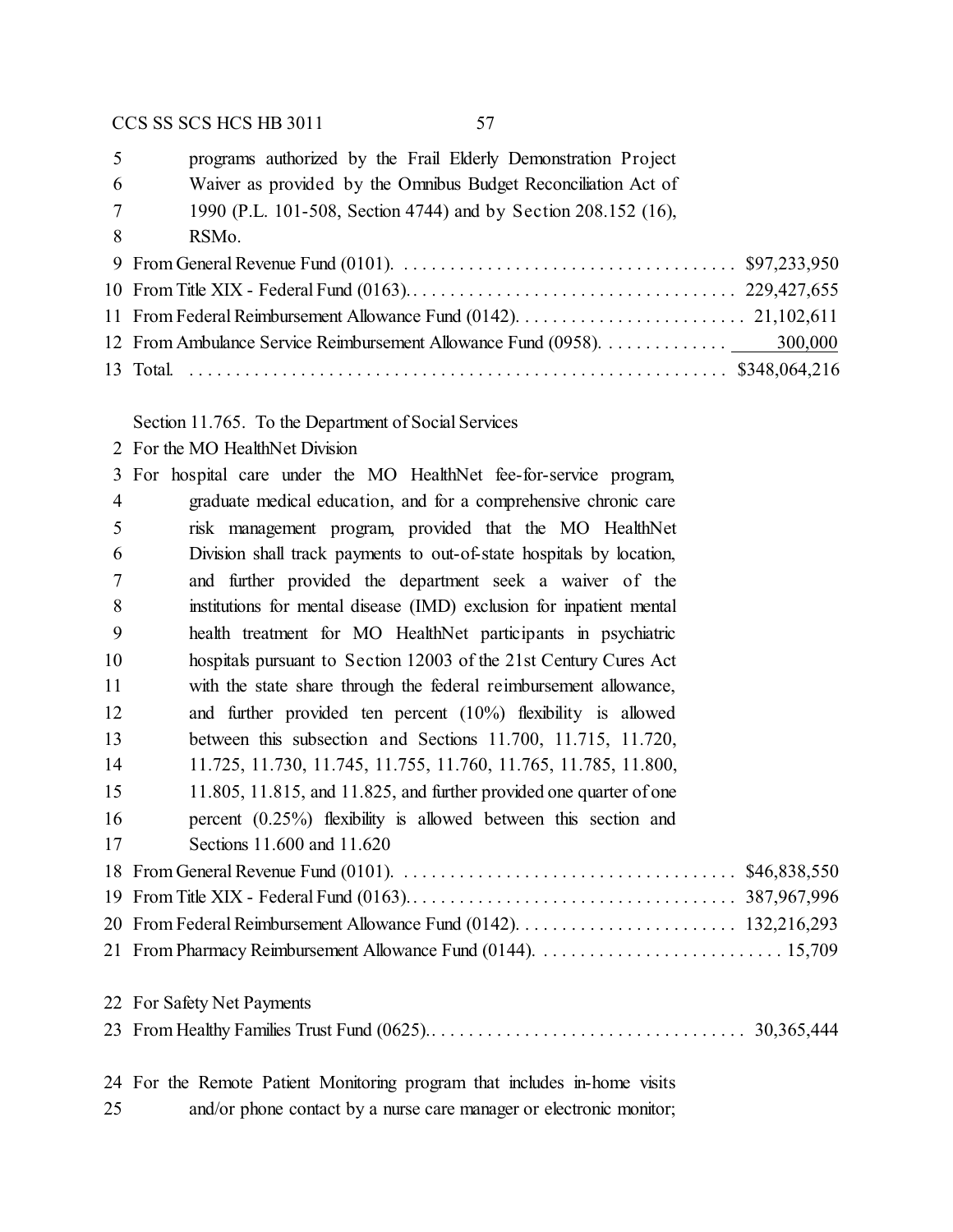programs authorized by the Frail Elderly Demonstration Project Waiver as provided by the Omnibus Budget Reconciliation Act of 1990 (P.L. 101-508, Section 4744) and by Section 208.152 (16), RSMo.

| | |
|---|---:|
| From General Revenue Fund (0101) | $97,233,950 |
| From Title XIX - Federal Fund (0163) | 229,427,655 |
| From Federal Reimbursement Allowance Fund (0142) | 21,102,611 |
| From Ambulance Service Reimbursement Allowance Fund (0958) | 300,000 |
| Total | $348,064,216 |

Section 11.765. To the Department of Social Services

For the MO HealthNet Division

For hospital care under the MO HealthNet fee-for-service program, graduate medical education, and for a comprehensive chronic care risk management program, provided that the MO HealthNet Division shall track payments to out-of-state hospitals by location, and further provided the department seek a waiver of the institutions for mental disease (IMD) exclusion for inpatient mental health treatment for MO HealthNet participants in psychiatric hospitals pursuant to Section 12003 of the 21st Century Cures Act with the state share through the federal reimbursement allowance, and further provided ten percent (10%) flexibility is allowed between this subsection and Sections 11.700, 11.715, 11.720, 11.725, 11.730, 11.745, 11.755, 11.760, 11.765, 11.785, 11.800, 11.805, 11.815, and 11.825, and further provided one quarter of one percent (0.25%) flexibility is allowed between this section and Sections 11.600 and 11.620

| | |
|---|---:|
| From General Revenue Fund (0101) | $46,838,550 |
| From Title XIX - Federal Fund (0163) | 387,967,996 |
| From Federal Reimbursement Allowance Fund (0142) | 132,216,293 |
| From Pharmacy Reimbursement Allowance Fund (0144) | 15,709 |

For Safety Net Payments

| | |
|---|---:|
| From Healthy Families Trust Fund (0625) | 30,365,444 |

For the Remote Patient Monitoring program that includes in-home visits and/or phone contact by a nurse care manager or electronic monitor;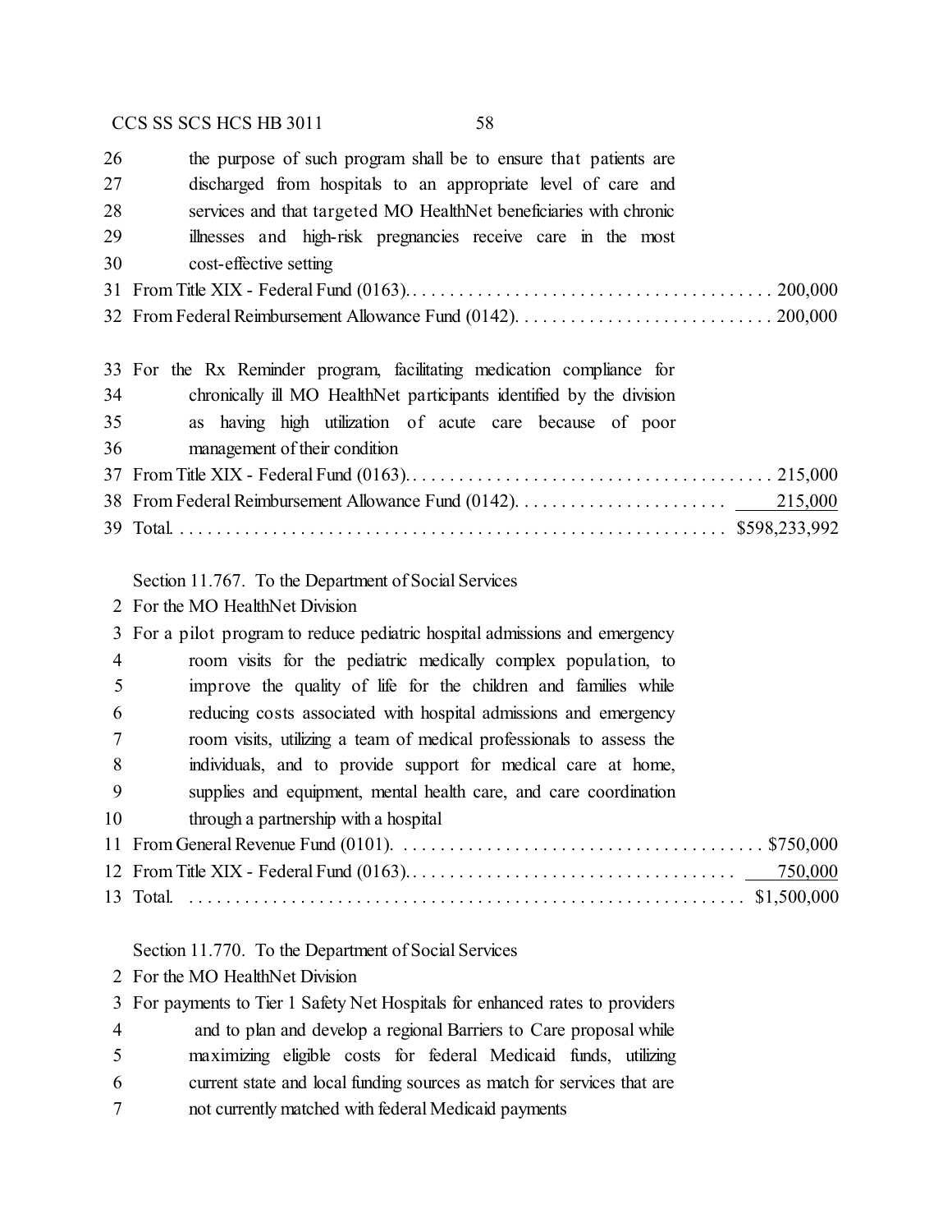26 the purpose of such program shall be to ensure that patients are
27 discharged from hospitals to an appropriate level of care and
28 services and that targeted MO HealthNet beneficiaries with chronic
29 illnesses and high-risk pregnancies receive care in the most
30 cost-effective setting
31 From Title XIX - Federal Fund (0163)........................................ 200,000
32 From Federal Reimbursement Allowance Fund (0142)............................ 200,000

33 For the Rx Reminder program, facilitating medication compliance for
34 chronically ill MO HealthNet participants identified by the division
35 as having high utilization of acute care because of poor
36 management of their condition
37 From Title XIX - Federal Fund (0163)........................................ 215,000
38 From Federal Reimbursement Allowance Fund (0142)........................ 215,000
39 Total.......................................................... $598,233,992

Section 11.767. To the Department of Social Services
2 For the MO HealthNet Division
3 For a pilot program to reduce pediatric hospital admissions and emergency
4 room visits for the pediatric medically complex population, to
5 improve the quality of life for the children and families while
6 reducing costs associated with hospital admissions and emergency
7 room visits, utilizing a team of medical professionals to assess the
8 individuals, and to provide support for medical care at home,
9 supplies and equipment, mental health care, and care coordination
10 through a partnership with a hospital
11 From General Revenue Fund (0101). ...................................... $750,000
12 From Title XIX - Federal Fund (0163).................................... 750,000
13 Total. ......................................................... $1,500,000

Section 11.770. To the Department of Social Services
2 For the MO HealthNet Division
3 For payments to Tier 1 Safety Net Hospitals for enhanced rates to providers
4 and to plan and develop a regional Barriers to Care proposal while
5 maximizing eligible costs for federal Medicaid funds, utilizing
6 current state and local funding sources as match for services that are
7 not currently matched with federal Medicaid payments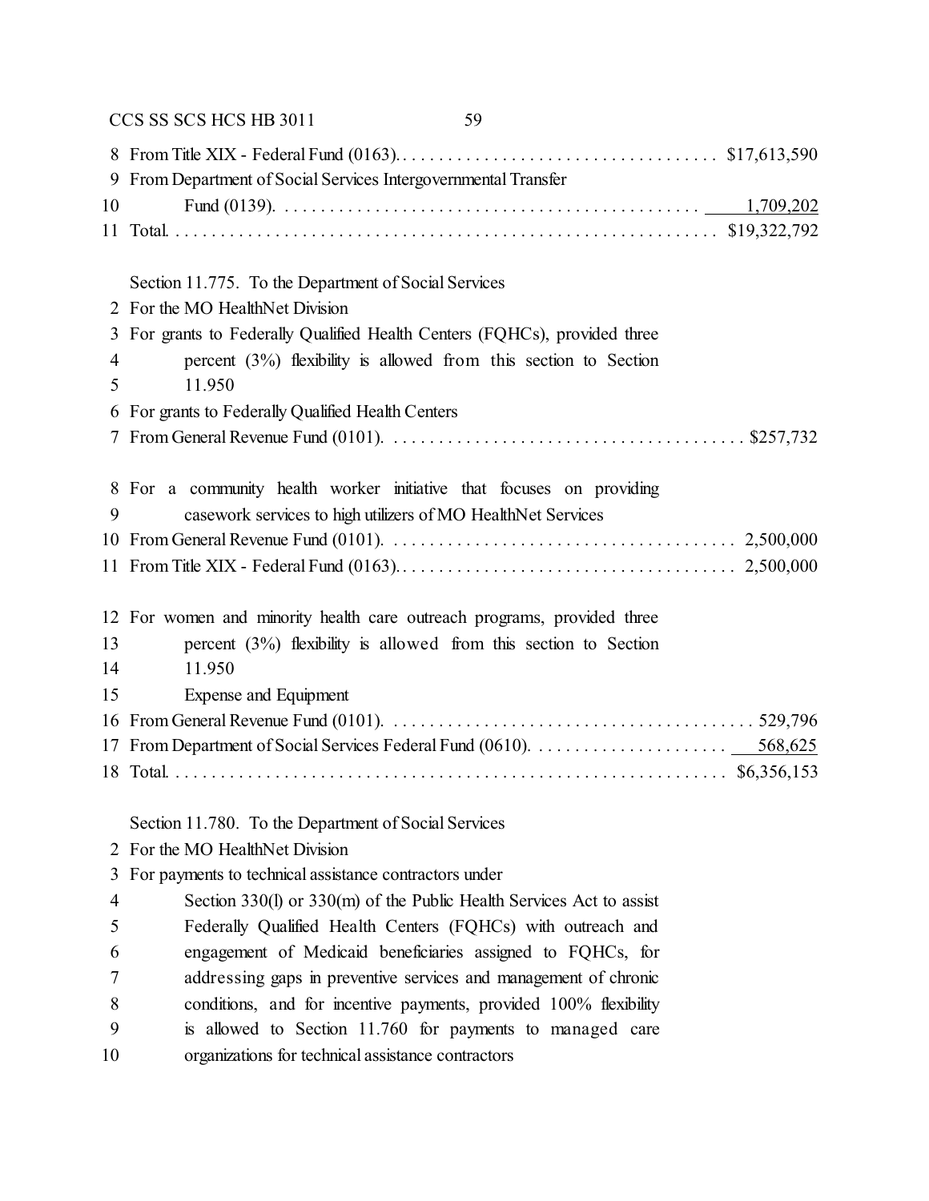From Title XIX - Federal Fund (0163). . . . . . . . . . . . . . . . . . . . . . . . . . . . . . . . . . . $17,613,590
From Department of Social Services Intergovernmental Transfer
Fund (0139). . . . . . . . . . . . . . . . . . . . . . . . . . . . . . . . . . . . . . . . . . . . . . 1,709,202
Total. . . . . . . . . . . . . . . . . . . . . . . . . . . . . . . . . . . . . . . . . . . . . . . . . . . . . . . . . $19,322,792

Section 11.775. To the Department of Social Services
For the MO HealthNet Division
For grants to Federally Qualified Health Centers (FQHCs), provided three percent (3%) flexibility is allowed from this section to Section 11.950
For grants to Federally Qualified Health Centers
From General Revenue Fund (0101). . . . . . . . . . . . . . . . . . . . . . . . . . . . . . . . . . . . . . $257,732

For a community health worker initiative that focuses on providing casework services to high utilizers of MO HealthNet Services
From General Revenue Fund (0101). . . . . . . . . . . . . . . . . . . . . . . . . . . . . . . . . . . . . 2,500,000
From Title XIX - Federal Fund (0163). . . . . . . . . . . . . . . . . . . . . . . . . . . . . . . . . . . . 2,500,000

For women and minority health care outreach programs, provided three percent (3%) flexibility is allowed from this section to Section 11.950
Expense and Equipment
From General Revenue Fund (0101). . . . . . . . . . . . . . . . . . . . . . . . . . . . . . . . . . . . . . . 529,796
From Department of Social Services Federal Fund (0610). . . . . . . . . . . . . . . . . . . . . . 568,625
Total. . . . . . . . . . . . . . . . . . . . . . . . . . . . . . . . . . . . . . . . . . . . . . . . . . . . . . . . . $6,356,153

Section 11.780. To the Department of Social Services
For the MO HealthNet Division
For payments to technical assistance contractors under Section 330(l) or 330(m) of the Public Health Services Act to assist Federally Qualified Health Centers (FQHCs) with outreach and engagement of Medicaid beneficiaries assigned to FQHCs, for addressing gaps in preventive services and management of chronic conditions, and for incentive payments, provided 100% flexibility is allowed to Section 11.760 for payments to managed care organizations for technical assistance contractors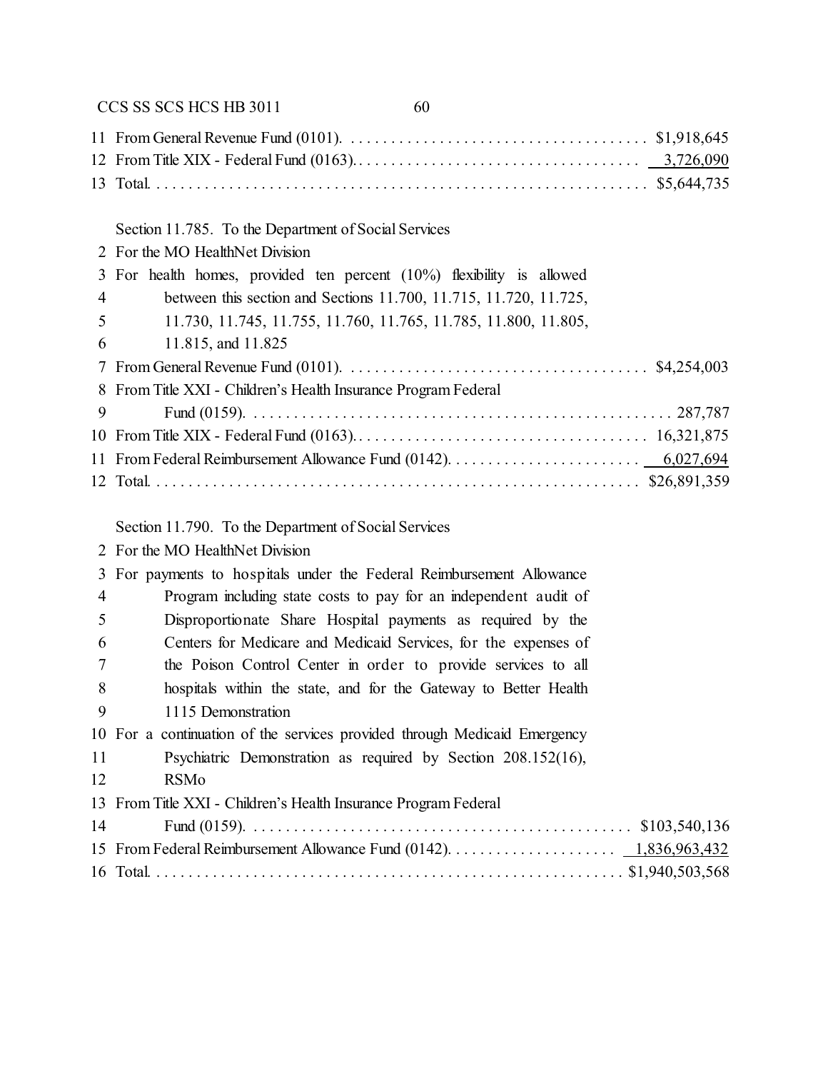11 From General Revenue Fund (0101). . . . . . . . . . . . . . . . . . . . . . . . . . . . . . . . . . . . . . $1,918,645
12 From Title XIX - Federal Fund (0163). . . . . . . . . . . . . . . . . . . . . . . . . . . . . . . . . . . . 3,726,090
13 Total. . . . . . . . . . . . . . . . . . . . . . . . . . . . . . . . . . . . . . . . . . . . . . . . . . . . . . . . . . . . $5,644,735

Section 11.785. To the Department of Social Services
2 For the MO HealthNet Division
3 For health homes, provided ten percent (10%) flexibility is allowed
4 between this section and Sections 11.700, 11.715, 11.720, 11.725,
5 11.730, 11.745, 11.755, 11.760, 11.765, 11.785, 11.800, 11.805,
6 11.815, and 11.825
7 From General Revenue Fund (0101). . . . . . . . . . . . . . . . . . . . . . . . . . . . . . . . . . . . . . $4,254,003
8 From Title XXI - Children's Health Insurance Program Federal
9 Fund (0159). . . . . . . . . . . . . . . . . . . . . . . . . . . . . . . . . . . . . . . . . . . . . . . . . . . . . 287,787
10 From Title XIX - Federal Fund (0163). . . . . . . . . . . . . . . . . . . . . . . . . . . . . . . . . . . . . 16,321,875
11 From Federal Reimbursement Allowance Fund (0142). . . . . . . . . . . . . . . . . . . . . . . . 6,027,694
12 Total. . . . . . . . . . . . . . . . . . . . . . . . . . . . . . . . . . . . . . . . . . . . . . . . . . . . . . . . . . . $26,891,359

Section 11.790. To the Department of Social Services
2 For the MO HealthNet Division
3 For payments to hospitals under the Federal Reimbursement Allowance
4 Program including state costs to pay for an independent audit of
5 Disproportionate Share Hospital payments as required by the
6 Centers for Medicare and Medicaid Services, for the expenses of
7 the Poison Control Center in order to provide services to all
8 hospitals within the state, and for the Gateway to Better Health
9 1115 Demonstration
10 For a continuation of the services provided through Medicaid Emergency
11 Psychiatric Demonstration as required by Section 208.152(16),
12 RSMo
13 From Title XXI - Children's Health Insurance Program Federal
14 Fund (0159). . . . . . . . . . . . . . . . . . . . . . . . . . . . . . . . . . . . . . . . . . . . . . . . $103,540,136
15 From Federal Reimbursement Allowance Fund (0142). . . . . . . . . . . . . . . . . . . . . 1,836,963,432
16 Total. . . . . . . . . . . . . . . . . . . . . . . . . . . . . . . . . . . . . . . . . . . . . . . . . . . . . . . . . $1,940,503,568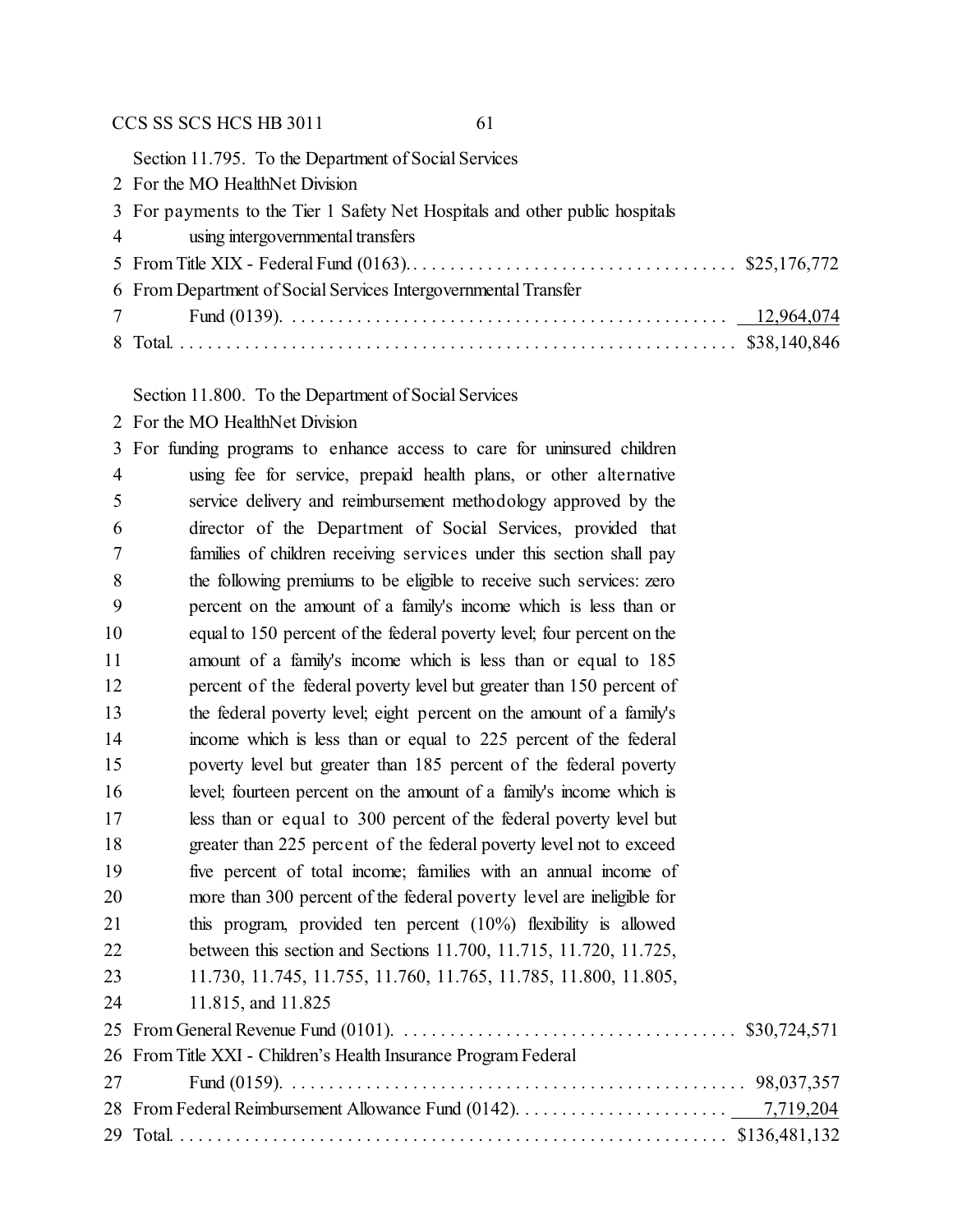Section 11.795. To the Department of Social Services
2 For the MO HealthNet Division
3 For payments to the Tier 1 Safety Net Hospitals and other public hospitals
4 using intergovernmental transfers
5 From Title XIX - Federal Fund (0163). . . . . . . . . . . . . . . . . . . . . . . . . . . . . . . . . . . . $25,176,772
6 From Department of Social Services Intergovernmental Transfer
7 Fund (0139). . . . . . . . . . . . . . . . . . . . . . . . . . . . . . . . . . . . . . . . . . . . . . . . 12,964,074
8 Total. . . . . . . . . . . . . . . . . . . . . . . . . . . . . . . . . . . . . . . . . . . . . . . . . . . . . . . . . . . $38,140,846

Section 11.800. To the Department of Social Services
2 For the MO HealthNet Division
3 For funding programs to enhance access to care for uninsured children
4 using fee for service, prepaid health plans, or other alternative
5 service delivery and reimbursement methodology approved by the
6 director of the Department of Social Services, provided that
7 families of children receiving services under this section shall pay
8 the following premiums to be eligible to receive such services: zero
9 percent on the amount of a family's income which is less than or
10 equal to 150 percent of the federal poverty level; four percent on the
11 amount of a family's income which is less than or equal to 185
12 percent of the federal poverty level but greater than 150 percent of
13 the federal poverty level; eight percent on the amount of a family's
14 income which is less than or equal to 225 percent of the federal
15 poverty level but greater than 185 percent of the federal poverty
16 level; fourteen percent on the amount of a family's income which is
17 less than or equal to 300 percent of the federal poverty level but
18 greater than 225 percent of the federal poverty level not to exceed
19 five percent of total income; families with an annual income of
20 more than 300 percent of the federal poverty level are ineligible for
21 this program, provided ten percent (10%) flexibility is allowed
22 between this section and Sections 11.700, 11.715, 11.720, 11.725,
23 11.730, 11.745, 11.755, 11.760, 11.765, 11.785, 11.800, 11.805,
24 11.815, and 11.825
25 From General Revenue Fund (0101). . . . . . . . . . . . . . . . . . . . . . . . . . . . . . . . . . . . $30,724,571
26 From Title XXI - Children's Health Insurance Program Federal
27 Fund (0159). . . . . . . . . . . . . . . . . . . . . . . . . . . . . . . . . . . . . . . . . . . . . . . . . 98,037,357
28 From Federal Reimbursement Allowance Fund (0142). . . . . . . . . . . . . . . . . . . . . . . 7,719,204
29 Total. . . . . . . . . . . . . . . . . . . . . . . . . . . . . . . . . . . . . . . . . . . . . . . . . . . . . . . . . $136,481,132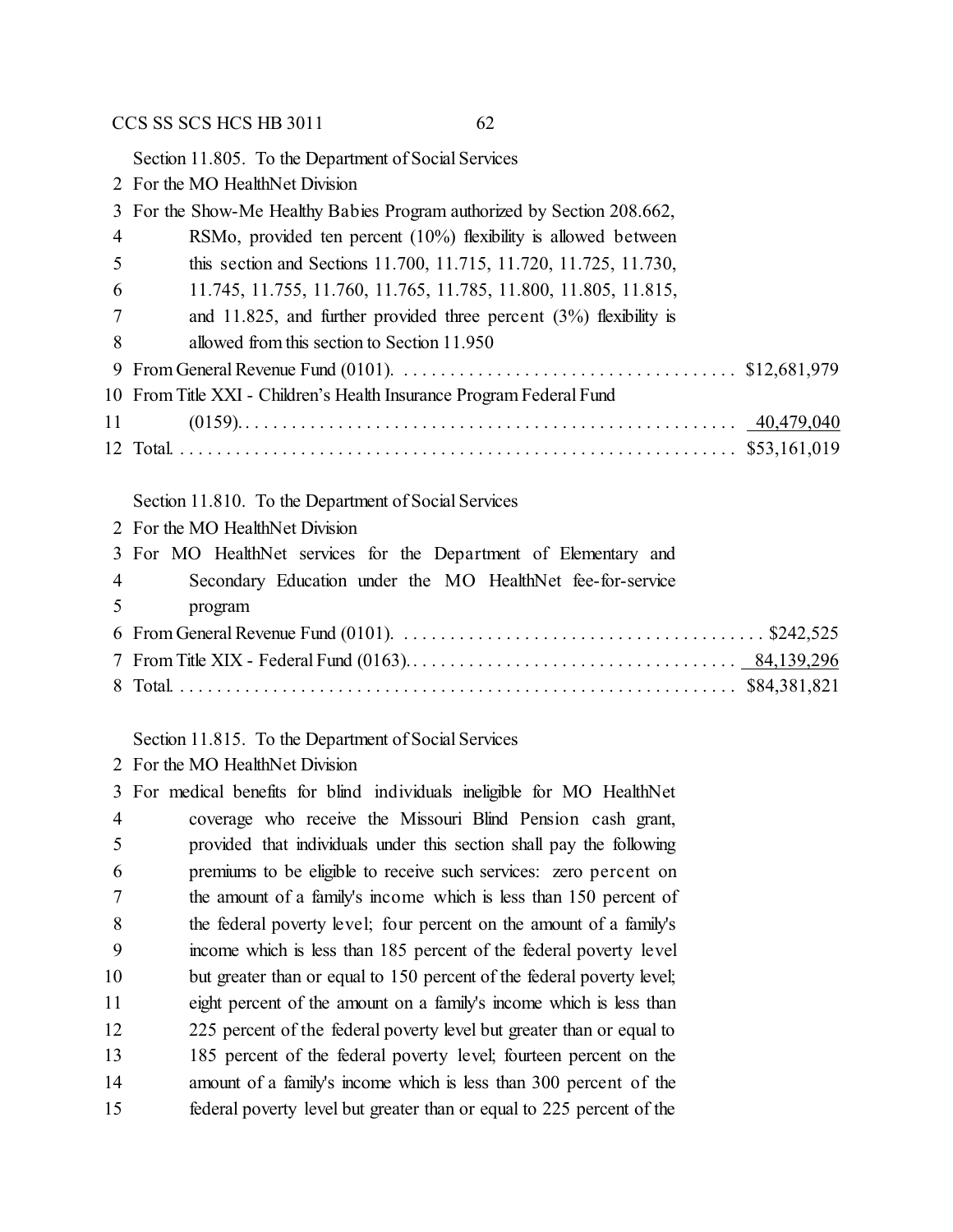Section 11.805. To the Department of Social Services
2 For the MO HealthNet Division
3 For the Show-Me Healthy Babies Program authorized by Section 208.662,
4 RSMo, provided ten percent (10%) flexibility is allowed between
5 this section and Sections 11.700, 11.715, 11.720, 11.725, 11.730,
6 11.745, 11.755, 11.760, 11.765, 11.785, 11.800, 11.805, 11.815,
7 and 11.825, and further provided three percent (3%) flexibility is
8 allowed from this section to Section 11.950
9 From General Revenue Fund (0101). . . . . . . . . . . . . . . . . . . . . . . . . . . . . . . . . . . . $12,681,979
10 From Title XXI - Children's Health Insurance Program Federal Fund
11 (0159). . . . . . . . . . . . . . . . . . . . . . . . . . . . . . . . . . . . . . . . . . . . . . . . . . . . 40,479,040
12 Total. . . . . . . . . . . . . . . . . . . . . . . . . . . . . . . . . . . . . . . . . . . . . . . . . . . . . . . . . . $53,161,019

Section 11.810. To the Department of Social Services
2 For the MO HealthNet Division
3 For MO HealthNet services for the Department of Elementary and
4 Secondary Education under the MO HealthNet fee-for-service
5 program
6 From General Revenue Fund (0101). . . . . . . . . . . . . . . . . . . . . . . . . . . . . . . . . . . . . . . $242,525
7 From Title XIX - Federal Fund (0163). . . . . . . . . . . . . . . . . . . . . . . . . . . . . . . . . . . 84,139,296
8 Total. . . . . . . . . . . . . . . . . . . . . . . . . . . . . . . . . . . . . . . . . . . . . . . . . . . . . . . . . . $84,381,821

Section 11.815. To the Department of Social Services
2 For the MO HealthNet Division
3 For medical benefits for blind individuals ineligible for MO HealthNet
4 coverage who receive the Missouri Blind Pension cash grant,
5 provided that individuals under this section shall pay the following
6 premiums to be eligible to receive such services: zero percent on
7 the amount of a family's income which is less than 150 percent of
8 the federal poverty level; four percent on the amount of a family's
9 income which is less than 185 percent of the federal poverty level
10 but greater than or equal to 150 percent of the federal poverty level;
11 eight percent of the amount on a family's income which is less than
12 225 percent of the federal poverty level but greater than or equal to
13 185 percent of the federal poverty level; fourteen percent on the
14 amount of a family's income which is less than 300 percent of the
15 federal poverty level but greater than or equal to 225 percent of the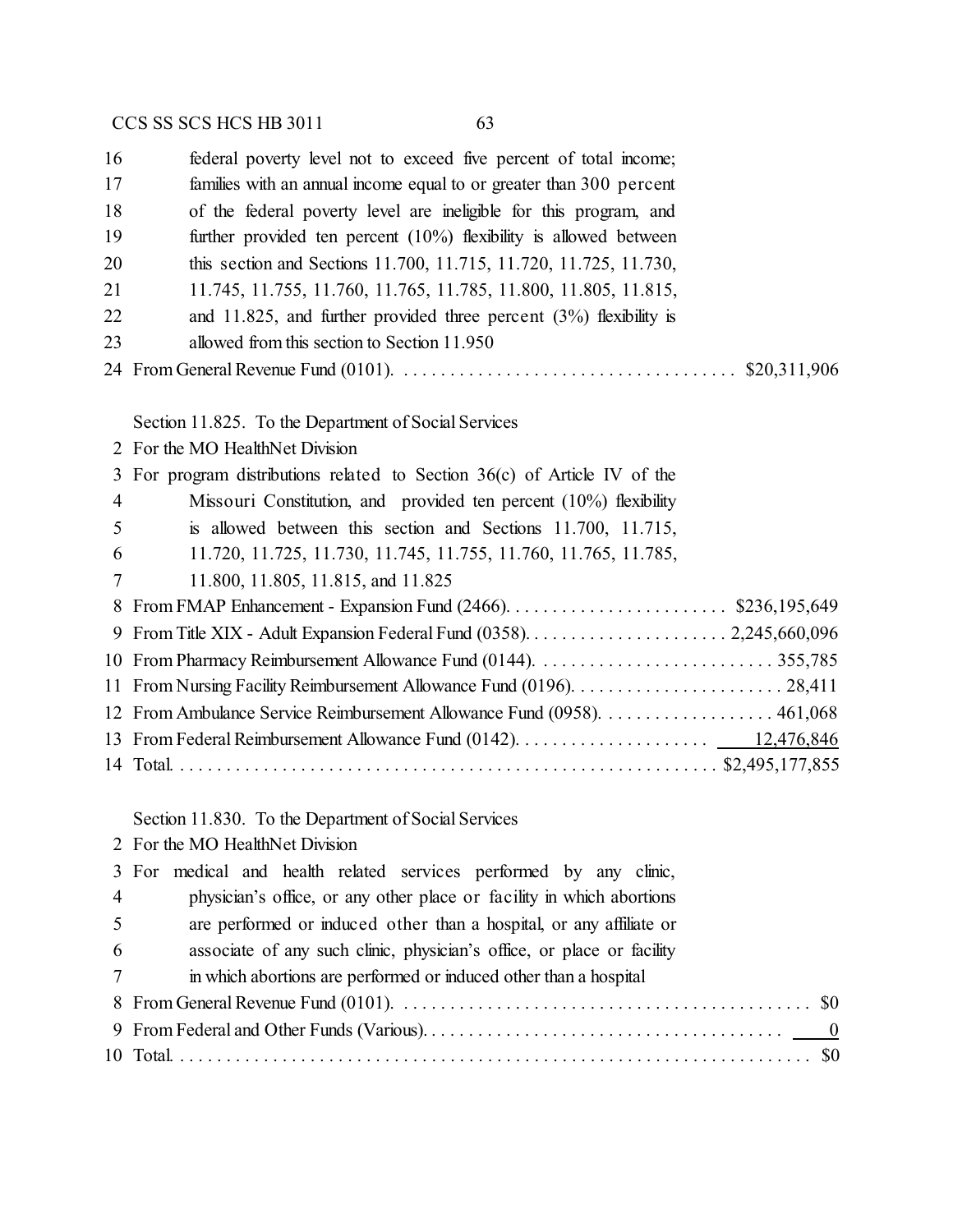16 federal poverty level not to exceed five percent of total income;
17 families with an annual income equal to or greater than 300 percent
18 of the federal poverty level are ineligible for this program, and
19 further provided ten percent (10%) flexibility is allowed between
20 this section and Sections 11.700, 11.715, 11.720, 11.725, 11.730,
21 11.745, 11.755, 11.760, 11.765, 11.785, 11.800, 11.805, 11.815,
22 and 11.825, and further provided three percent (3%) flexibility is
23 allowed from this section to Section 11.950
24 From General Revenue Fund (0101). . . . . . . . . . . . . . . . . . . . . . . . . . . . . . . . . . . . $20,311,906

Section 11.825. To the Department of Social Services
2 For the MO HealthNet Division
3 For program distributions related to Section 36(c) of Article IV of the
4 Missouri Constitution, and provided ten percent (10%) flexibility
5 is allowed between this section and Sections 11.700, 11.715,
6 11.720, 11.725, 11.730, 11.745, 11.755, 11.760, 11.765, 11.785,
7 11.800, 11.805, 11.815, and 11.825
8 From FMAP Enhancement - Expansion Fund (2466). . . . . . . . . . . . . . . . . . . . . . . . $236,195,649
9 From Title XIX - Adult Expansion Federal Fund (0358). . . . . . . . . . . . . . . . . . . . . . 2,245,660,096
10 From Pharmacy Reimbursement Allowance Fund (0144). . . . . . . . . . . . . . . . . . . . . . . . . . 355,785
11 From Nursing Facility Reimbursement Allowance Fund (0196). . . . . . . . . . . . . . . . . . . . . . . 28,411
12 From Ambulance Service Reimbursement Allowance Fund (0958). . . . . . . . . . . . . . . . . . . 461,068
13 From Federal Reimbursement Allowance Fund (0142). . . . . . . . . . . . . . . . . . . . . 12,476,846
14 Total. . . . . . . . . . . . . . . . . . . . . . . . . . . . . . . . . . . . . . . . . . . . . . . . . . . . . . . . $2,495,177,855

Section 11.830. To the Department of Social Services
2 For the MO HealthNet Division
3 For medical and health related services performed by any clinic,
4 physician's office, or any other place or facility in which abortions
5 are performed or induced other than a hospital, or any affiliate or
6 associate of any such clinic, physician's office, or place or facility
7 in which abortions are performed or induced other than a hospital
8 From General Revenue Fund (0101). . . . . . . . . . . . . . . . . . . . . . . . . . . . . . . . . . . . . . . . . . . . $0
9 From Federal and Other Funds (Various). . . . . . . . . . . . . . . . . . . . . . . . . . . . . . . . . . . . . . . 0
10 Total. . . . . . . . . . . . . . . . . . . . . . . . . . . . . . . . . . . . . . . . . . . . . . . . . . . . . . . . . . . . . . . . . $0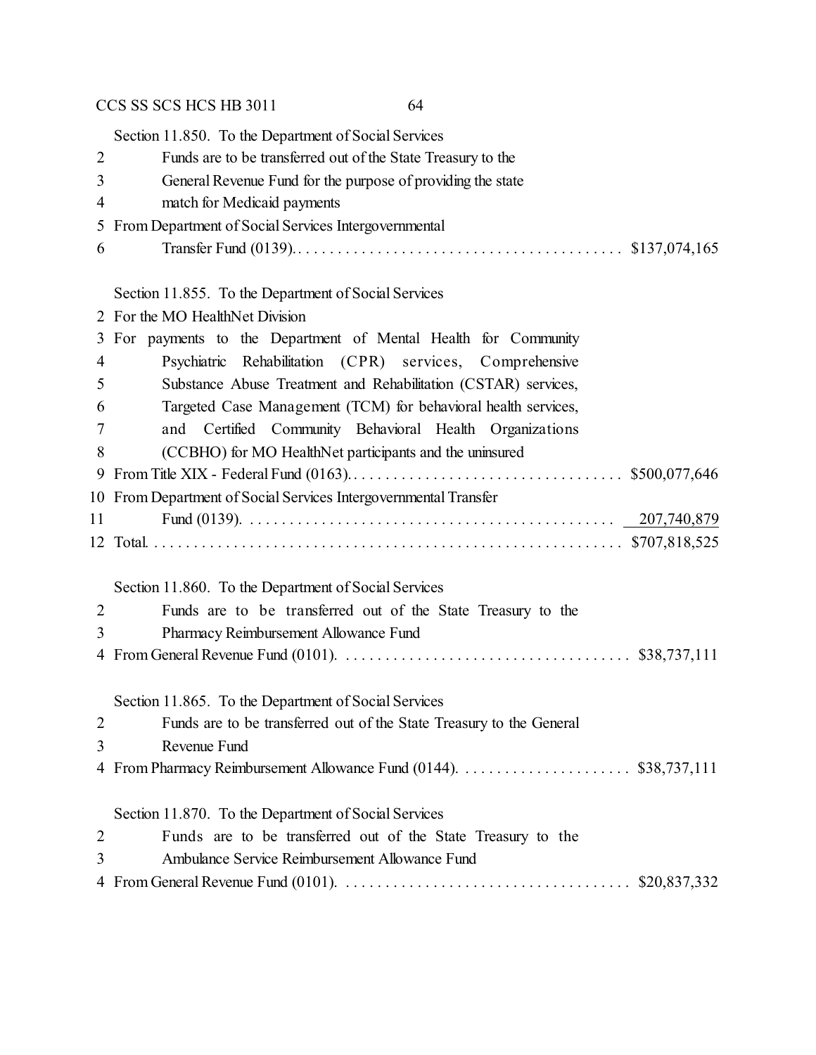Section 11.850. To the Department of Social Services
Funds are to be transferred out of the State Treasury to the General Revenue Fund for the purpose of providing the state match for Medicaid payments
From Department of Social Services Intergovernmental Transfer Fund (0139). . . . . . . . . . . . . . . . . . . . . . . . . . . . . . . . . . . . . . . . . $137,074,165

Section 11.855. To the Department of Social Services
For the MO HealthNet Division
For payments to the Department of Mental Health for Community Psychiatric Rehabilitation (CPR) services, Comprehensive Substance Abuse Treatment and Rehabilitation (CSTAR) services, Targeted Case Management (TCM) for behavioral health services, and Certified Community Behavioral Health Organizations (CCBHO) for MO HealthNet participants and the uninsured
From Title XIX - Federal Fund (0163). . . . . . . . . . . . . . . . . . . . . . . . . . . . . . . . . . $500,077,646
From Department of Social Services Intergovernmental Transfer Fund (0139). . . . . . . . . . . . . . . . . . . . . . . . . . . . . . . . . . . . . . . . . . . . . 207,740,879
Total. . . . . . . . . . . . . . . . . . . . . . . . . . . . . . . . . . . . . . . . . . . . . . . . . . . . . . . . . $707,818,525

Section 11.860. To the Department of Social Services
Funds are to be transferred out of the State Treasury to the Pharmacy Reimbursement Allowance Fund
From General Revenue Fund (0101). . . . . . . . . . . . . . . . . . . . . . . . . . . . . . . . . . . $38,737,111

Section 11.865. To the Department of Social Services
Funds are to be transferred out of the State Treasury to the General Revenue Fund
From Pharmacy Reimbursement Allowance Fund (0144). . . . . . . . . . . . . . . . . . . . . $38,737,111

Section 11.870. To the Department of Social Services
Funds are to be transferred out of the State Treasury to the Ambulance Service Reimbursement Allowance Fund
From General Revenue Fund (0101). . . . . . . . . . . . . . . . . . . . . . . . . . . . . . . . . . . $20,837,332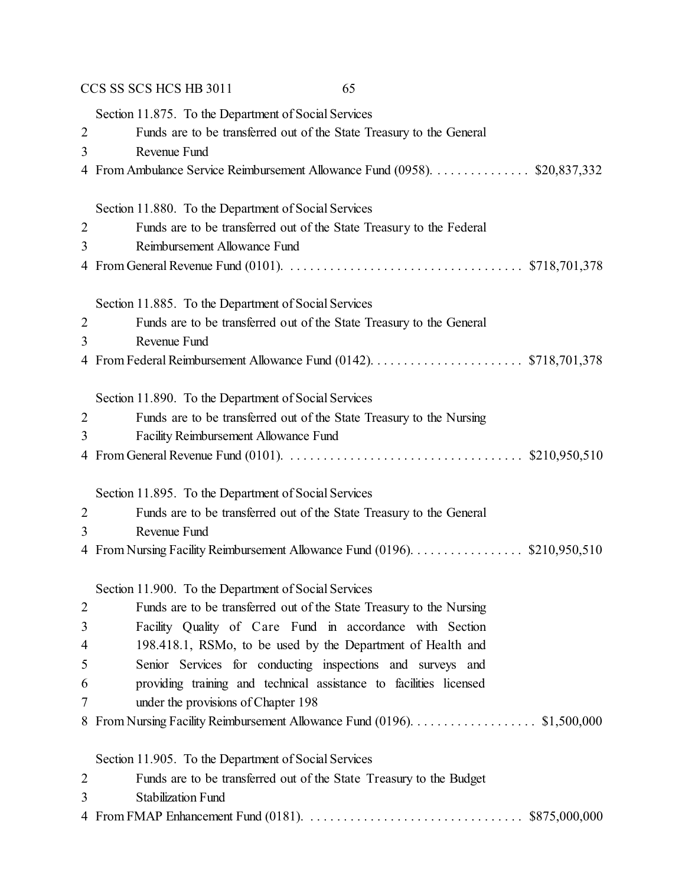Section 11.875. To the Department of Social Services

2 Funds are to be transferred out of the State Treasury to the General
3 Revenue Fund
4 From Ambulance Service Reimbursement Allowance Fund (0958). . . . . . . . . . . . . . . $20,837,332

Section 11.880. To the Department of Social Services

2 Funds are to be transferred out of the State Treasury to the Federal
3 Reimbursement Allowance Fund
4 From General Revenue Fund (0101). . . . . . . . . . . . . . . . . . . . . . . . . . . . . . . . . . . $718,701,378

Section 11.885. To the Department of Social Services

2 Funds are to be transferred out of the State Treasury to the General
3 Revenue Fund
4 From Federal Reimbursement Allowance Fund (0142). . . . . . . . . . . . . . . . . . . . . . . $718,701,378

Section 11.890. To the Department of Social Services

2 Funds are to be transferred out of the State Treasury to the Nursing
3 Facility Reimbursement Allowance Fund
4 From General Revenue Fund (0101). . . . . . . . . . . . . . . . . . . . . . . . . . . . . . . . . . . $210,950,510

Section 11.895. To the Department of Social Services

2 Funds are to be transferred out of the State Treasury to the General
3 Revenue Fund
4 From Nursing Facility Reimbursement Allowance Fund (0196). . . . . . . . . . . . . . . . $210,950,510

Section 11.900. To the Department of Social Services

2 Funds are to be transferred out of the State Treasury to the Nursing
3 Facility Quality of Care Fund in accordance with Section
4 198.418.1, RSMo, to be used by the Department of Health and
5 Senior Services for conducting inspections and surveys and
6 providing training and technical assistance to facilities licensed
7 under the provisions of Chapter 198
8 From Nursing Facility Reimbursement Allowance Fund (0196). . . . . . . . . . . . . . . . . . $1,500,000

Section 11.905. To the Department of Social Services

2 Funds are to be transferred out of the State Treasury to the Budget
3 Stabilization Fund
4 From FMAP Enhancement Fund (0181). . . . . . . . . . . . . . . . . . . . . . . . . . . . . . . . $875,000,000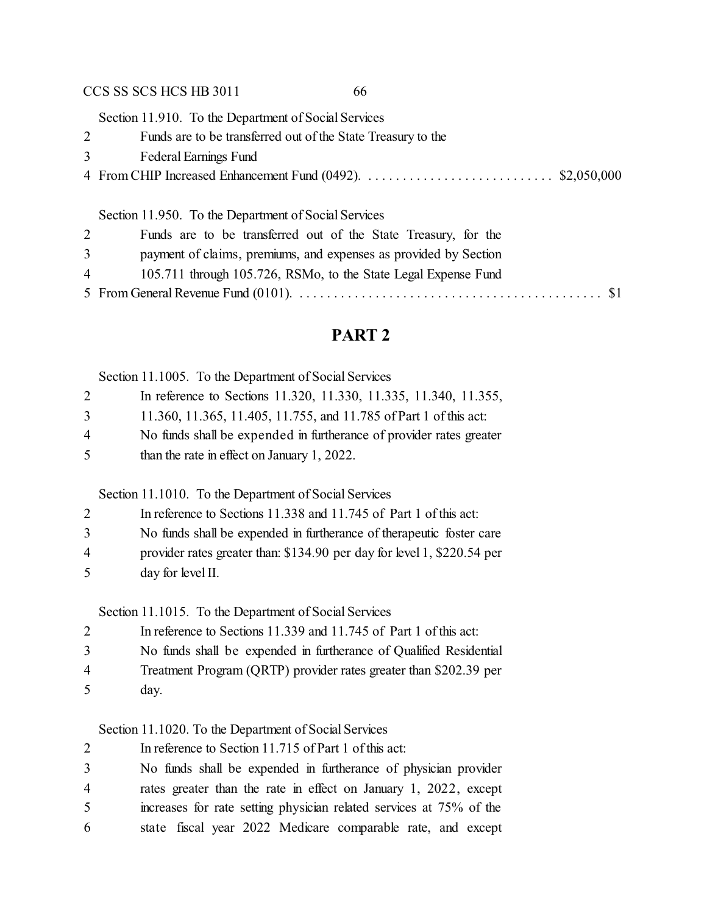Section 11.910. To the Department of Social Services
2 Funds are to be transferred out of the State Treasury to the
3 Federal Earnings Fund
4 From CHIP Increased Enhancement Fund (0492). . . . . . . . . . . . . . . . . . . . . . . . . . . . $2,050,000

Section 11.950. To the Department of Social Services
2 Funds are to be transferred out of the State Treasury, for the
3 payment of claims, premiums, and expenses as provided by Section
4 105.711 through 105.726, RSMo, to the State Legal Expense Fund
5 From General Revenue Fund (0101). . . . . . . . . . . . . . . . . . . . . . . . . . . . . . . . . . . . . . . . . . . . $1

## PART 2

Section 11.1005. To the Department of Social Services
2 In reference to Sections 11.320, 11.330, 11.335, 11.340, 11.355,
3 11.360, 11.365, 11.405, 11.755, and 11.785 of Part 1 of this act:
4 No funds shall be expended in furtherance of provider rates greater
5 than the rate in effect on January 1, 2022.

Section 11.1010. To the Department of Social Services
2 In reference to Sections 11.338 and 11.745 of Part 1 of this act:
3 No funds shall be expended in furtherance of therapeutic foster care
4 provider rates greater than: $134.90 per day for level 1, $220.54 per
5 day for level II.

Section 11.1015. To the Department of Social Services
2 In reference to Sections 11.339 and 11.745 of Part 1 of this act:
3 No funds shall be expended in furtherance of Qualified Residential
4 Treatment Program (QRTP) provider rates greater than $202.39 per
5 day.

Section 11.1020. To the Department of Social Services
2 In reference to Section 11.715 of Part 1 of this act:
3 No funds shall be expended in furtherance of physician provider
4 rates greater than the rate in effect on January 1, 2022, except
5 increases for rate setting physician related services at 75% of the
6 state fiscal year 2022 Medicare comparable rate, and except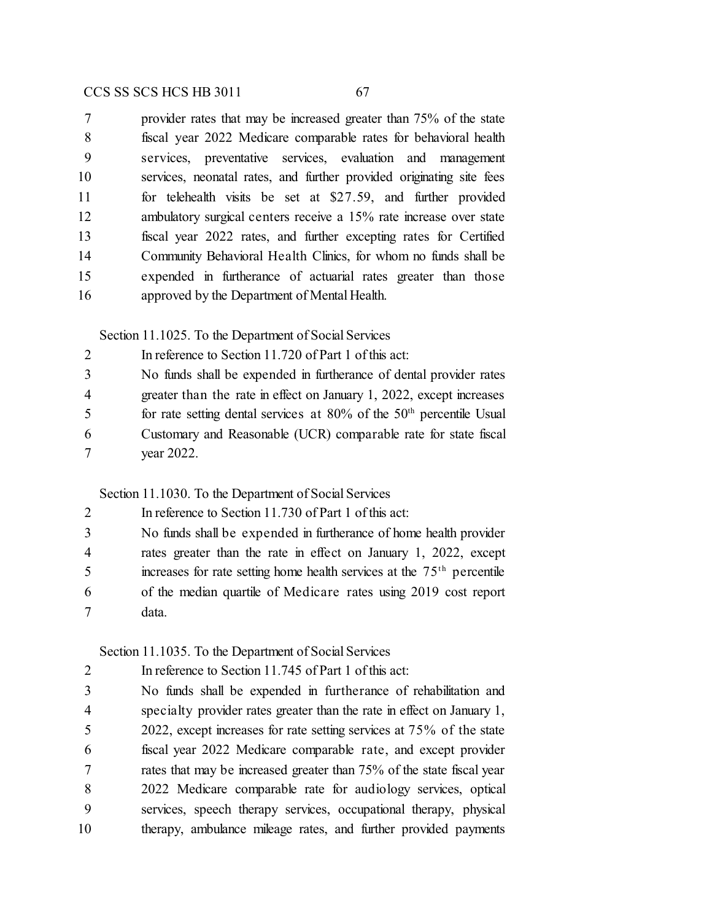provider rates that may be increased greater than 75% of the state fiscal year 2022 Medicare comparable rates for behavioral health services, preventative services, evaluation and management services, neonatal rates, and further provided originating site fees for telehealth visits be set at $27.59, and further provided ambulatory surgical centers receive a 15% rate increase over state fiscal year 2022 rates, and further excepting rates for Certified Community Behavioral Health Clinics, for whom no funds shall be expended in furtherance of actuarial rates greater than those approved by the Department of Mental Health.

Section 11.1025. To the Department of Social Services

In reference to Section 11.720 of Part 1 of this act:

No funds shall be expended in furtherance of dental provider rates greater than the rate in effect on January 1, 2022, except increases for rate setting dental services at 80% of the 50th percentile Usual Customary and Reasonable (UCR) comparable rate for state fiscal year 2022.

Section 11.1030. To the Department of Social Services

In reference to Section 11.730 of Part 1 of this act:

No funds shall be expended in furtherance of home health provider rates greater than the rate in effect on January 1, 2022, except increases for rate setting home health services at the 75th percentile of the median quartile of Medicare rates using 2019 cost report data.

Section 11.1035. To the Department of Social Services

In reference to Section 11.745 of Part 1 of this act:

No funds shall be expended in furtherance of rehabilitation and specialty provider rates greater than the rate in effect on January 1, 2022, except increases for rate setting services at 75% of the state fiscal year 2022 Medicare comparable rate, and except provider rates that may be increased greater than 75% of the state fiscal year 2022 Medicare comparable rate for audiology services, optical services, speech therapy services, occupational therapy, physical therapy, ambulance mileage rates, and further provided payments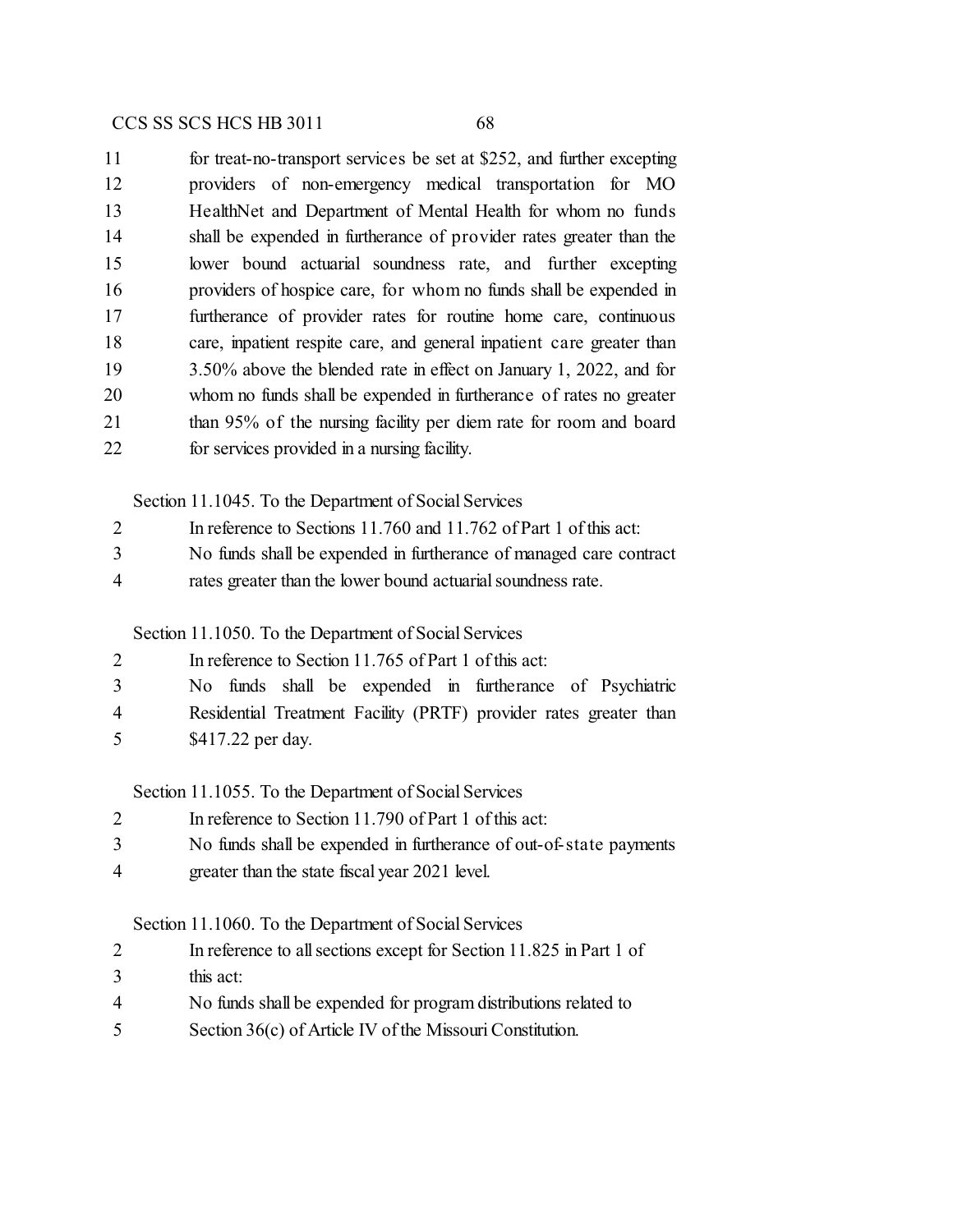for treat-no-transport services be set at $252, and further excepting providers of non-emergency medical transportation for MO HealthNet and Department of Mental Health for whom no funds shall be expended in furtherance of provider rates greater than the lower bound actuarial soundness rate, and further excepting providers of hospice care, for whom no funds shall be expended in furtherance of provider rates for routine home care, continuous care, inpatient respite care, and general inpatient care greater than 3.50% above the blended rate in effect on January 1, 2022, and for whom no funds shall be expended in furtherance of rates no greater than 95% of the nursing facility per diem rate for room and board for services provided in a nursing facility.

Section 11.1045. To the Department of Social Services
In reference to Sections 11.760 and 11.762 of Part 1 of this act:
No funds shall be expended in furtherance of managed care contract rates greater than the lower bound actuarial soundness rate.

Section 11.1050. To the Department of Social Services
In reference to Section 11.765 of Part 1 of this act:
No funds shall be expended in furtherance of Psychiatric Residential Treatment Facility (PRTF) provider rates greater than $417.22 per day.

Section 11.1055. To the Department of Social Services
In reference to Section 11.790 of Part 1 of this act:
No funds shall be expended in furtherance of out-of-state payments greater than the state fiscal year 2021 level.

Section 11.1060. To the Department of Social Services
In reference to all sections except for Section 11.825 in Part 1 of this act:
No funds shall be expended for program distributions related to Section 36(c) of Article IV of the Missouri Constitution.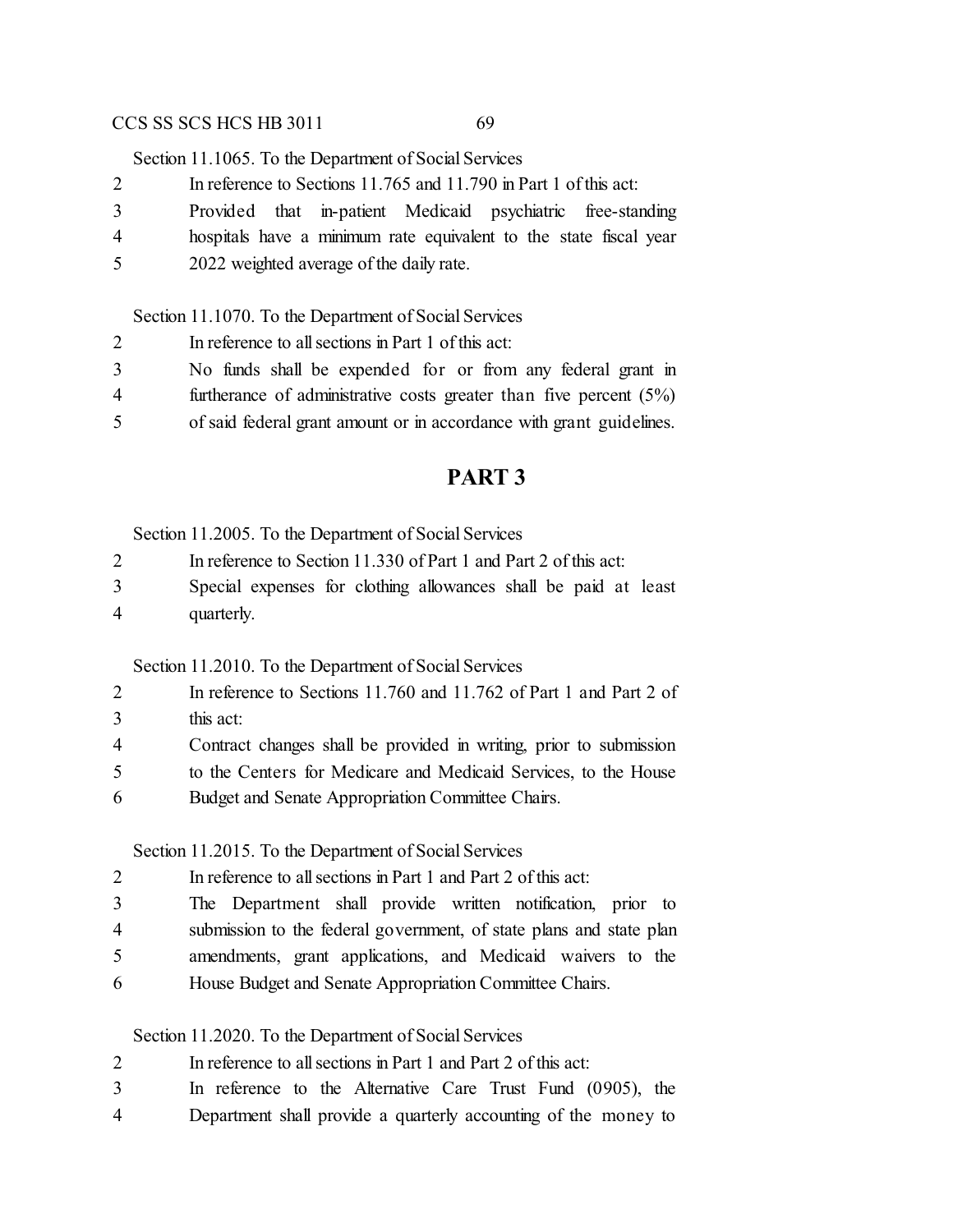Section 11.1065. To the Department of Social Services

In reference to Sections 11.765 and 11.790 in Part 1 of this act:

Provided that in-patient Medicaid psychiatric free-standing hospitals have a minimum rate equivalent to the state fiscal year 2022 weighted average of the daily rate.

Section 11.1070. To the Department of Social Services

In reference to all sections in Part 1 of this act:

No funds shall be expended for or from any federal grant in furtherance of administrative costs greater than five percent (5%) of said federal grant amount or in accordance with grant guidelines.

## PART 3

Section 11.2005. To the Department of Social Services

In reference to Section 11.330 of Part 1 and Part 2 of this act:

Special expenses for clothing allowances shall be paid at least quarterly.

Section 11.2010. To the Department of Social Services

In reference to Sections 11.760 and 11.762 of Part 1 and Part 2 of this act:

Contract changes shall be provided in writing, prior to submission to the Centers for Medicare and Medicaid Services, to the House Budget and Senate Appropriation Committee Chairs.

Section 11.2015. To the Department of Social Services

In reference to all sections in Part 1 and Part 2 of this act:

The Department shall provide written notification, prior to submission to the federal government, of state plans and state plan amendments, grant applications, and Medicaid waivers to the House Budget and Senate Appropriation Committee Chairs.

Section 11.2020. To the Department of Social Services

In reference to all sections in Part 1 and Part 2 of this act:

In reference to the Alternative Care Trust Fund (0905), the Department shall provide a quarterly accounting of the money to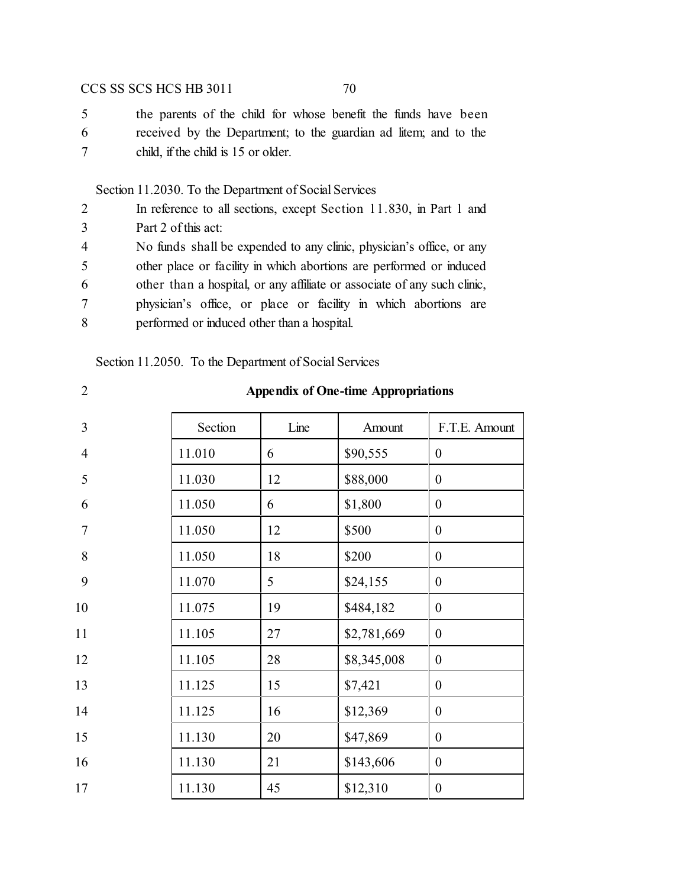the parents of the child for whose benefit the funds have been received by the Department; to the guardian ad litem; and to the child, if the child is 15 or older.

Section 11.2030. To the Department of Social Services

In reference to all sections, except Section 11.830, in Part 1 and Part 2 of this act:

No funds shall be expended to any clinic, physician's office, or any other place or facility in which abortions are performed or induced other than a hospital, or any affiliate or associate of any such clinic, physician's office, or place or facility in which abortions are performed or induced other than a hospital.

Section 11.2050. To the Department of Social Services

**Appendix of One-time Appropriations**

| Section | Line | Amount | F.T.E. Amount |
|---|---|---|---|
| 11.010 | 6 | $90,555 | 0 |
| 11.030 | 12 | $88,000 | 0 |
| 11.050 | 6 | $1,800 | 0 |
| 11.050 | 12 | $500 | 0 |
| 11.050 | 18 | $200 | 0 |
| 11.070 | 5 | $24,155 | 0 |
| 11.075 | 19 | $484,182 | 0 |
| 11.105 | 27 | $2,781,669 | 0 |
| 11.105 | 28 | $8,345,008 | 0 |
| 11.125 | 15 | $7,421 | 0 |
| 11.125 | 16 | $12,369 | 0 |
| 11.130 | 20 | $47,869 | 0 |
| 11.130 | 21 | $143,606 | 0 |
| 11.130 | 45 | $12,310 | 0 |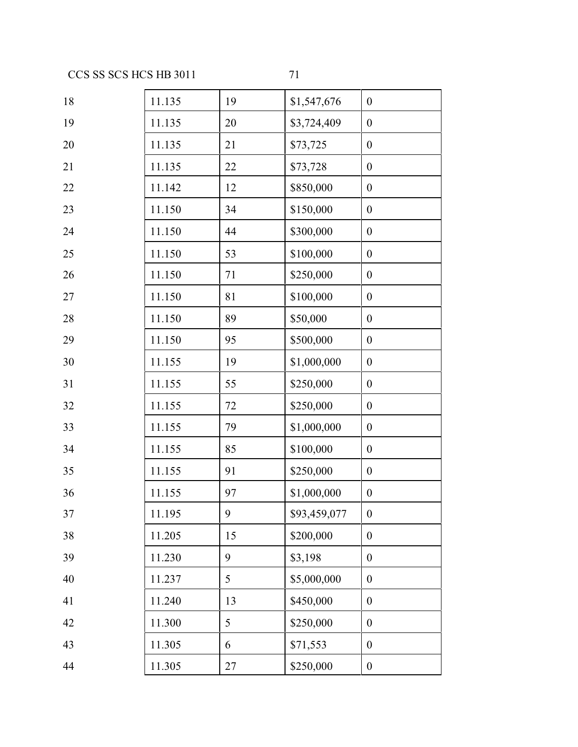| | | | |
|---|---|---|---|
| 11.135 | 19 | $1,547,676 | 0 |
| 11.135 | 20 | $3,724,409 | 0 |
| 11.135 | 21 | $73,725 | 0 |
| 11.135 | 22 | $73,728 | 0 |
| 11.142 | 12 | $850,000 | 0 |
| 11.150 | 34 | $150,000 | 0 |
| 11.150 | 44 | $300,000 | 0 |
| 11.150 | 53 | $100,000 | 0 |
| 11.150 | 71 | $250,000 | 0 |
| 11.150 | 81 | $100,000 | 0 |
| 11.150 | 89 | $50,000 | 0 |
| 11.150 | 95 | $500,000 | 0 |
| 11.155 | 19 | $1,000,000 | 0 |
| 11.155 | 55 | $250,000 | 0 |
| 11.155 | 72 | $250,000 | 0 |
| 11.155 | 79 | $1,000,000 | 0 |
| 11.155 | 85 | $100,000 | 0 |
| 11.155 | 91 | $250,000 | 0 |
| 11.155 | 97 | $1,000,000 | 0 |
| 11.195 | 9 | $93,459,077 | 0 |
| 11.205 | 15 | $200,000 | 0 |
| 11.230 | 9 | $3,198 | 0 |
| 11.237 | 5 | $5,000,000 | 0 |
| 11.240 | 13 | $450,000 | 0 |
| 11.300 | 5 | $250,000 | 0 |
| 11.305 | 6 | $71,553 | 0 |
| 11.305 | 27 | $250,000 | 0 |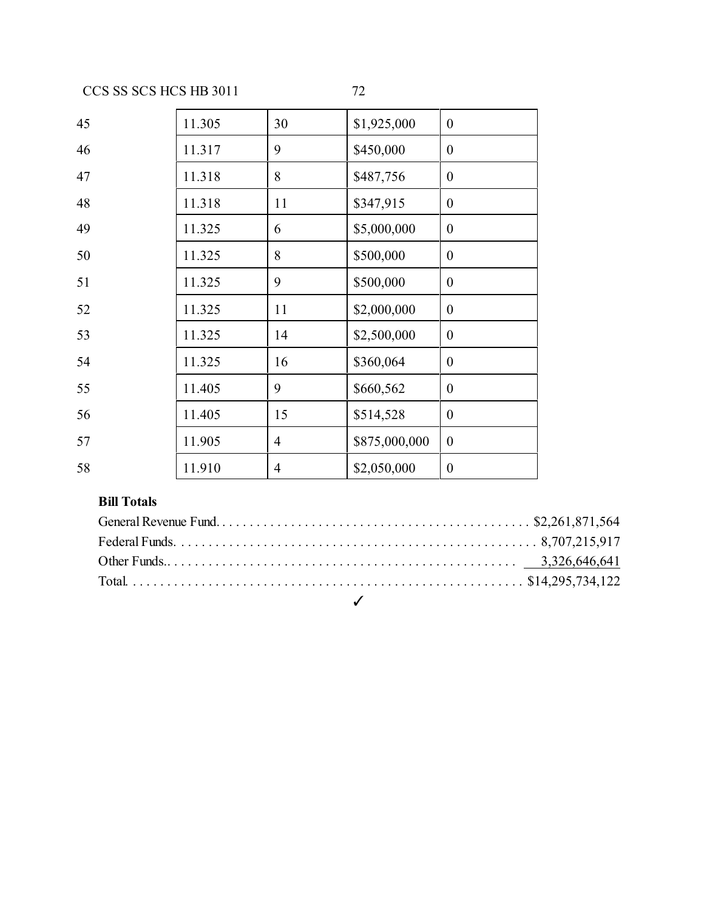| | | | | |
|---|---|---|---|---|
| 45 | 11.305 | 30 | $1,925,000 | 0 |
| 46 | 11.317 | 9 | $450,000 | 0 |
| 47 | 11.318 | 8 | $487,756 | 0 |
| 48 | 11.318 | 11 | $347,915 | 0 |
| 49 | 11.325 | 6 | $5,000,000 | 0 |
| 50 | 11.325 | 8 | $500,000 | 0 |
| 51 | 11.325 | 9 | $500,000 | 0 |
| 52 | 11.325 | 11 | $2,000,000 | 0 |
| 53 | 11.325 | 14 | $2,500,000 | 0 |
| 54 | 11.325 | 16 | $360,064 | 0 |
| 55 | 11.405 | 9 | $660,562 | 0 |
| 56 | 11.405 | 15 | $514,528 | 0 |
| 57 | 11.905 | 4 | $875,000,000 | 0 |
| 58 | 11.910 | 4 | $2,050,000 | 0 |

**Bill Totals**

General Revenue Fund. . . . . . . . . . . . . . . . . . . . . . . . . . . . . . . . . . . . . . . . . . . . . . $2,261,871,564

Federal Funds. . . . . . . . . . . . . . . . . . . . . . . . . . . . . . . . . . . . . . . . . . . . . . . . . . . . 8,707,215,917

Other Funds.. . . . . . . . . . . . . . . . . . . . . . . . . . . . . . . . . . . . . . . . . . . . . . . . . . . 3,326,646,641

Total. . . . . . . . . . . . . . . . . . . . . . . . . . . . . . . . . . . . . . . . . . . . . . . . . . . . . . . . . $14,295,734,122

✓